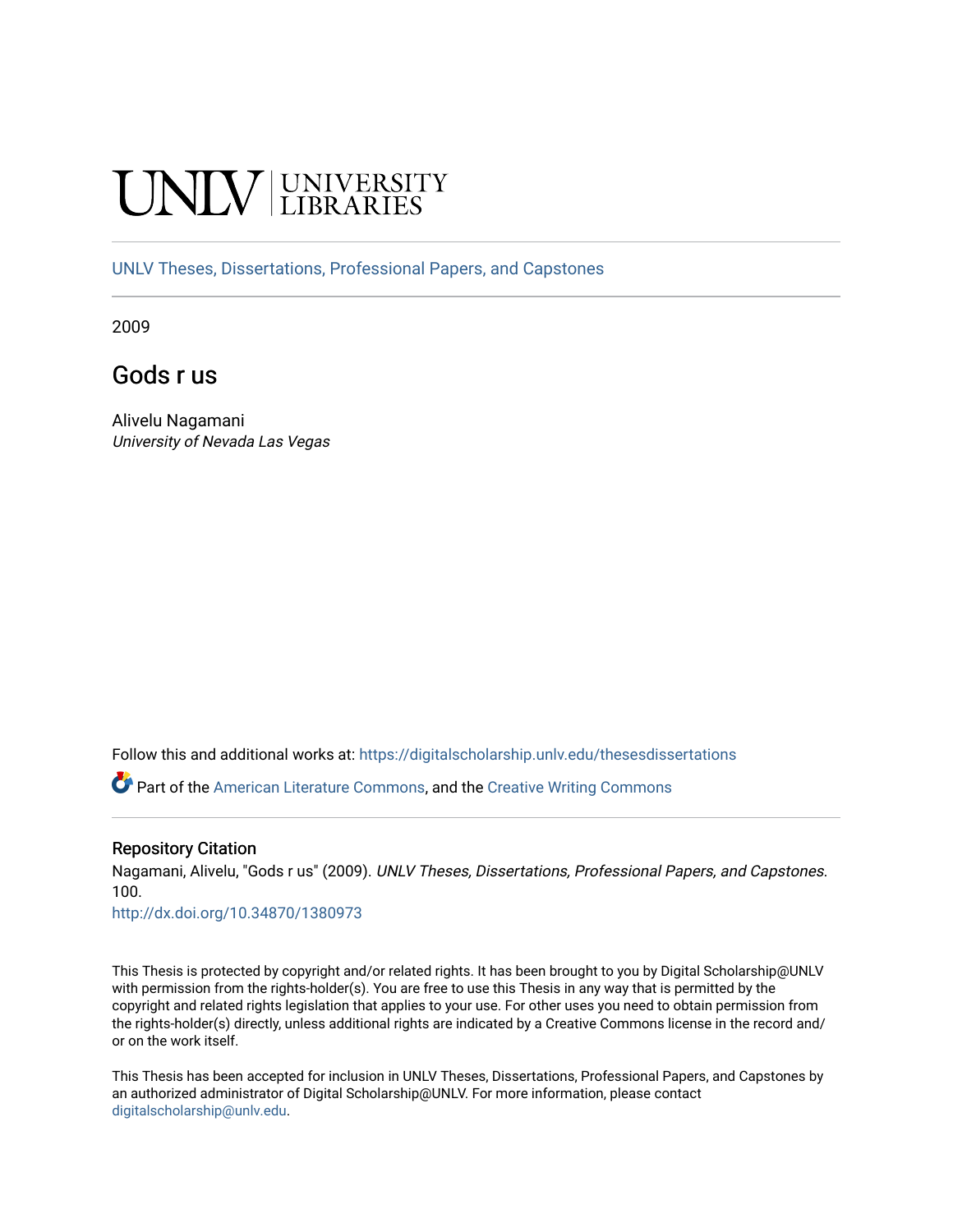UNLV | UNIVERSITY LIBRARIES

UNLV Theses, Dissertations, Professional Papers, and Capstones

2009

# Gods r us

Alivelu Nagamani
*University of Nevada Las Vegas*

Follow this and additional works at: https://digitalscholarship.unlv.edu/thesesdissertations

Part of the American Literature Commons, and the Creative Writing Commons

### Repository Citation

Nagamani, Alivelu, "Gods r us" (2009). *UNLV Theses, Dissertations, Professional Papers, and Capstones*. 100.
http://dx.doi.org/10.34870/1380973

This Thesis is protected by copyright and/or related rights. It has been brought to you by Digital Scholarship@UNLV with permission from the rights-holder(s). You are free to use this Thesis in any way that is permitted by the copyright and related rights legislation that applies to your use. For other uses you need to obtain permission from the rights-holder(s) directly, unless additional rights are indicated by a Creative Commons license in the record and/or on the work itself.

This Thesis has been accepted for inclusion in UNLV Theses, Dissertations, Professional Papers, and Capstones by an authorized administrator of Digital Scholarship@UNLV. For more information, please contact digitalscholarship@unlv.edu.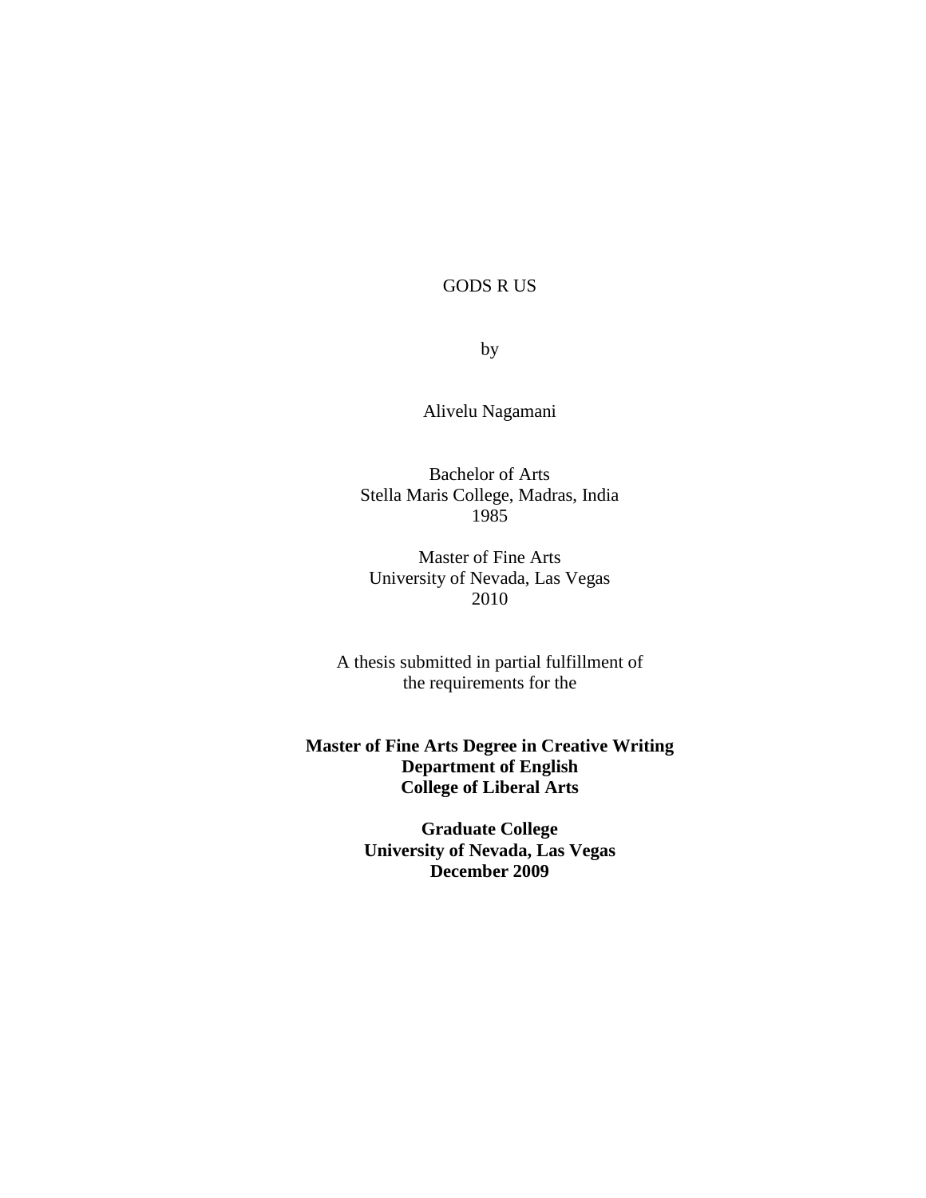# GODS R US

by

Alivelu Nagamani

Bachelor of Arts
Stella Maris College, Madras, India
1985

Master of Fine Arts
University of Nevada, Las Vegas
2010

A thesis submitted in partial fulfillment of
the requirements for the

**Master of Fine Arts Degree in Creative Writing**
**Department of English**
**College of Liberal Arts**

**Graduate College**
**University of Nevada, Las Vegas**
**December 2009**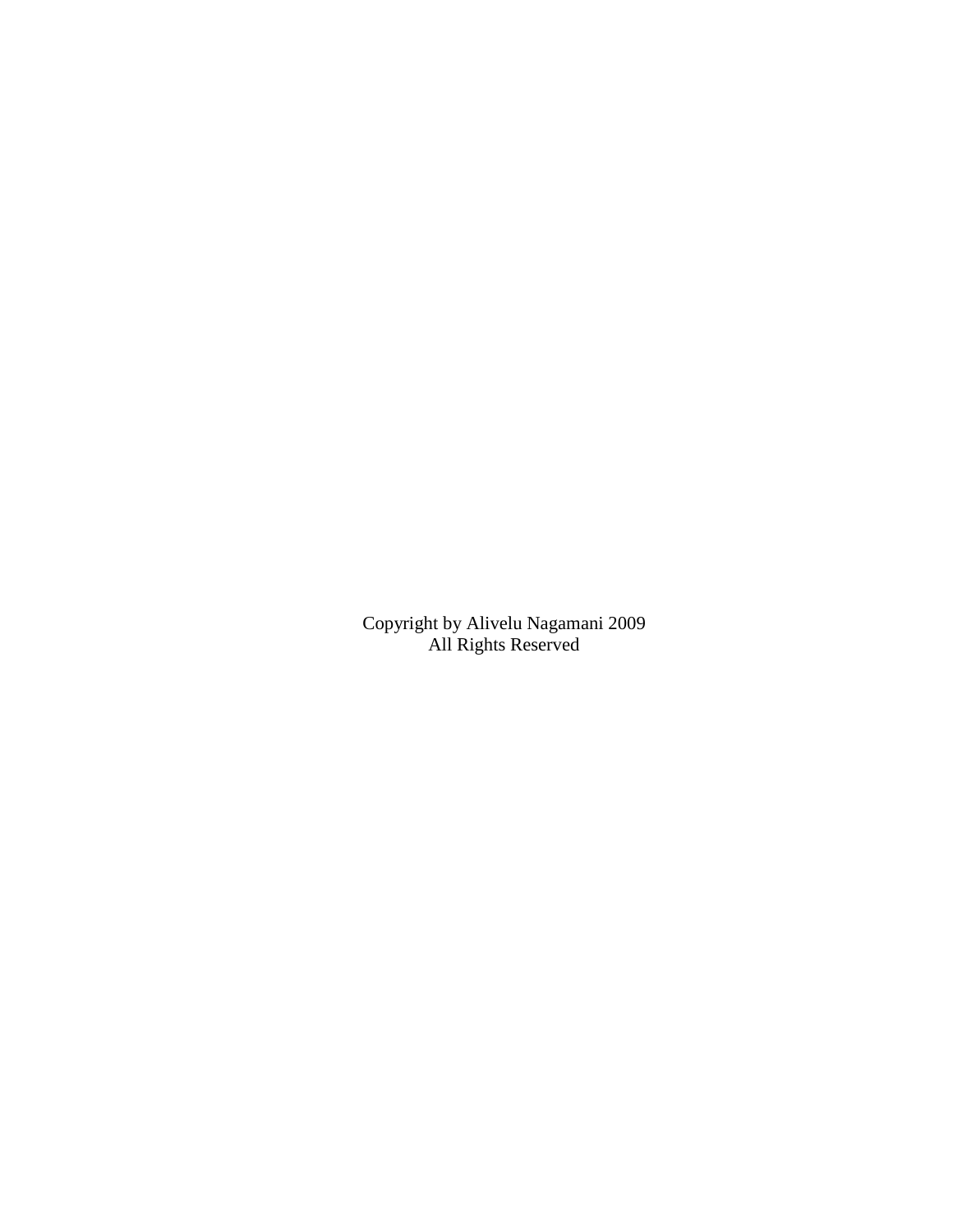Copyright by Alivelu Nagamani 2009
All Rights Reserved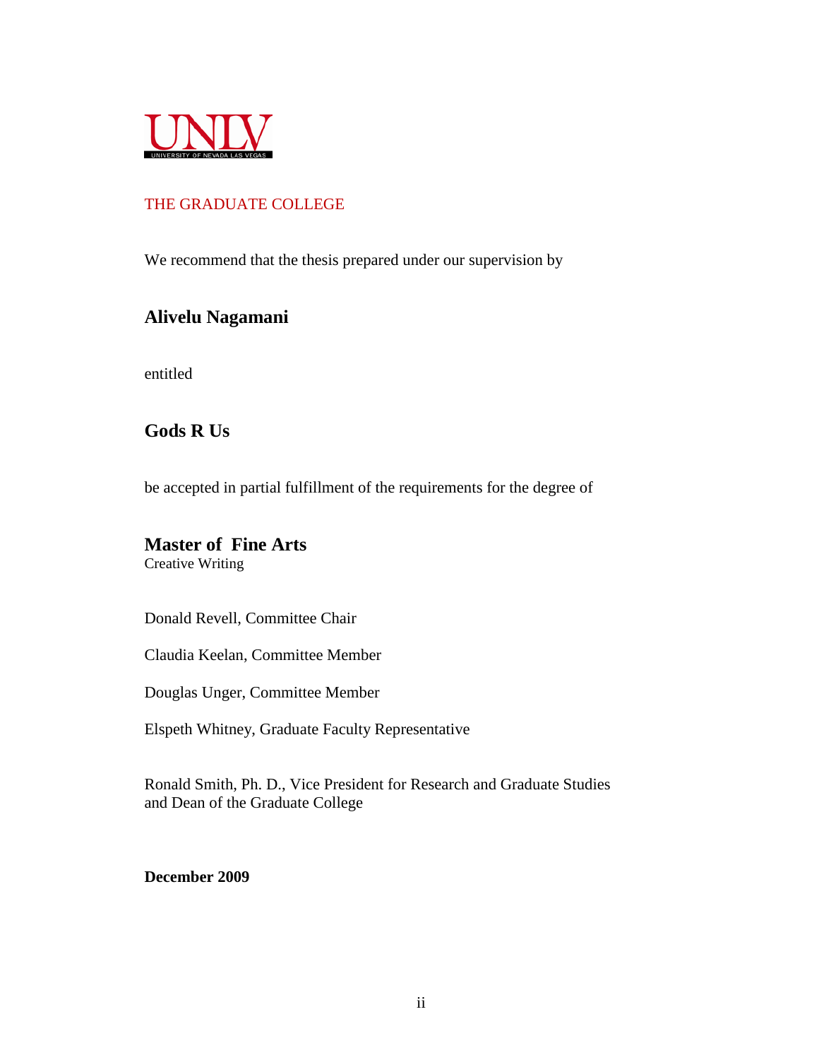UNLV
UNIVERSITY OF NEVADA LAS VEGAS

THE GRADUATE COLLEGE

We recommend that the thesis prepared under our supervision by

**Alivelu Nagamani**

entitled

**Gods R Us**

be accepted in partial fulfillment of the requirements for the degree of

**Master of Fine Arts**
Creative Writing

Donald Revell, Committee Chair

Claudia Keelan, Committee Member

Douglas Unger, Committee Member

Elspeth Whitney, Graduate Faculty Representative

Ronald Smith, Ph. D., Vice President for Research and Graduate Studies and Dean of the Graduate College

**December 2009**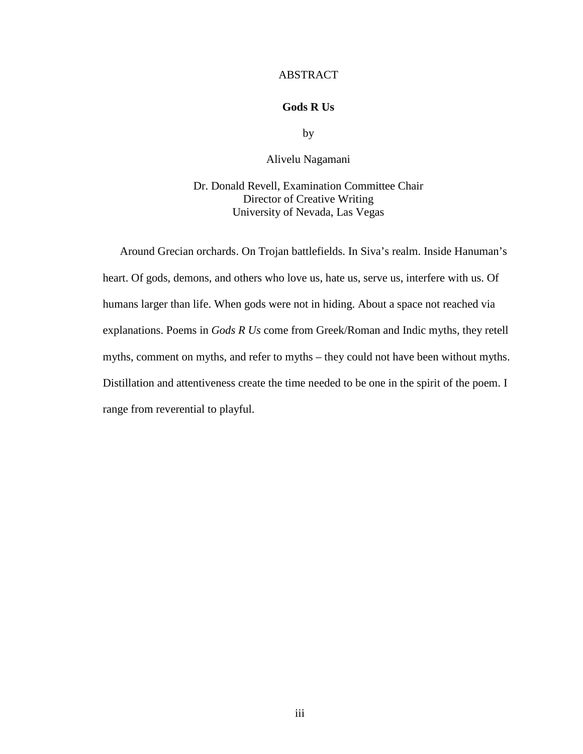# ABSTRACT

**Gods R Us**

by

Alivelu Nagamani

Dr. Donald Revell, Examination Committee Chair
Director of Creative Writing
University of Nevada, Las Vegas

Around Grecian orchards. On Trojan battlefields. In Siva's realm. Inside Hanuman's heart. Of gods, demons, and others who love us, hate us, serve us, interfere with us. Of humans larger than life. When gods were not in hiding. About a space not reached via explanations. Poems in *Gods R Us* come from Greek/Roman and Indic myths, they retell myths, comment on myths, and refer to myths – they could not have been without myths. Distillation and attentiveness create the time needed to be one in the spirit of the poem. I range from reverential to playful.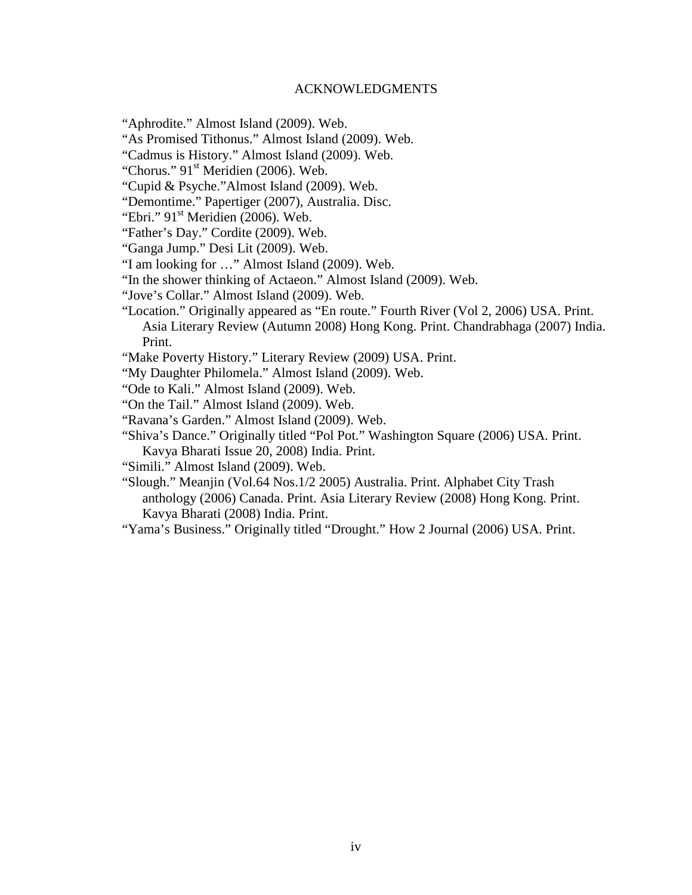# ACKNOWLEDGMENTS

"Aphrodite." Almost Island (2009). Web.
"As Promised Tithonus." Almost Island (2009). Web.
"Cadmus is History." Almost Island (2009). Web.
"Chorus." 91st Meridien (2006). Web.
"Cupid & Psyche."Almost Island (2009). Web.
"Demontime." Papertiger (2007), Australia. Disc.
"Ebri." 91st Meridien (2006). Web.
"Father's Day." Cordite (2009). Web.
"Ganga Jump." Desi Lit (2009). Web.
"I am looking for …" Almost Island (2009). Web.
"In the shower thinking of Actaeon." Almost Island (2009). Web.
"Jove's Collar." Almost Island (2009). Web.
"Location." Originally appeared as "En route." Fourth River (Vol 2, 2006) USA. Print. Asia Literary Review (Autumn 2008) Hong Kong. Print. Chandrabhaga (2007) India. Print.
"Make Poverty History." Literary Review (2009) USA. Print.
"My Daughter Philomela." Almost Island (2009). Web.
"Ode to Kali." Almost Island (2009). Web.
"On the Tail." Almost Island (2009). Web.
"Ravana's Garden." Almost Island (2009). Web.
"Shiva's Dance." Originally titled "Pol Pot." Washington Square (2006) USA. Print. Kavya Bharati Issue 20, 2008) India. Print.
"Simili." Almost Island (2009). Web.
"Slough." Meanjin (Vol.64 Nos.1/2 2005) Australia. Print. Alphabet City Trash anthology (2006) Canada. Print. Asia Literary Review (2008) Hong Kong. Print. Kavya Bharati (2008) India. Print.
"Yama's Business." Originally titled "Drought." How 2 Journal (2006) USA. Print.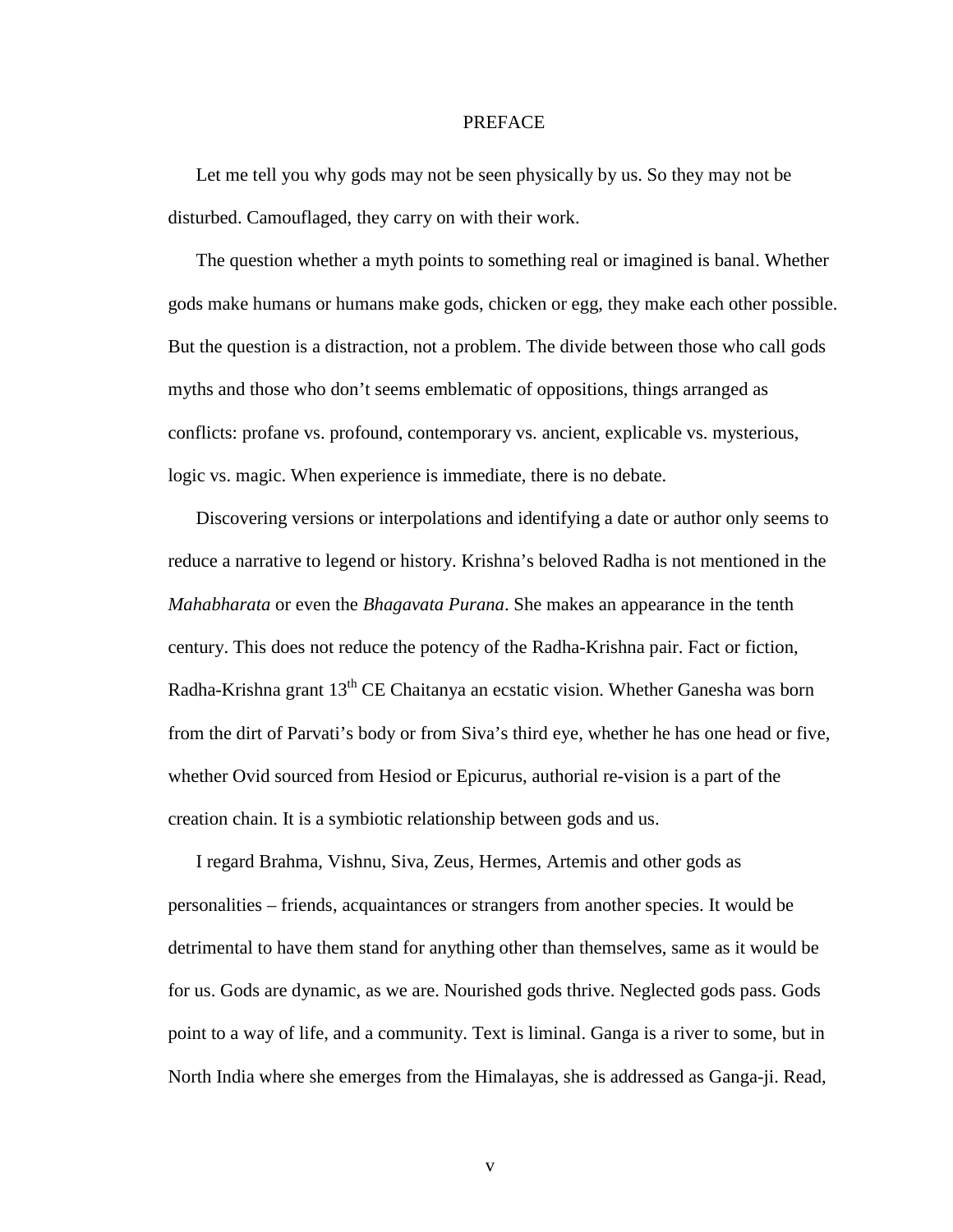# PREFACE

Let me tell you why gods may not be seen physically by us. So they may not be disturbed. Camouflaged, they carry on with their work.

The question whether a myth points to something real or imagined is banal. Whether gods make humans or humans make gods, chicken or egg, they make each other possible. But the question is a distraction, not a problem. The divide between those who call gods myths and those who don't seems emblematic of oppositions, things arranged as conflicts: profane vs. profound, contemporary vs. ancient, explicable vs. mysterious, logic vs. magic. When experience is immediate, there is no debate.

Discovering versions or interpolations and identifying a date or author only seems to reduce a narrative to legend or history. Krishna's beloved Radha is not mentioned in the *Mahabharata* or even the *Bhagavata Purana*. She makes an appearance in the tenth century. This does not reduce the potency of the Radha-Krishna pair. Fact or fiction, Radha-Krishna grant 13$^{th}$ CE Chaitanya an ecstatic vision. Whether Ganesha was born from the dirt of Parvati's body or from Siva's third eye, whether he has one head or five, whether Ovid sourced from Hesiod or Epicurus, authorial re-vision is a part of the creation chain. It is a symbiotic relationship between gods and us.

I regard Brahma, Vishnu, Siva, Zeus, Hermes, Artemis and other gods as personalities – friends, acquaintances or strangers from another species. It would be detrimental to have them stand for anything other than themselves, same as it would be for us. Gods are dynamic, as we are. Nourished gods thrive. Neglected gods pass. Gods point to a way of life, and a community. Text is liminal. Ganga is a river to some, but in North India where she emerges from the Himalayas, she is addressed as Ganga-ji. Read,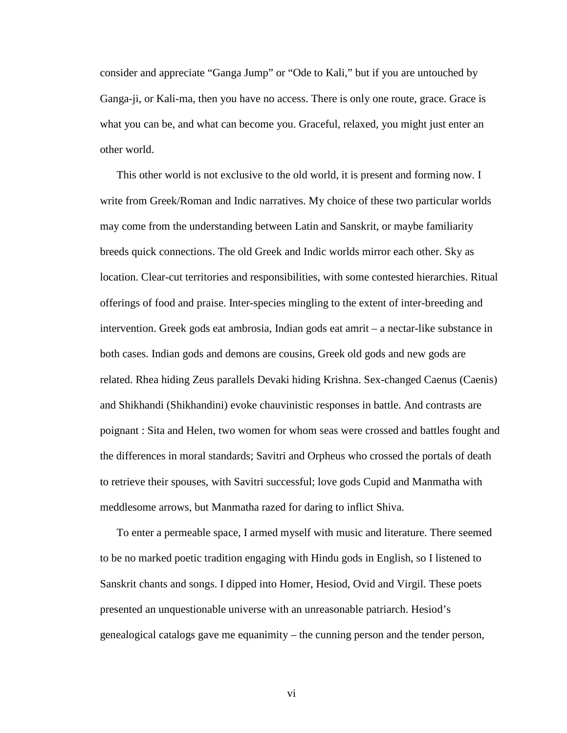consider and appreciate “Ganga Jump” or “Ode to Kali,” but if you are untouched by Ganga-ji, or Kali-ma, then you have no access. There is only one route, grace. Grace is what you can be, and what can become you. Graceful, relaxed, you might just enter an other world.

This other world is not exclusive to the old world, it is present and forming now. I write from Greek/Roman and Indic narratives. My choice of these two particular worlds may come from the understanding between Latin and Sanskrit, or maybe familiarity breeds quick connections. The old Greek and Indic worlds mirror each other. Sky as location. Clear-cut territories and responsibilities, with some contested hierarchies. Ritual offerings of food and praise. Inter-species mingling to the extent of inter-breeding and intervention. Greek gods eat ambrosia, Indian gods eat amrit – a nectar-like substance in both cases. Indian gods and demons are cousins, Greek old gods and new gods are related. Rhea hiding Zeus parallels Devaki hiding Krishna. Sex-changed Caenus (Caenis) and Shikhandi (Shikhandini) evoke chauvinistic responses in battle. And contrasts are poignant : Sita and Helen, two women for whom seas were crossed and battles fought and the differences in moral standards; Savitri and Orpheus who crossed the portals of death to retrieve their spouses, with Savitri successful; love gods Cupid and Manmatha with meddlesome arrows, but Manmatha razed for daring to inflict Shiva.

To enter a permeable space, I armed myself with music and literature. There seemed to be no marked poetic tradition engaging with Hindu gods in English, so I listened to Sanskrit chants and songs. I dipped into Homer, Hesiod, Ovid and Virgil. These poets presented an unquestionable universe with an unreasonable patriarch. Hesiod’s genealogical catalogs gave me equanimity – the cunning person and the tender person,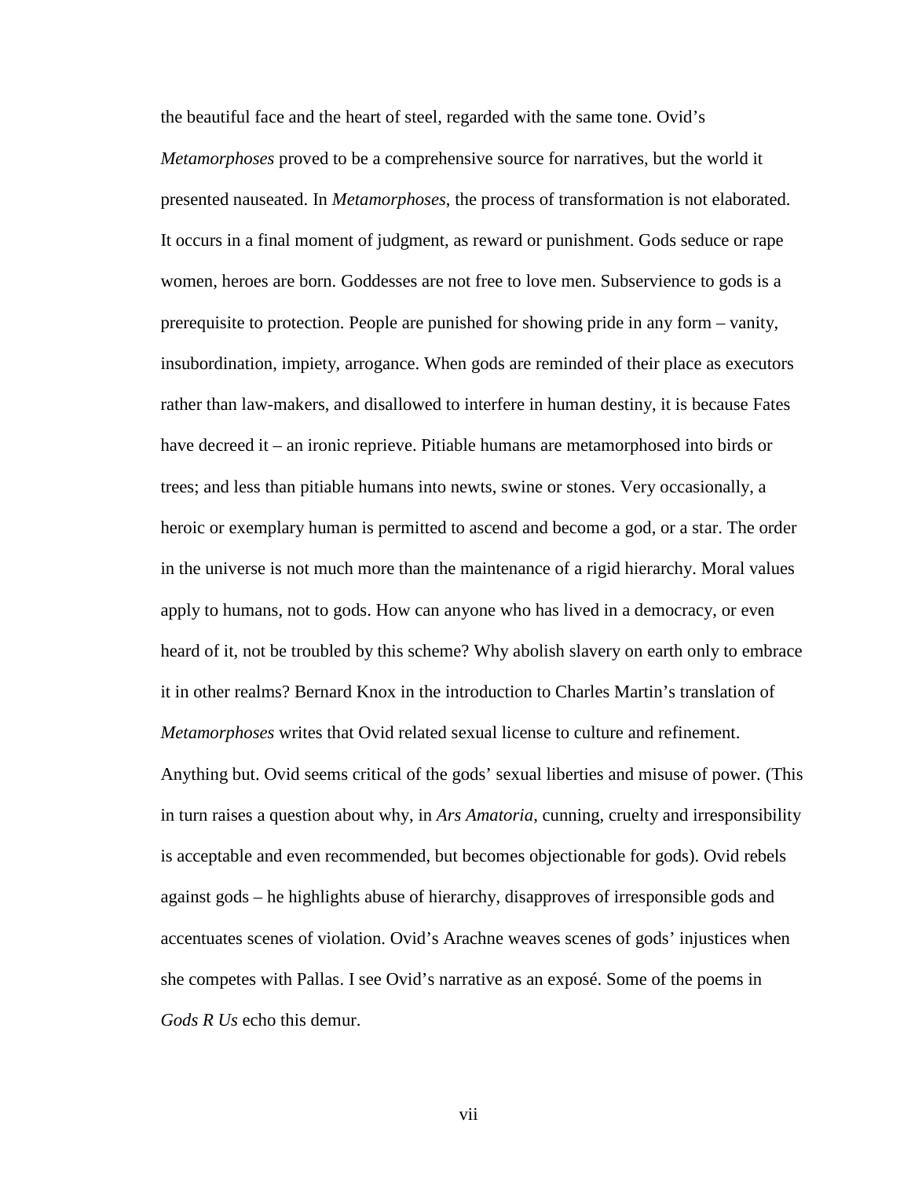the beautiful face and the heart of steel, regarded with the same tone. Ovid's *Metamorphoses* proved to be a comprehensive source for narratives, but the world it presented nauseated. In *Metamorphoses*, the process of transformation is not elaborated. It occurs in a final moment of judgment, as reward or punishment. Gods seduce or rape women, heroes are born. Goddesses are not free to love men. Subservience to gods is a prerequisite to protection. People are punished for showing pride in any form – vanity, insubordination, impiety, arrogance. When gods are reminded of their place as executors rather than law-makers, and disallowed to interfere in human destiny, it is because Fates have decreed it – an ironic reprieve. Pitiable humans are metamorphosed into birds or trees; and less than pitiable humans into newts, swine or stones. Very occasionally, a heroic or exemplary human is permitted to ascend and become a god, or a star. The order in the universe is not much more than the maintenance of a rigid hierarchy. Moral values apply to humans, not to gods. How can anyone who has lived in a democracy, or even heard of it, not be troubled by this scheme? Why abolish slavery on earth only to embrace it in other realms? Bernard Knox in the introduction to Charles Martin's translation of *Metamorphoses* writes that Ovid related sexual license to culture and refinement. Anything but. Ovid seems critical of the gods' sexual liberties and misuse of power. (This in turn raises a question about why, in *Ars Amatoria*, cunning, cruelty and irresponsibility is acceptable and even recommended, but becomes objectionable for gods). Ovid rebels against gods – he highlights abuse of hierarchy, disapproves of irresponsible gods and accentuates scenes of violation. Ovid's Arachne weaves scenes of gods' injustices when she competes with Pallas. I see Ovid's narrative as an exposé. Some of the poems in *Gods R Us* echo this demur.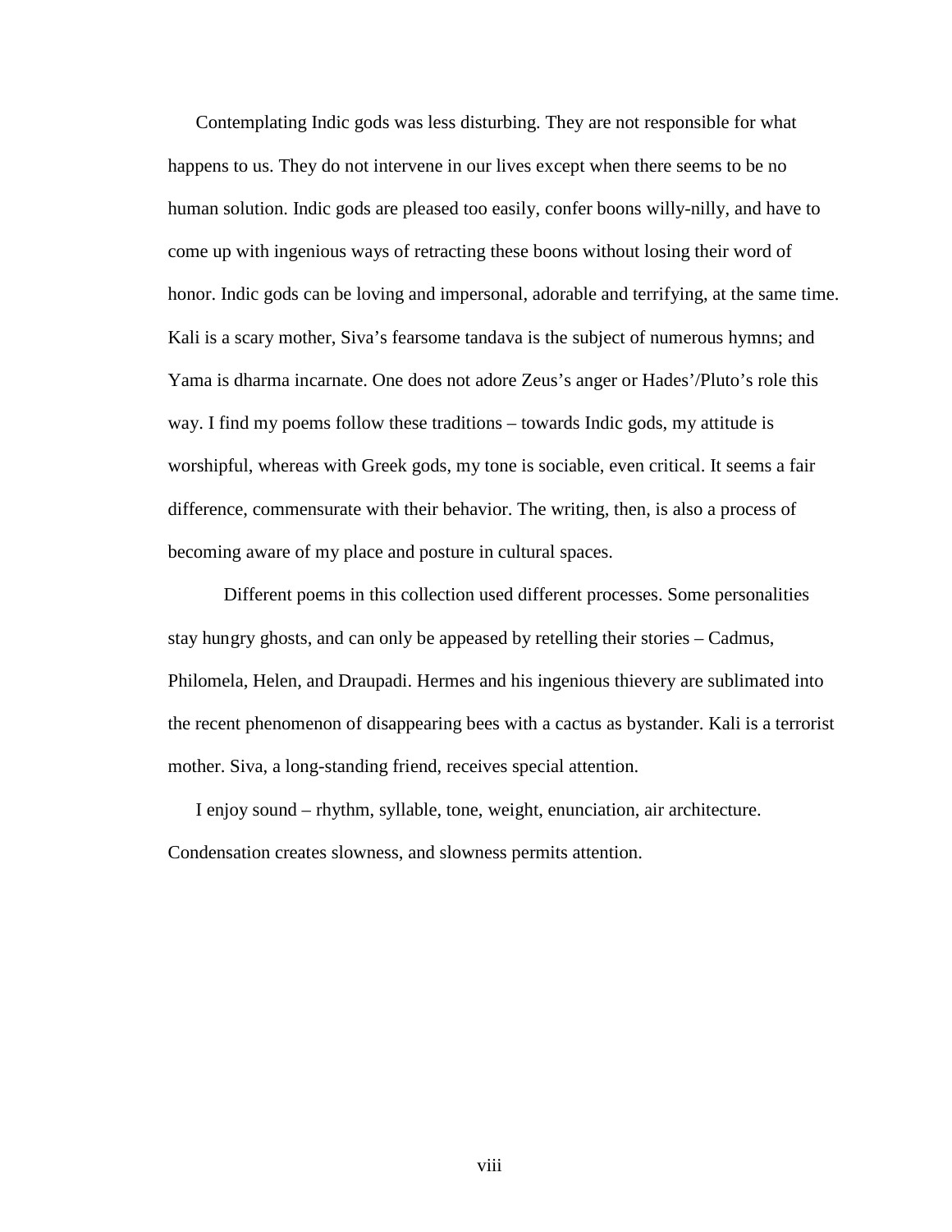Contemplating Indic gods was less disturbing. They are not responsible for what happens to us. They do not intervene in our lives except when there seems to be no human solution. Indic gods are pleased too easily, confer boons willy-nilly, and have to come up with ingenious ways of retracting these boons without losing their word of honor. Indic gods can be loving and impersonal, adorable and terrifying, at the same time. Kali is a scary mother, Siva's fearsome tandava is the subject of numerous hymns; and Yama is dharma incarnate. One does not adore Zeus's anger or Hades'/Pluto's role this way. I find my poems follow these traditions – towards Indic gods, my attitude is worshipful, whereas with Greek gods, my tone is sociable, even critical. It seems a fair difference, commensurate with their behavior. The writing, then, is also a process of becoming aware of my place and posture in cultural spaces.

Different poems in this collection used different processes. Some personalities stay hungry ghosts, and can only be appeased by retelling their stories – Cadmus, Philomela, Helen, and Draupadi. Hermes and his ingenious thievery are sublimated into the recent phenomenon of disappearing bees with a cactus as bystander. Kali is a terrorist mother. Siva, a long-standing friend, receives special attention.

I enjoy sound – rhythm, syllable, tone, weight, enunciation, air architecture. Condensation creates slowness, and slowness permits attention.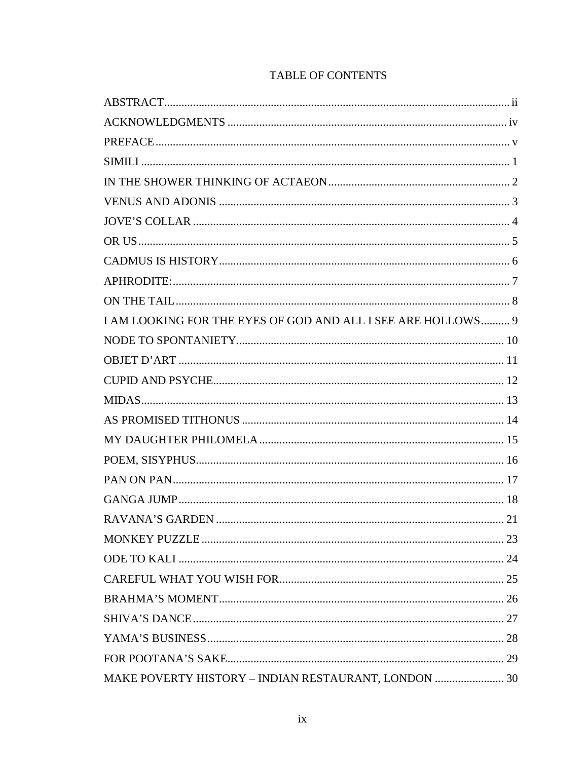# TABLE OF CONTENTS

ABSTRACT ........ ii
ACKNOWLEDGMENTS ........ iv
PREFACE ........ v
SIMILI ........ 1
IN THE SHOWER THINKING OF ACTAEON ........ 2
VENUS AND ADONIS ........ 3
JOVE'S COLLAR ........ 4
OR US ........ 5
CADMUS IS HISTORY ........ 6
APHRODITE: ........ 7
ON THE TAIL ........ 8
I AM LOOKING FOR THE EYES OF GOD AND ALL I SEE ARE HOLLOWS ........ 9
NODE TO SPONTANIETY ........ 10
OBJET D'ART ........ 11
CUPID AND PSYCHE ........ 12
MIDAS ........ 13
AS PROMISED TITHONUS ........ 14
MY DAUGHTER PHILOMELA ........ 15
POEM, SISYPHUS ........ 16
PAN ON PAN ........ 17
GANGA JUMP ........ 18
RAVANA'S GARDEN ........ 21
MONKEY PUZZLE ........ 23
ODE TO KALI ........ 24
CAREFUL WHAT YOU WISH FOR ........ 25
BRAHMA'S MOMENT ........ 26
SHIVA'S DANCE ........ 27
YAMA'S BUSINESS ........ 28
FOR POOTANA'S SAKE ........ 29
MAKE POVERTY HISTORY – INDIAN RESTAURANT, LONDON ........ 30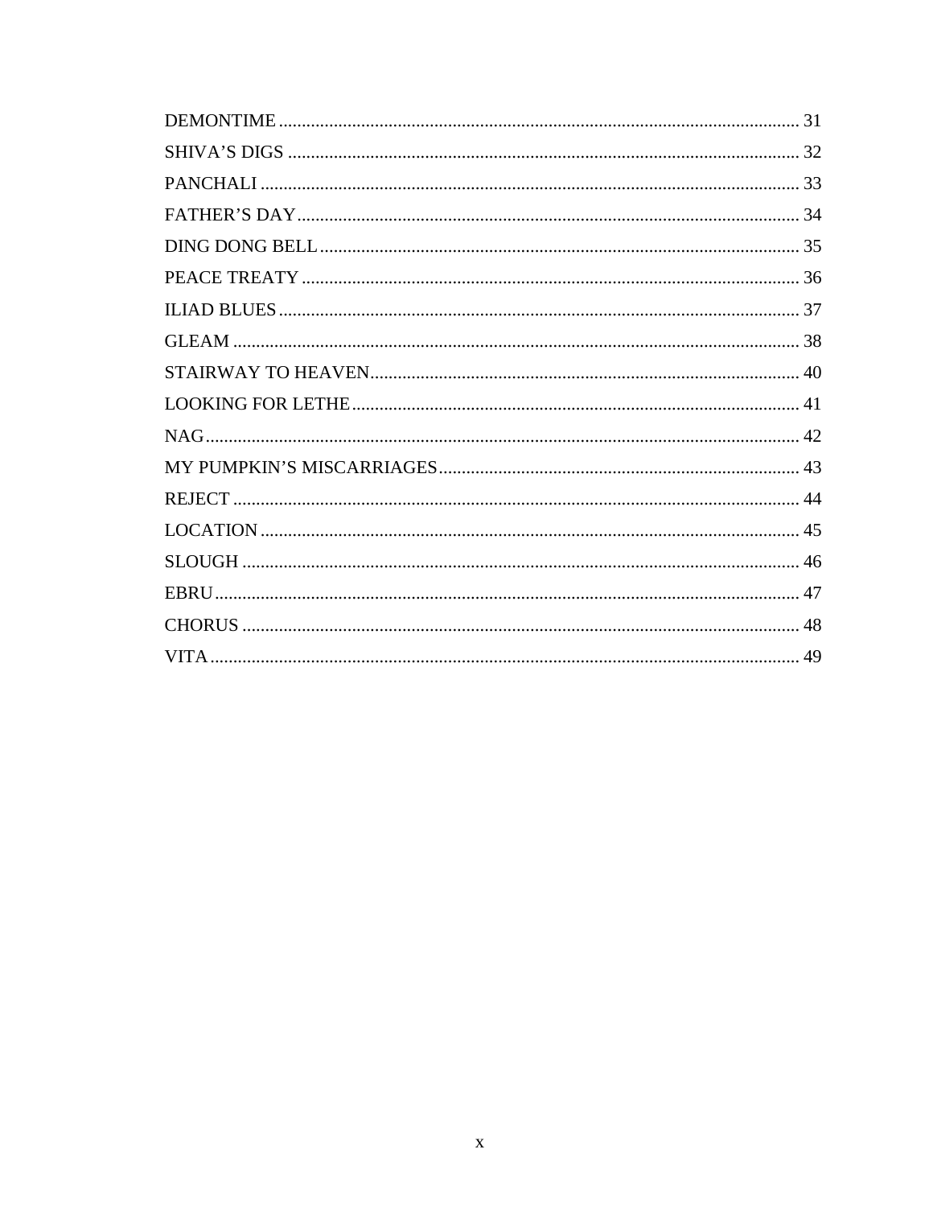DEMONTIME ................................................................................................................ 31
SHIVA'S DIGS .............................................................................................................. 32
PANCHALI .................................................................................................................... 33
FATHER'S DAY ............................................................................................................ 34
DING DONG BELL ....................................................................................................... 35
PEACE TREATY ........................................................................................................... 36
ILIAD BLUES ................................................................................................................ 37
GLEAM .......................................................................................................................... 38
STAIRWAY TO HEAVEN ............................................................................................ 40
LOOKING FOR LETHE ................................................................................................ 41
NAG ................................................................................................................................ 42
MY PUMPKIN'S MISCARRIAGES ............................................................................. 43
REJECT .......................................................................................................................... 44
LOCATION .................................................................................................................... 45
SLOUGH ........................................................................................................................ 46
EBRU .............................................................................................................................. 47
CHORUS ........................................................................................................................ 48
VITA ............................................................................................................................... 49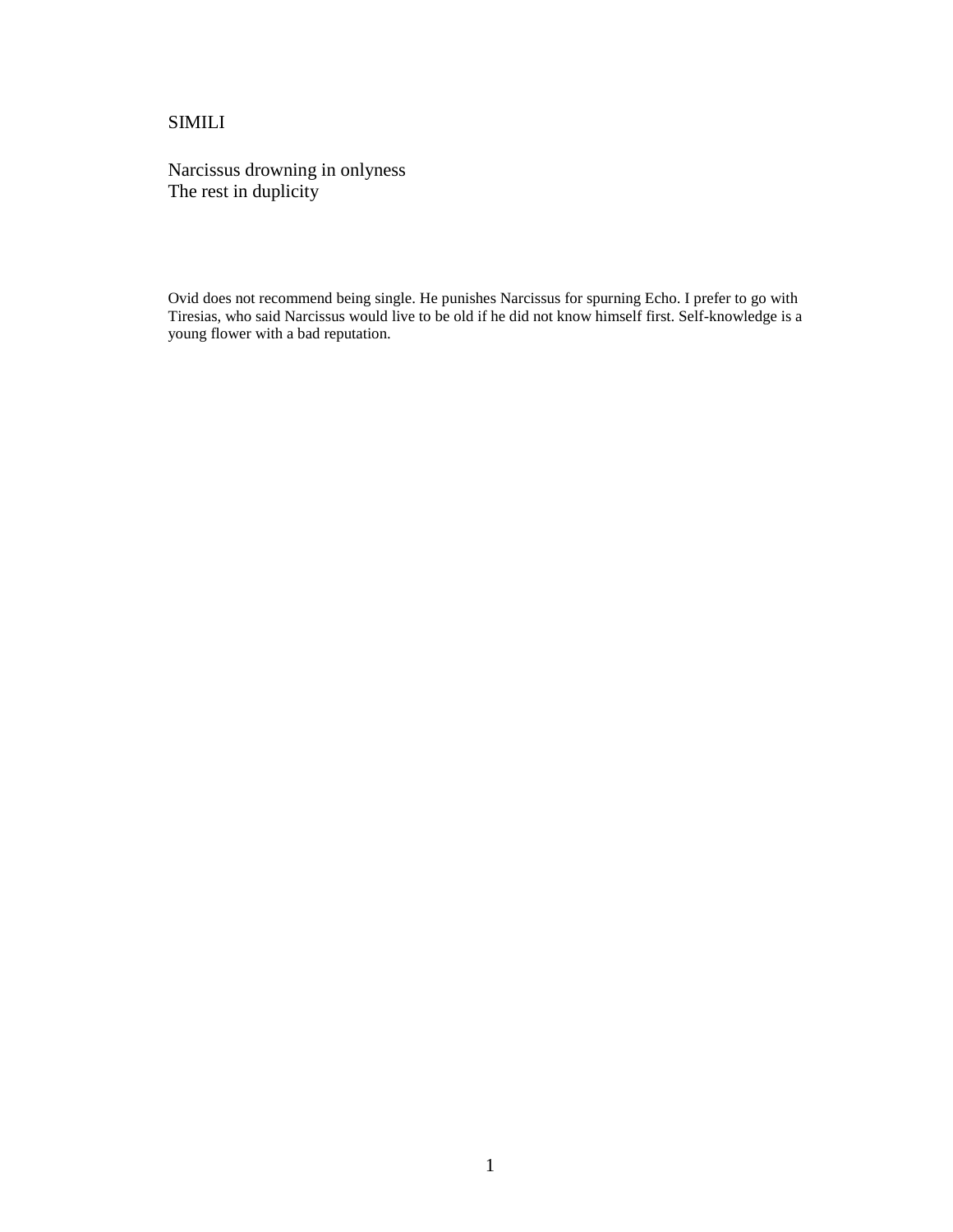## SIMILI

Narcissus drowning in onlyness
The rest in duplicity

Ovid does not recommend being single. He punishes Narcissus for spurning Echo. I prefer to go with Tiresias, who said Narcissus would live to be old if he did not know himself first. Self-knowledge is a young flower with a bad reputation.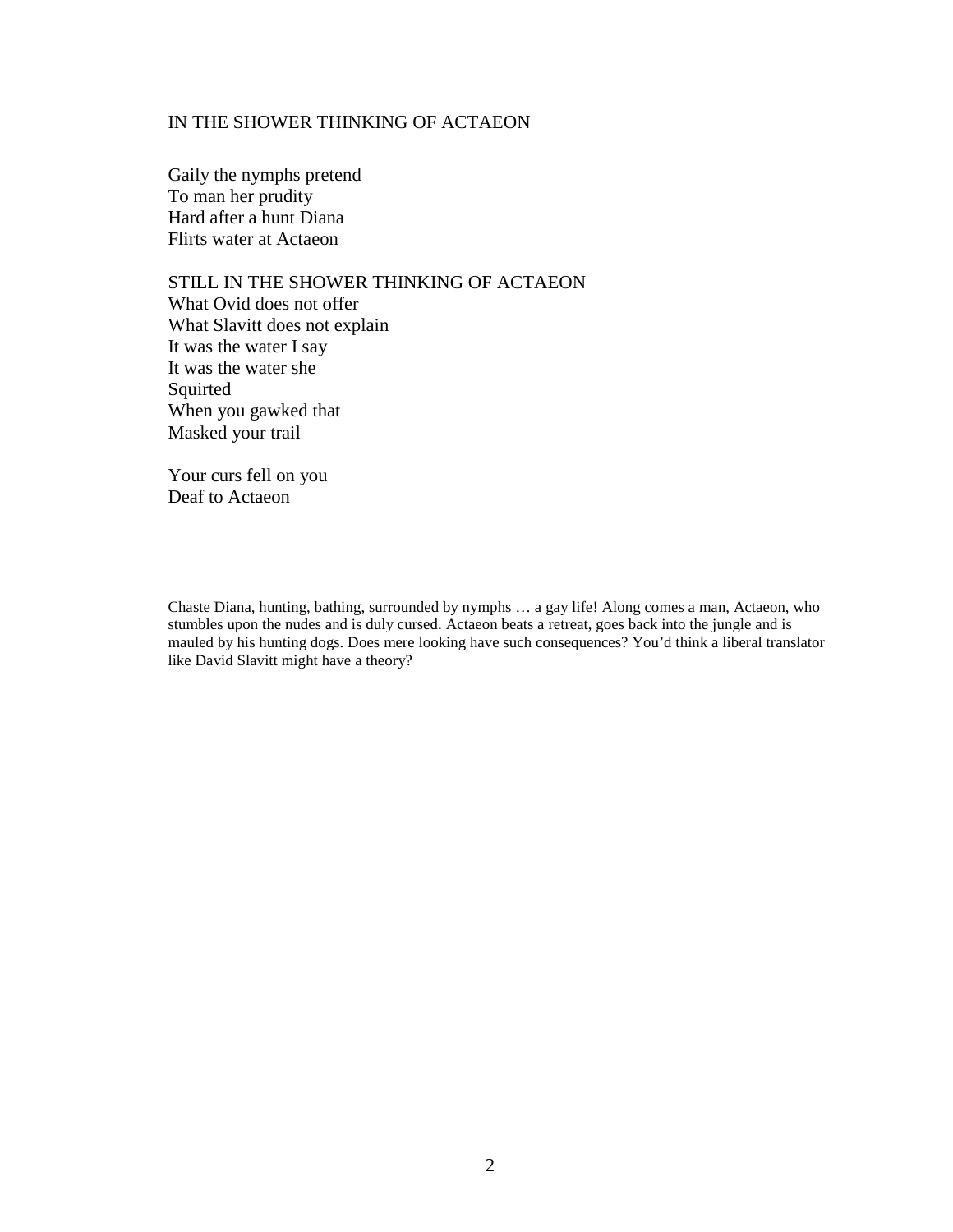## IN THE SHOWER THINKING OF ACTAEON

Gaily the nymphs pretend
To man her prudity
Hard after a hunt Diana
Flirts water at Actaeon

## STILL IN THE SHOWER THINKING OF ACTAEON

What Ovid does not offer
What Slavitt does not explain
It was the water I say
It was the water she
Squirted
When you gawked that
Masked your trail

Your curs fell on you
Deaf to Actaeon

Chaste Diana, hunting, bathing, surrounded by nymphs … a gay life! Along comes a man, Actaeon, who stumbles upon the nudes and is duly cursed. Actaeon beats a retreat, goes back into the jungle and is mauled by his hunting dogs. Does mere looking have such consequences? You'd think a liberal translator like David Slavitt might have a theory?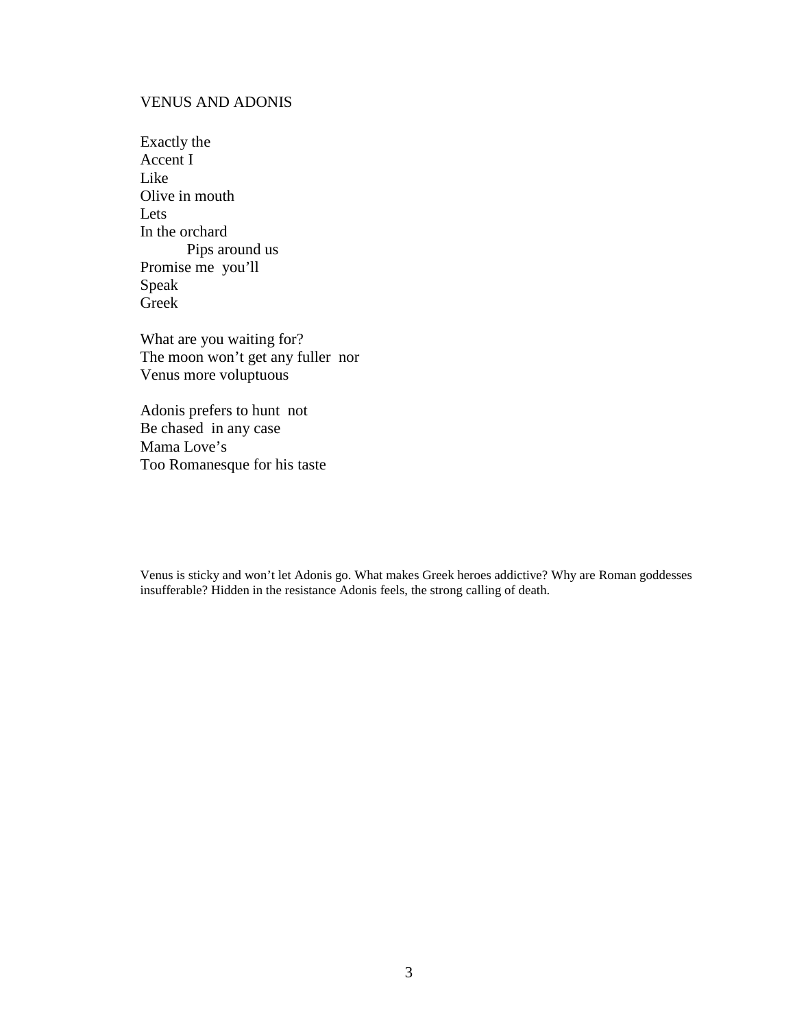## VENUS AND ADONIS

Exactly the  
Accent I  
Like  
Olive in mouth  
Lets  
In the orchard  
&nbsp;&nbsp;&nbsp;&nbsp;&nbsp;&nbsp;&nbsp;&nbsp;&nbsp;&nbsp;Pips around us  
Promise me  you'll  
Speak  
Greek

What are you waiting for?  
The moon won't get any fuller  nor  
Venus more voluptuous

Adonis prefers to hunt  not  
Be chased  in any case  
Mama Love's  
Too Romanesque for his taste

Venus is sticky and won't let Adonis go. What makes Greek heroes addictive? Why are Roman goddesses insufferable? Hidden in the resistance Adonis feels, the strong calling of death.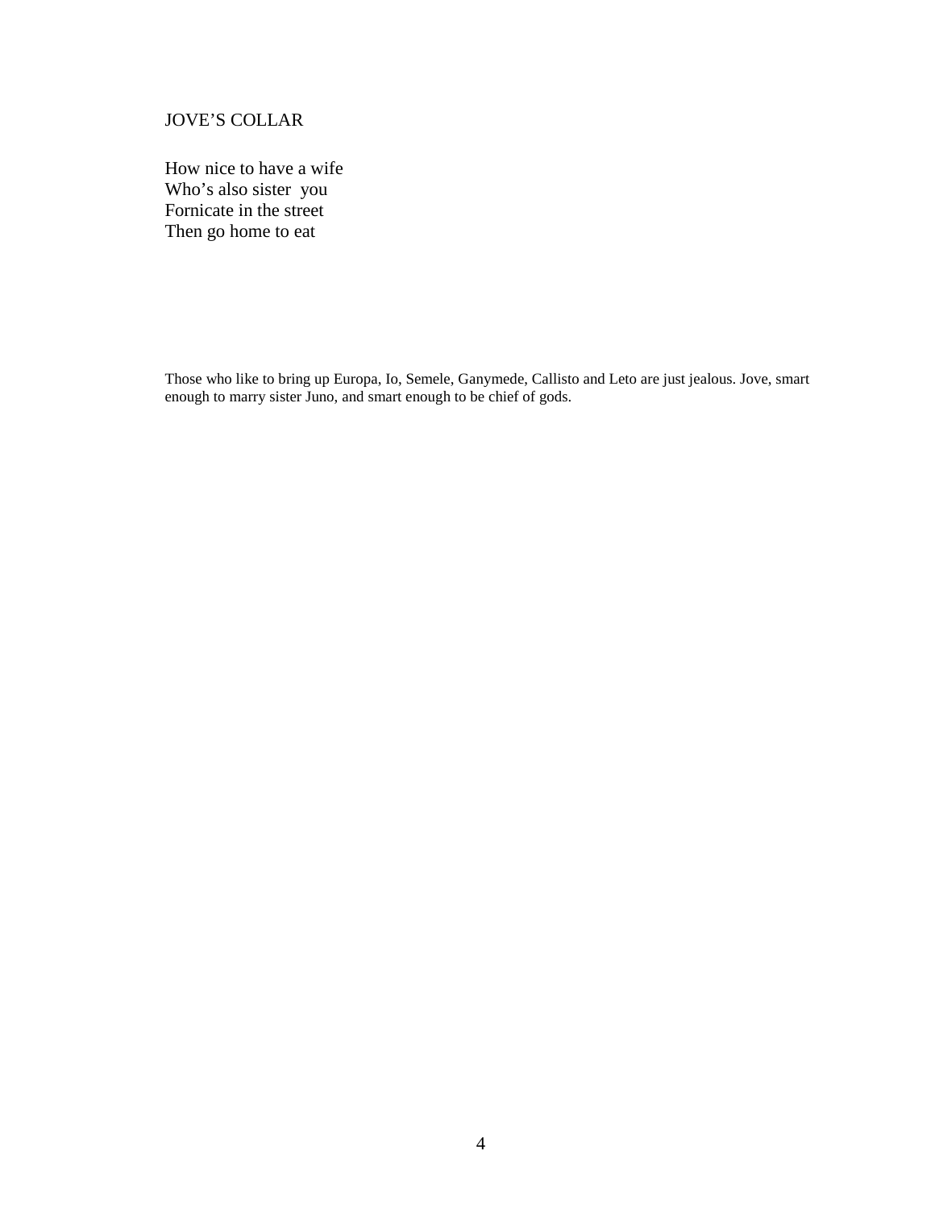## JOVE'S COLLAR

How nice to have a wife  
Who's also sister  you  
Fornicate in the street  
Then go home to eat

Those who like to bring up Europa, Io, Semele, Ganymede, Callisto and Leto are just jealous. Jove, smart enough to marry sister Juno, and smart enough to be chief of gods.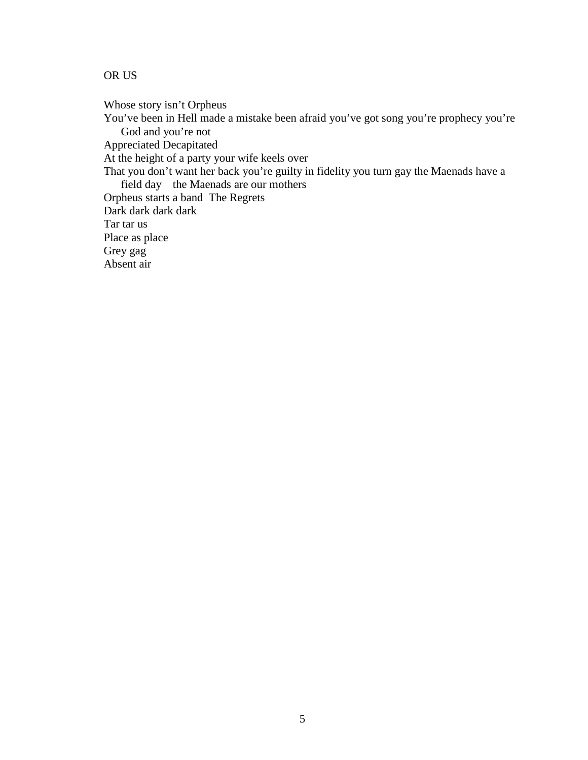OR US

Whose story isn't Orpheus  
You've been in Hell made a mistake been afraid you've got song you're prophecy you're God and you're not  
Appreciated Decapitated  
At the height of a party your wife keels over  
That you don't want her back you're guilty in fidelity you turn gay the Maenads have a field day    the Maenads are our mothers  
Orpheus starts a band  The Regrets  
Dark dark dark dark  
Tar tar us  
Place as place  
Grey gag  
Absent air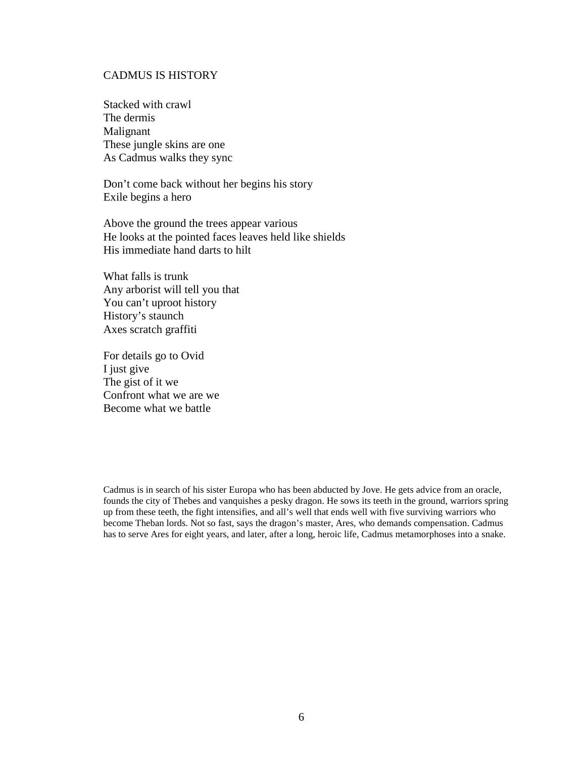## CADMUS IS HISTORY

Stacked with crawl  
The dermis  
Malignant  
These jungle skins are one  
As Cadmus walks they sync

Don't come back without her begins his story  
Exile begins a hero

Above the ground the trees appear various  
He looks at the pointed faces leaves held like shields  
His immediate hand darts to hilt

What falls is trunk  
Any arborist will tell you that  
You can't uproot history  
History's staunch  
Axes scratch graffiti

For details go to Ovid  
I just give  
The gist of it we  
Confront what we are we  
Become what we battle

Cadmus is in search of his sister Europa who has been abducted by Jove. He gets advice from an oracle, founds the city of Thebes and vanquishes a pesky dragon. He sows its teeth in the ground, warriors spring up from these teeth, the fight intensifies, and all's well that ends well with five surviving warriors who become Theban lords. Not so fast, says the dragon's master, Ares, who demands compensation. Cadmus has to serve Ares for eight years, and later, after a long, heroic life, Cadmus metamorphoses into a snake.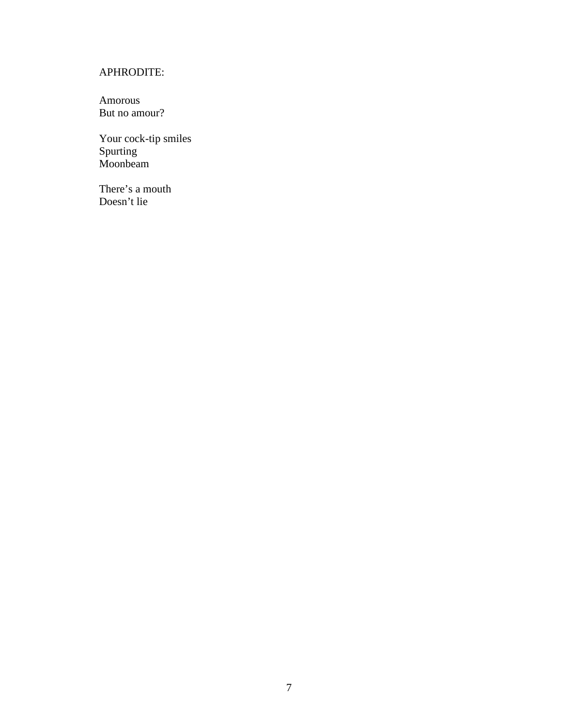APHRODITE:

Amorous  
But no amour?

Your cock-tip smiles  
Spurting  
Moonbeam

There's a mouth  
Doesn't lie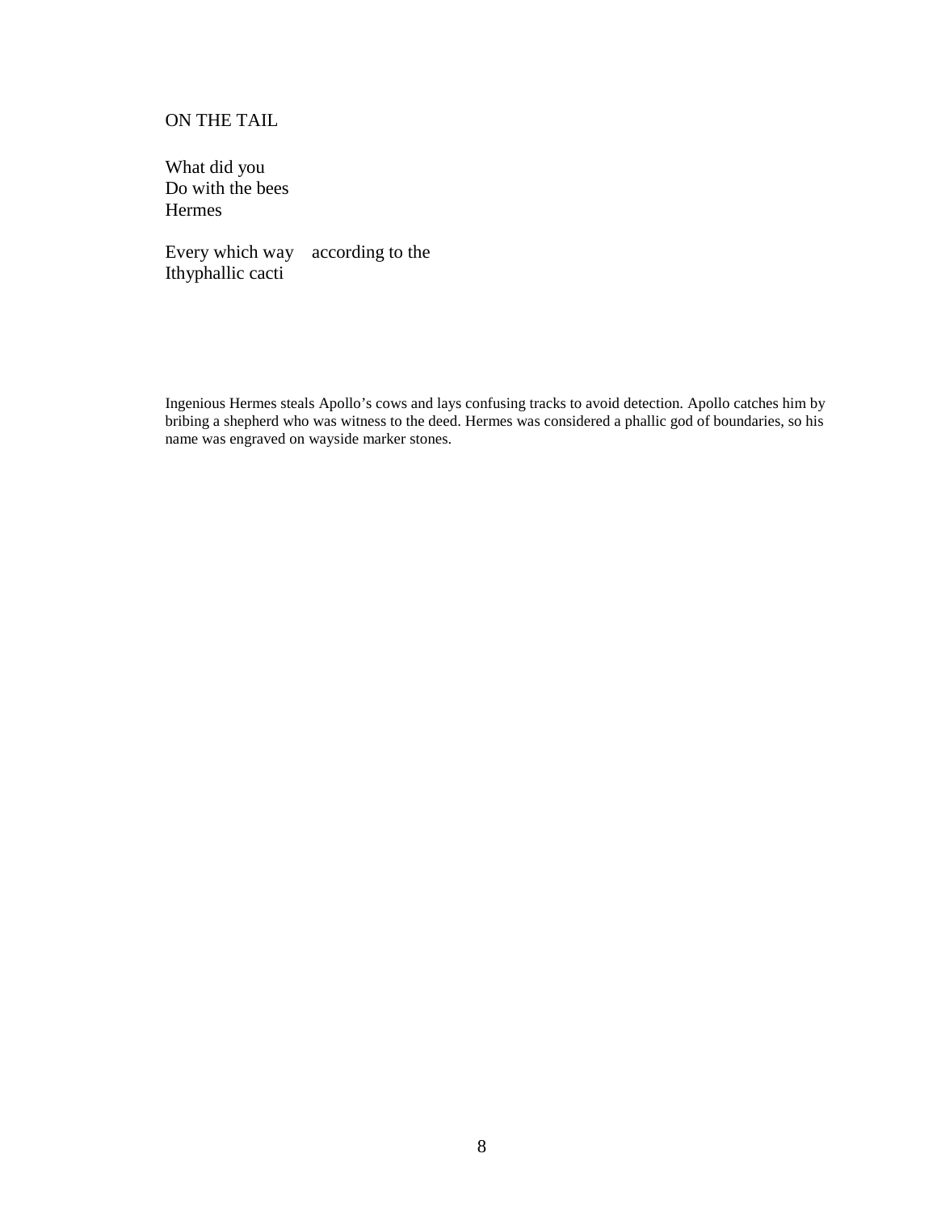## ON THE TAIL

What did you  
Do with the bees  
Hermes

Every which way    according to the  
Ithyphallic cacti

Ingenious Hermes steals Apollo's cows and lays confusing tracks to avoid detection. Apollo catches him by bribing a shepherd who was witness to the deed. Hermes was considered a phallic god of boundaries, so his name was engraved on wayside marker stones.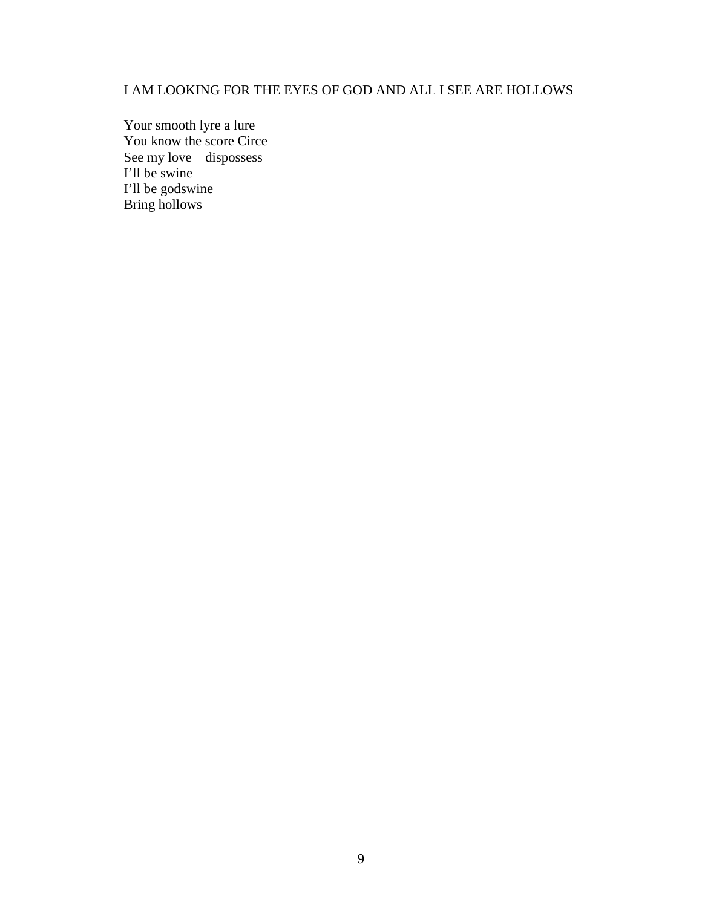## I AM LOOKING FOR THE EYES OF GOD AND ALL I SEE ARE HOLLOWS

Your smooth lyre a lure  
You know the score Circe  
See my love    dispossess  
I'll be swine  
I'll be godswine  
Bring hollows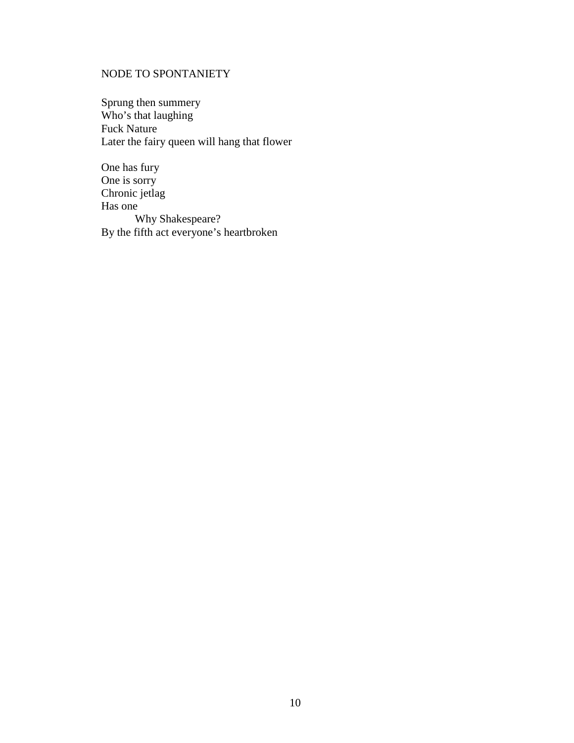## NODE TO SPONTANIETY

Sprung then summery  
Who's that laughing  
Fuck Nature  
Later the fairy queen will hang that flower

One has fury  
One is sorry  
Chronic jetlag  
Has one  
&nbsp;&nbsp;&nbsp;&nbsp;&nbsp;&nbsp;&nbsp;&nbsp;Why Shakespeare?  
By the fifth act everyone's heartbroken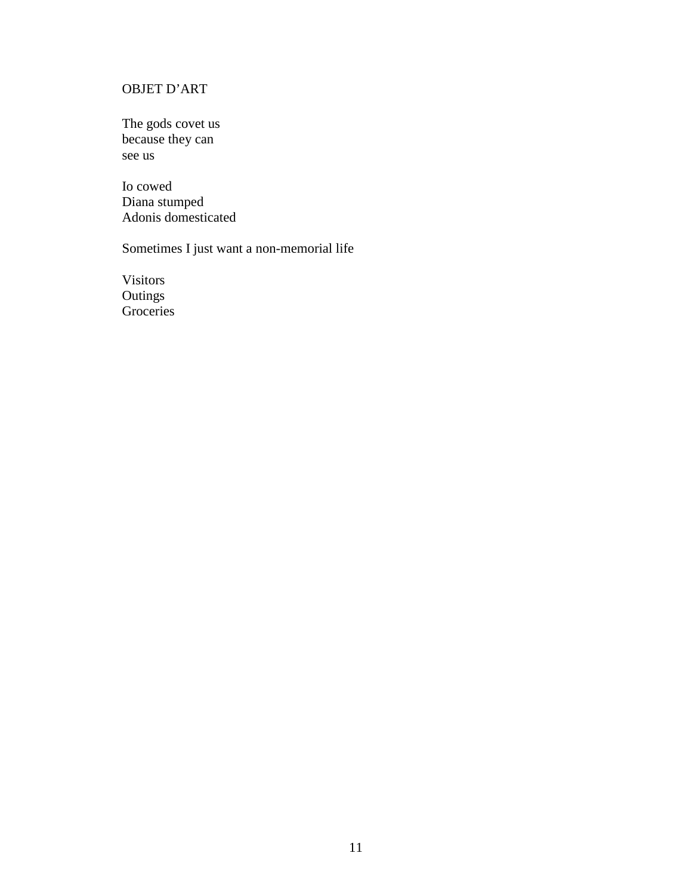OBJET D’ART

The gods covet us  
because they can  
see us

Io cowed  
Diana stumped  
Adonis domesticated

Sometimes I just want a non-memorial life

Visitors  
Outings  
Groceries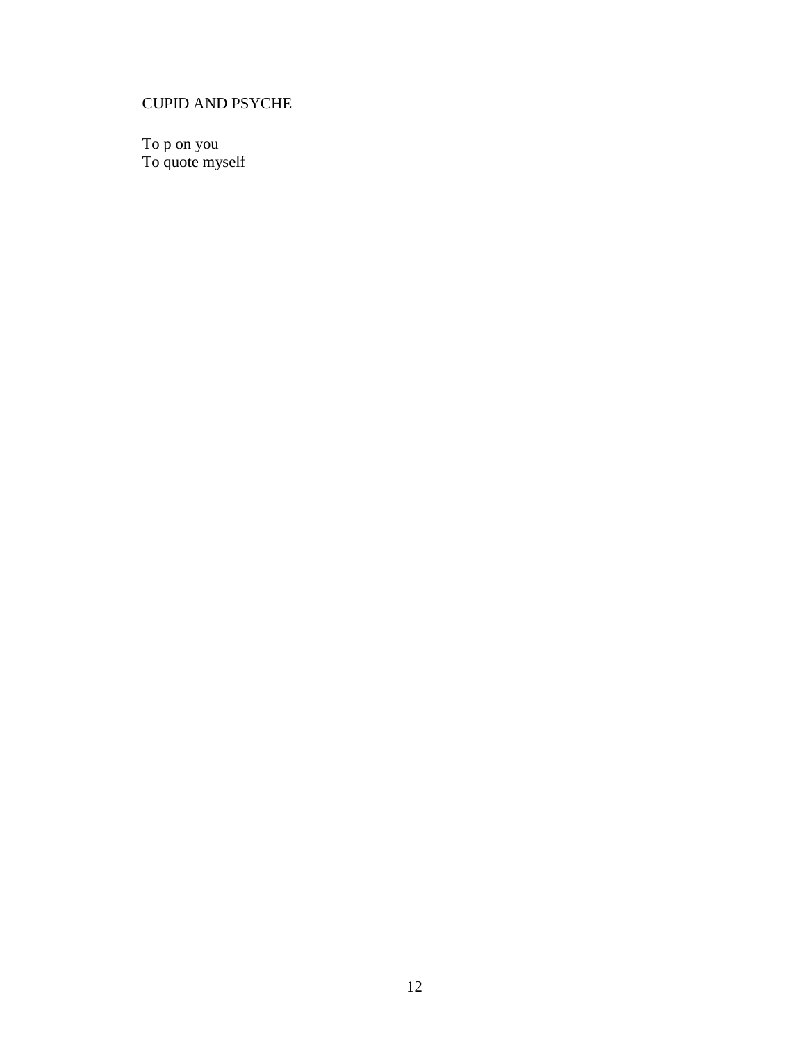# CUPID AND PSYCHE

To p on you  
To quote myself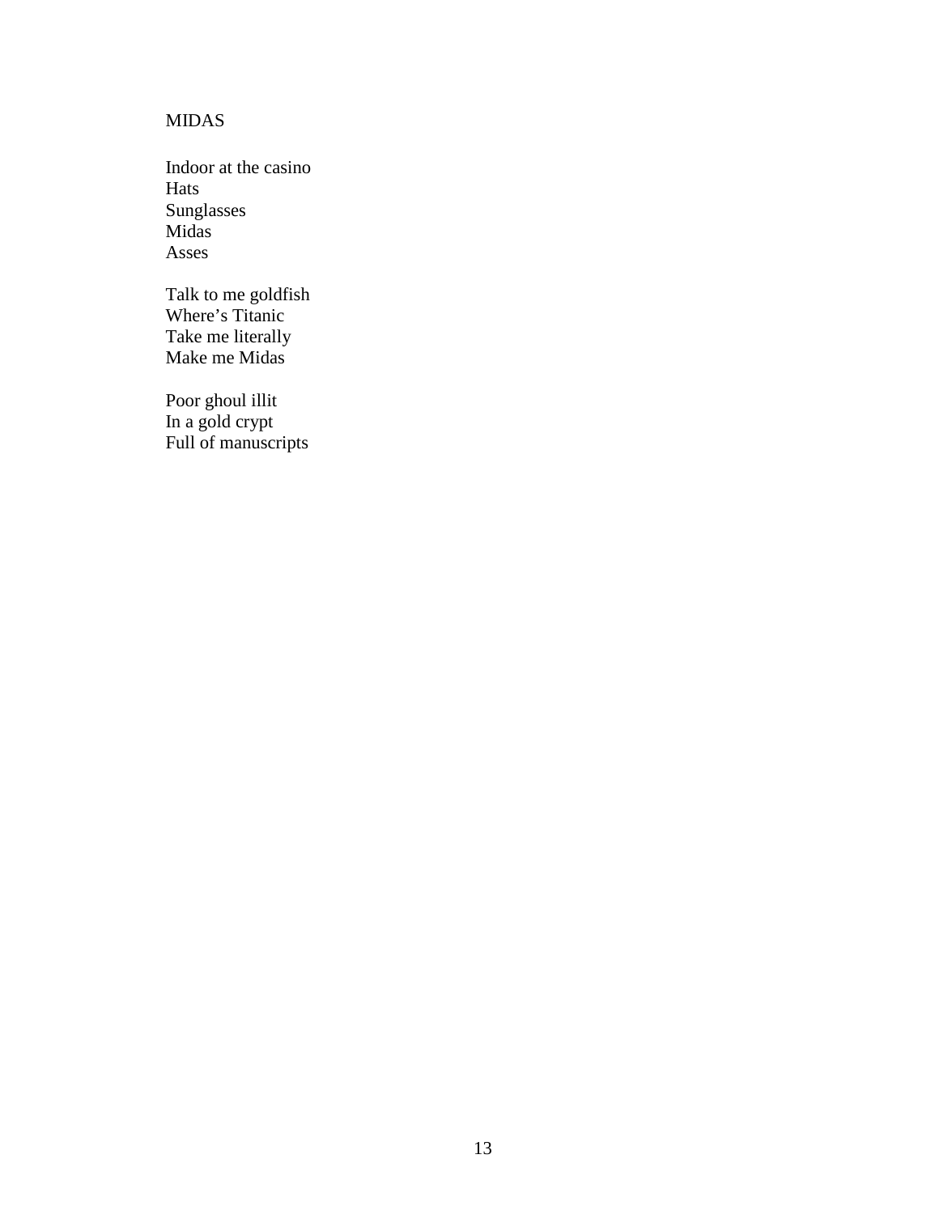## MIDAS

Indoor at the casino  
Hats  
Sunglasses  
Midas  
Asses

Talk to me goldfish  
Where's Titanic  
Take me literally  
Make me Midas

Poor ghoul illit  
In a gold crypt  
Full of manuscripts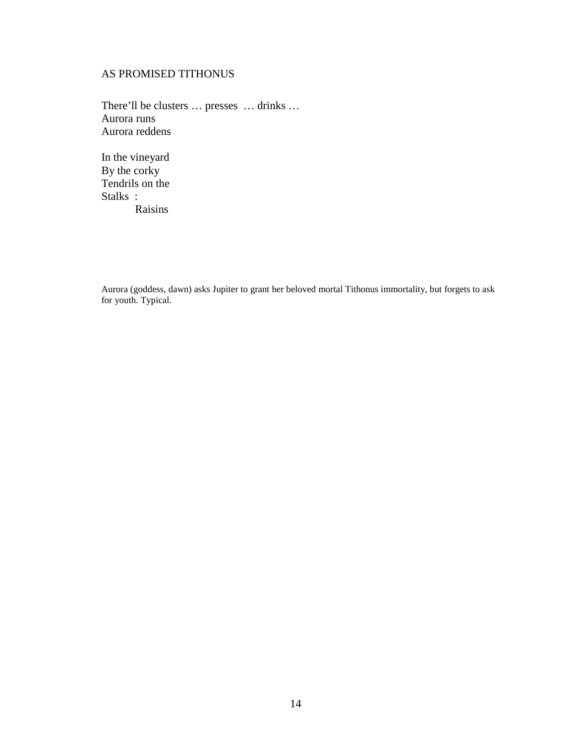## AS PROMISED TITHONUS

There'll be clusters … presses … drinks …  
Aurora runs  
Aurora reddens

In the vineyard  
By the corky  
Tendrils on the  
Stalks :  
        Raisins

Aurora (goddess, dawn) asks Jupiter to grant her beloved mortal Tithonus immortality, but forgets to ask for youth. Typical.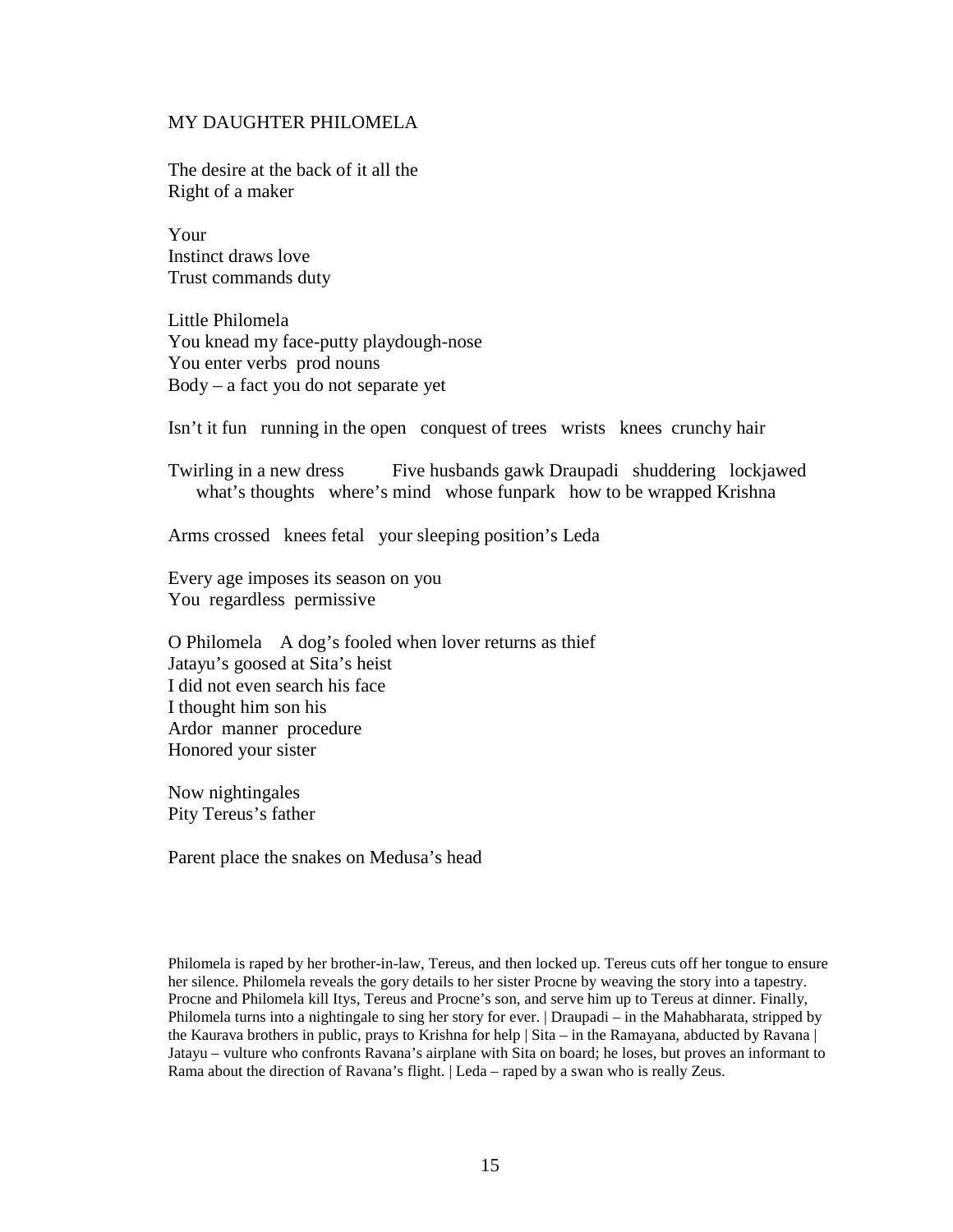MY DAUGHTER PHILOMELA

The desire at the back of it all the
Right of a maker

Your
Instinct draws love
Trust commands duty

Little Philomela
You knead my face-putty playdough-nose
You enter verbs  prod nouns
Body – a fact you do not separate yet

Isn't it fun  running in the open  conquest of trees  wrists  knees  crunchy hair

Twirling in a new dress    Five husbands gawk Draupadi  shuddering  lockjawed
what's thoughts  where's mind  whose funpark  how to be wrapped Krishna

Arms crossed  knees fetal  your sleeping position's Leda

Every age imposes its season on you
You  regardless  permissive

O Philomela  A dog's fooled when lover returns as thief
Jatayu's goosed at Sita's heist
I did not even search his face
I thought him son his
Ardor  manner  procedure
Honored your sister

Now nightingales
Pity Tereus's father

Parent place the snakes on Medusa's head

Philomela is raped by her brother-in-law, Tereus, and then locked up. Tereus cuts off her tongue to ensure her silence. Philomela reveals the gory details to her sister Procne by weaving the story into a tapestry. Procne and Philomela kill Itys, Tereus and Procne's son, and serve him up to Tereus at dinner. Finally, Philomela turns into a nightingale to sing her story for ever. | Draupadi – in the Mahabharata, stripped by the Kaurava brothers in public, prays to Krishna for help | Sita – in the Ramayana, abducted by Ravana | Jatayu – vulture who confronts Ravana's airplane with Sita on board; he loses, but proves an informant to Rama about the direction of Ravana's flight. | Leda – raped by a swan who is really Zeus.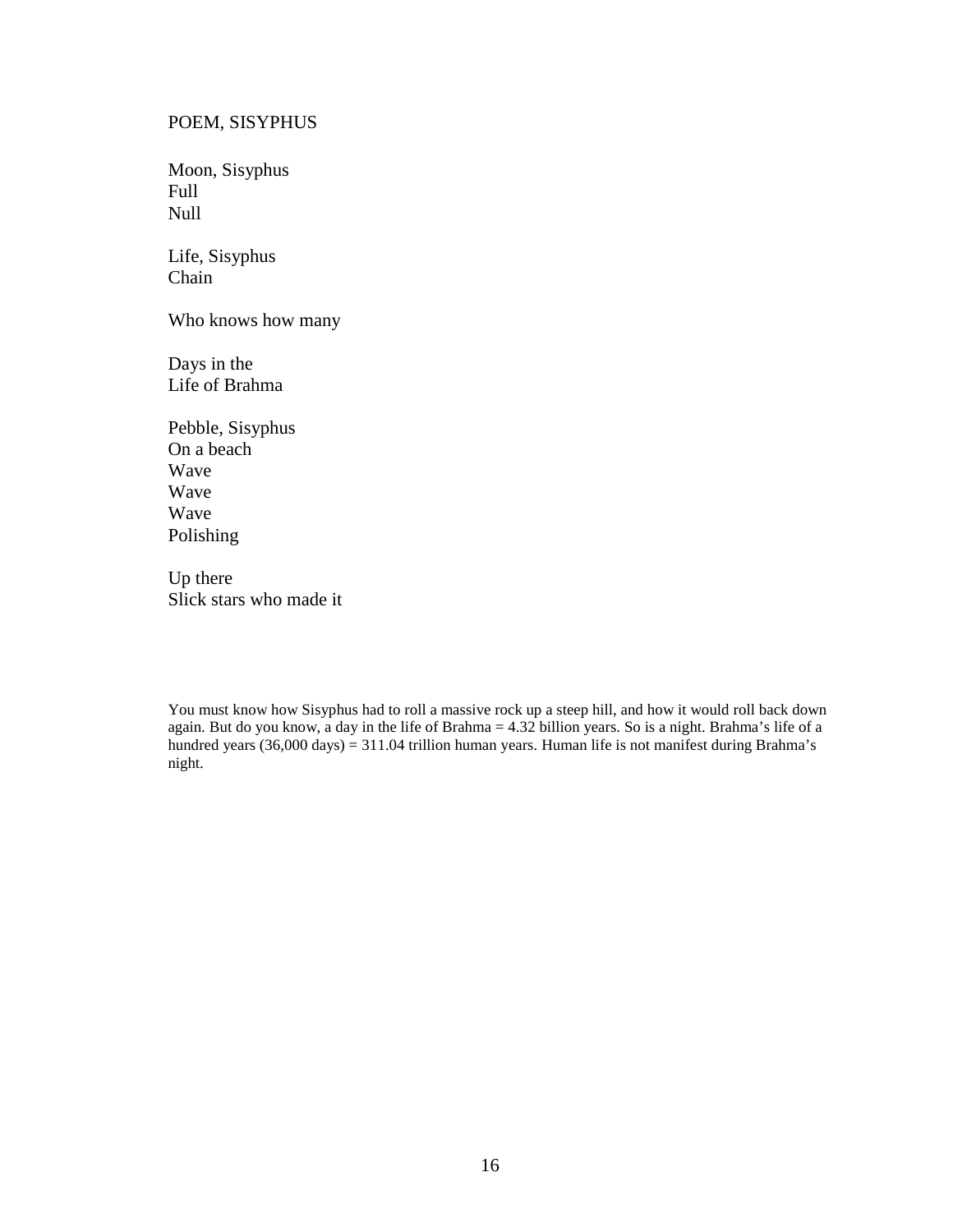## POEM, SISYPHUS

Moon, Sisyphus  
Full  
Null

Life, Sisyphus  
Chain

Who knows how many

Days in the  
Life of Brahma

Pebble, Sisyphus  
On a beach  
Wave  
Wave  
Wave  
Polishing

Up there  
Slick stars who made it

You must know how Sisyphus had to roll a massive rock up a steep hill, and how it would roll back down again. But do you know, a day in the life of Brahma = 4.32 billion years. So is a night. Brahma's life of a hundred years (36,000 days) = 311.04 trillion human years. Human life is not manifest during Brahma's night.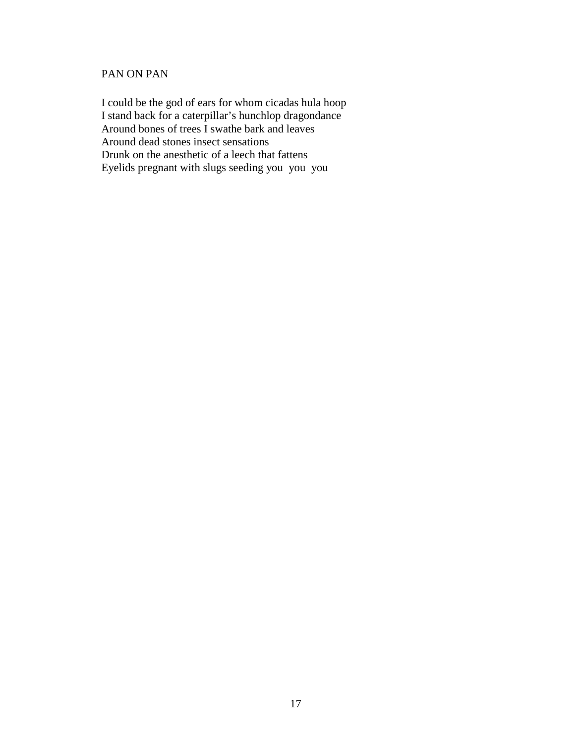## PAN ON PAN

I could be the god of ears for whom cicadas hula hoop  
I stand back for a caterpillar's hunchlop dragondance  
Around bones of trees I swathe bark and leaves  
Around dead stones insect sensations  
Drunk on the anesthetic of a leech that fattens  
Eyelids pregnant with slugs seeding you  you  you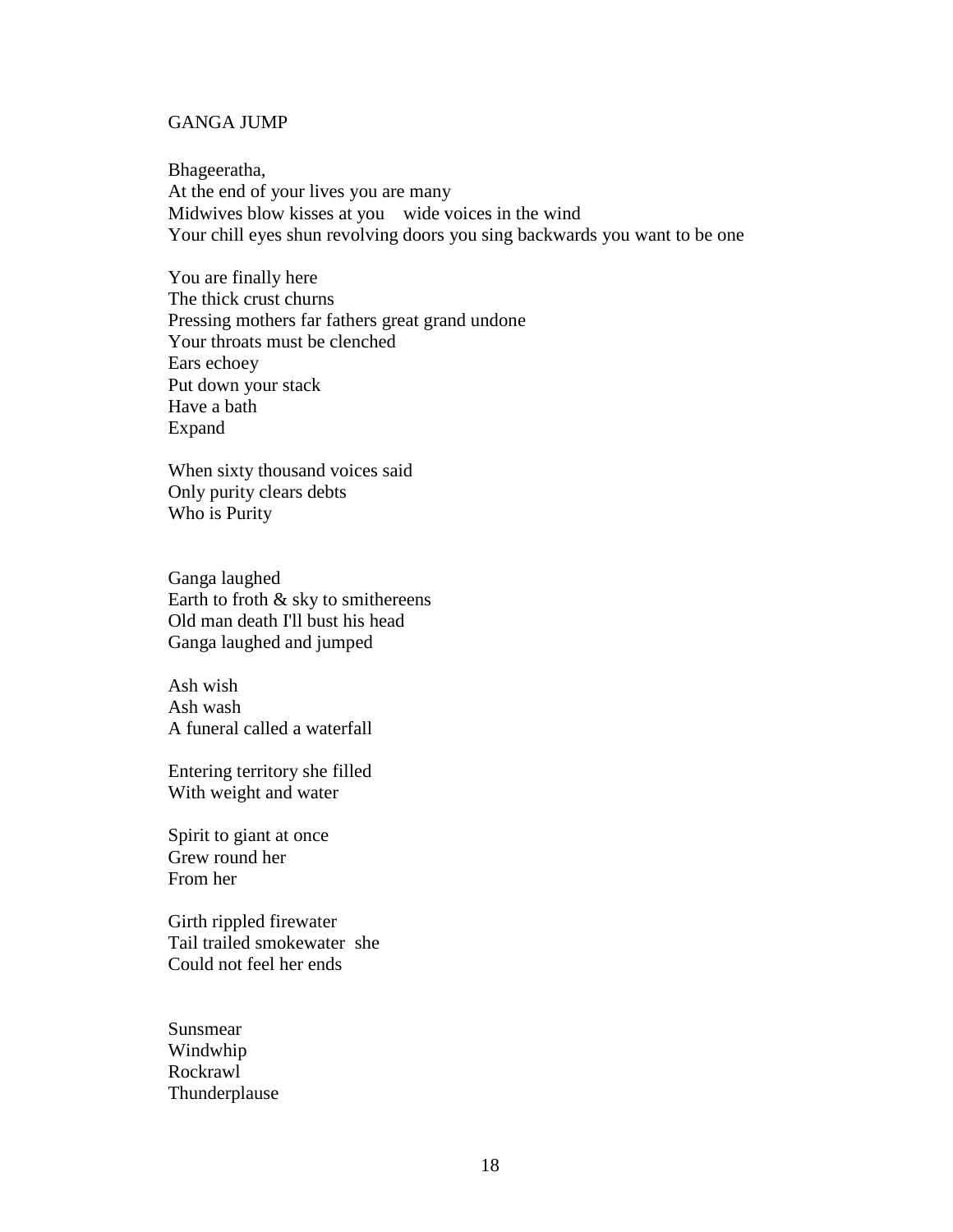GANGA JUMP

Bhageeratha,
At the end of your lives you are many
Midwives blow kisses at you    wide voices in the wind
Your chill eyes shun revolving doors you sing backwards you want to be one

You are finally here
The thick crust churns
Pressing mothers far fathers great grand undone
Your throats must be clenched
Ears echoey
Put down your stack
Have a bath
Expand

When sixty thousand voices said
Only purity clears debts
Who is Purity

Ganga laughed
Earth to froth & sky to smithereens
Old man death I'll bust his head
Ganga laughed and jumped

Ash wish
Ash wash
A funeral called a waterfall

Entering territory she filled
With weight and water

Spirit to giant at once
Grew round her
From her

Girth rippled firewater
Tail trailed smokewater  she
Could not feel her ends

Sunsmear
Windwhip
Rockrawl
Thunderplause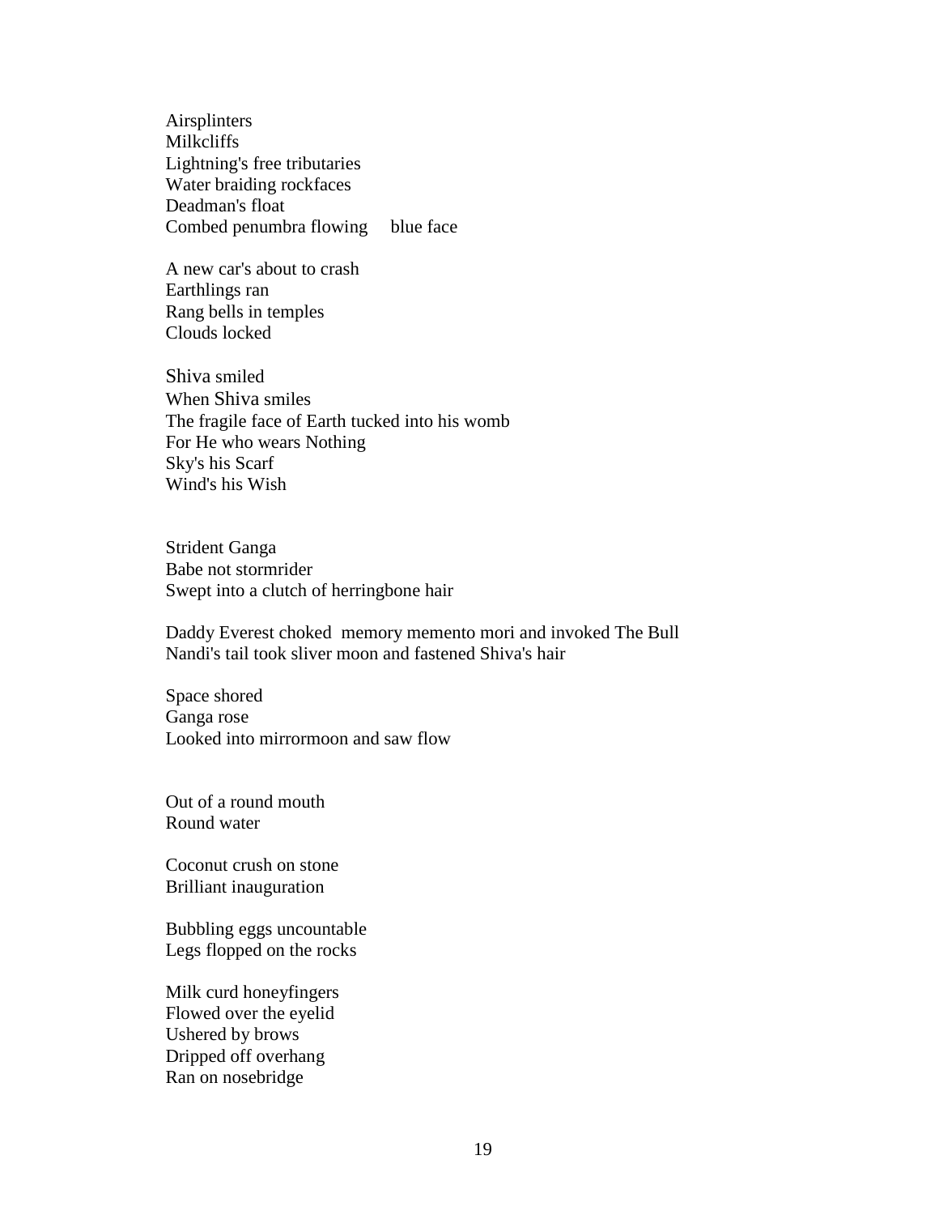Airsplinters  
Milkcliffs  
Lightning's free tributaries  
Water braiding rockfaces  
Deadman's float  
Combed penumbra flowing     blue face

A new car's about to crash  
Earthlings ran  
Rang bells in temples  
Clouds locked

Shiva smiled  
When Shiva smiles  
The fragile face of Earth tucked into his womb  
For He who wears Nothing  
Sky's his Scarf  
Wind's his Wish

Strident Ganga  
Babe not stormrider  
Swept into a clutch of herringbone hair

Daddy Everest choked  memory memento mori and invoked The Bull  
Nandi's tail took sliver moon and fastened Shiva's hair

Space shored  
Ganga rose  
Looked into mirrormoon and saw flow

Out of a round mouth  
Round water

Coconut crush on stone  
Brilliant inauguration

Bubbling eggs uncountable  
Legs flopped on the rocks

Milk curd honeyfingers  
Flowed over the eyelid  
Ushered by brows  
Dripped off overhang  
Ran on nosebridge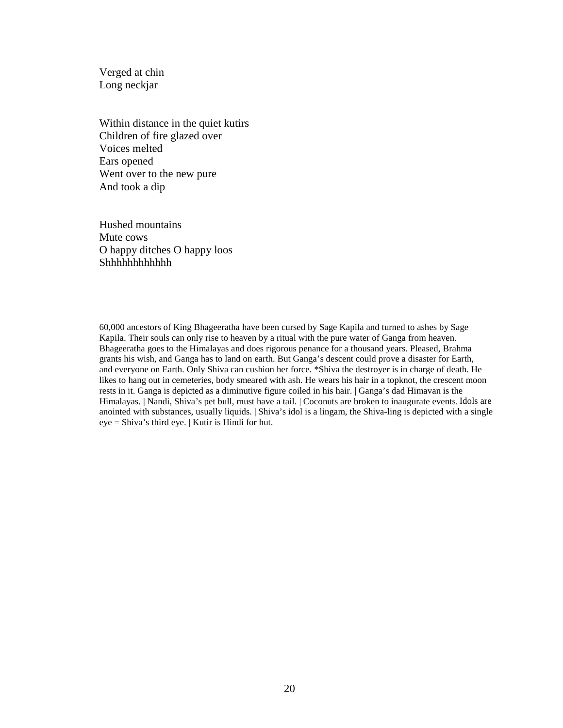Verged at chin  
Long neckjar

Within distance in the quiet kutirs  
Children of fire glazed over  
Voices melted  
Ears opened  
Went over to the new pure  
And took a dip

Hushed mountains  
Mute cows  
O happy ditches O happy loos  
Shhhhhhhhhhhh

60,000 ancestors of King Bhageeratha have been cursed by Sage Kapila and turned to ashes by Sage Kapila. Their souls can only rise to heaven by a ritual with the pure water of Ganga from heaven. Bhageeratha goes to the Himalayas and does rigorous penance for a thousand years. Pleased, Brahma grants his wish, and Ganga has to land on earth. But Ganga's descent could prove a disaster for Earth, and everyone on Earth. Only Shiva can cushion her force. *Shiva the destroyer is in charge of death. He likes to hang out in cemeteries, body smeared with ash. He wears his hair in a topknot, the crescent moon rests in it. Ganga is depicted as a diminutive figure coiled in his hair. | Ganga's dad Himavan is the Himalayas. | Nandi, Shiva's pet bull, must have a tail. | Coconuts are broken to inaugurate events. Idols are anointed with substances, usually liquids. | Shiva's idol is a lingam, the Shiva-ling is depicted with a single eye = Shiva's third eye. | Kutir is Hindi for hut.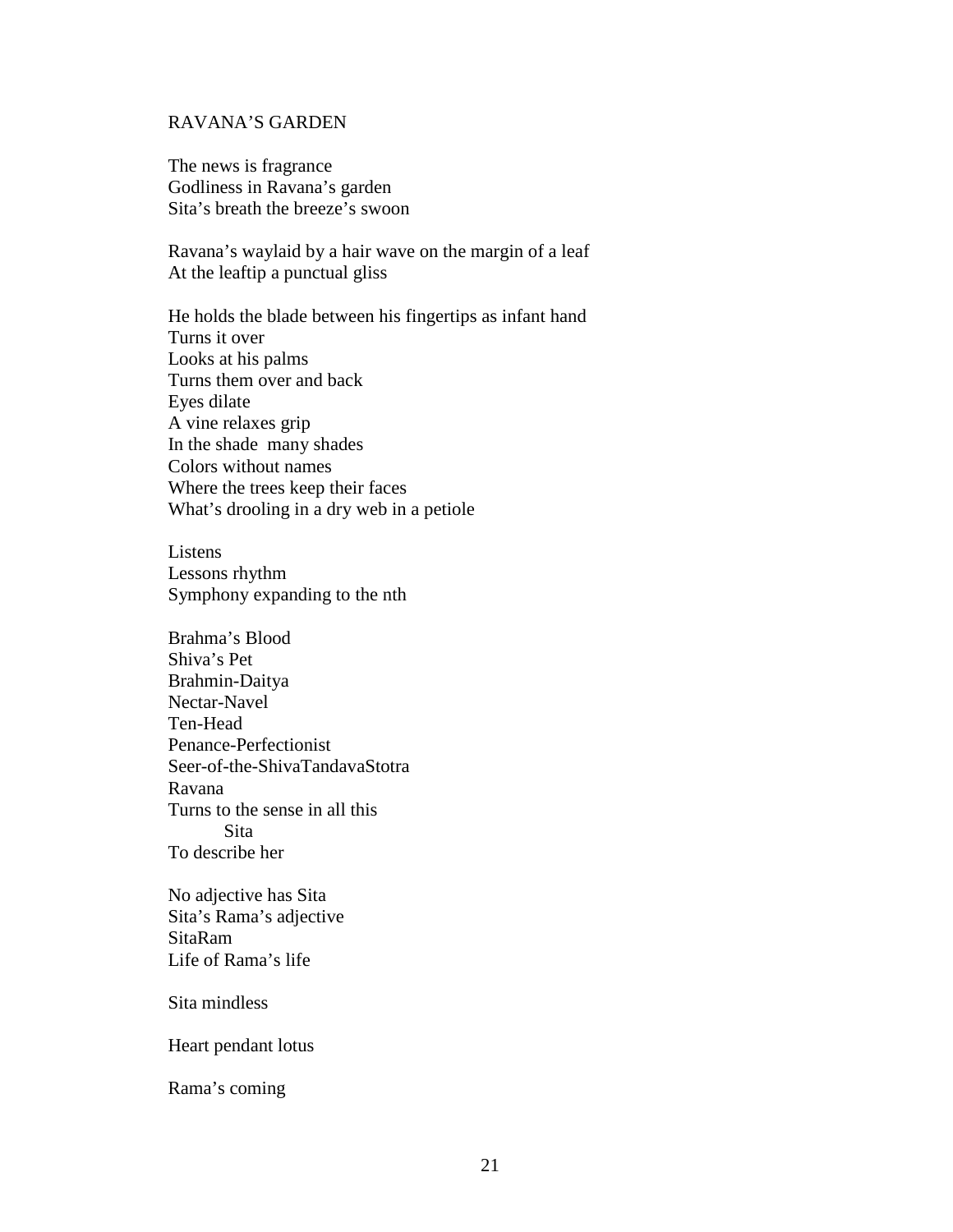## RAVANA'S GARDEN

The news is fragrance  
Godliness in Ravana's garden  
Sita's breath the breeze's swoon

Ravana's waylaid by a hair wave on the margin of a leaf  
At the leaftip a punctual gliss

He holds the blade between his fingertips as infant hand  
Turns it over  
Looks at his palms  
Turns them over and back  
Eyes dilate  
A vine relaxes grip  
In the shade  many shades  
Colors without names  
Where the trees keep their faces  
What's drooling in a dry web in a petiole

Listens  
Lessons rhythm  
Symphony expanding to the nth

Brahma's Blood  
Shiva's Pet  
Brahmin-Daitya  
Nectar-Navel  
Ten-Head  
Penance-Perfectionist  
Seer-of-the-ShivaTandavaStotra  
Ravana  
Turns to the sense in all this  
&nbsp;&nbsp;&nbsp;&nbsp;&nbsp;&nbsp;&nbsp;&nbsp;&nbsp;&nbsp;Sita  
To describe her

No adjective has Sita  
Sita's Rama's adjective  
SitaRam  
Life of Rama's life

Sita mindless

Heart pendant lotus

Rama's coming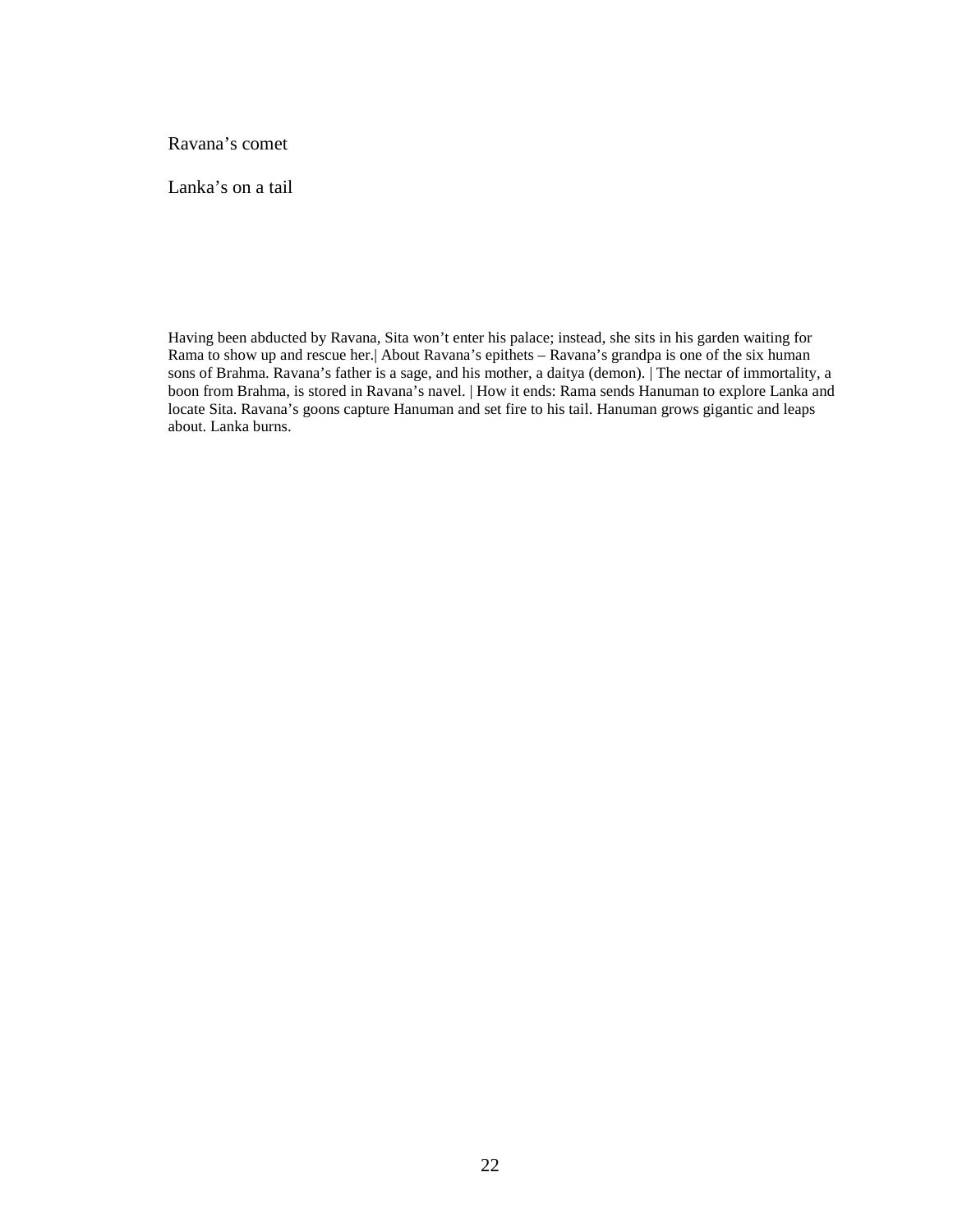Ravana’s comet

Lanka’s on a tail

Having been abducted by Ravana, Sita won’t enter his palace; instead, she sits in his garden waiting for Rama to show up and rescue her.| About Ravana’s epithets – Ravana’s grandpa is one of the six human sons of Brahma. Ravana’s father is a sage, and his mother, a daitya (demon). | The nectar of immortality, a boon from Brahma, is stored in Ravana’s navel. | How it ends: Rama sends Hanuman to explore Lanka and locate Sita. Ravana’s goons capture Hanuman and set fire to his tail. Hanuman grows gigantic and leaps about. Lanka burns.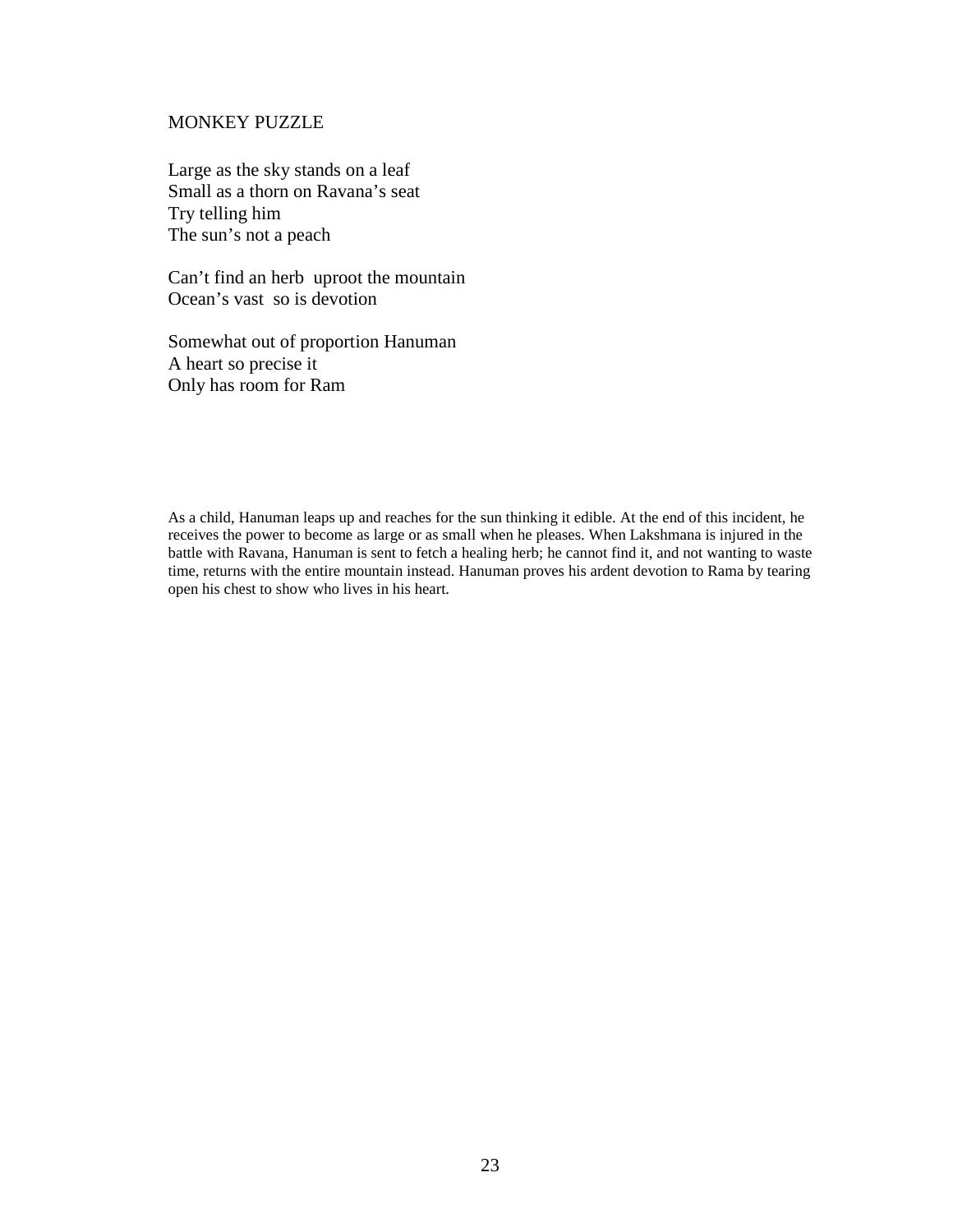## MONKEY PUZZLE

Large as the sky stands on a leaf  
Small as a thorn on Ravana's seat  
Try telling him  
The sun's not a peach

Can't find an herb  uproot the mountain  
Ocean's vast  so is devotion

Somewhat out of proportion Hanuman  
A heart so precise it  
Only has room for Ram

As a child, Hanuman leaps up and reaches for the sun thinking it edible. At the end of this incident, he receives the power to become as large or as small when he pleases. When Lakshmana is injured in the battle with Ravana, Hanuman is sent to fetch a healing herb; he cannot find it, and not wanting to waste time, returns with the entire mountain instead. Hanuman proves his ardent devotion to Rama by tearing open his chest to show who lives in his heart.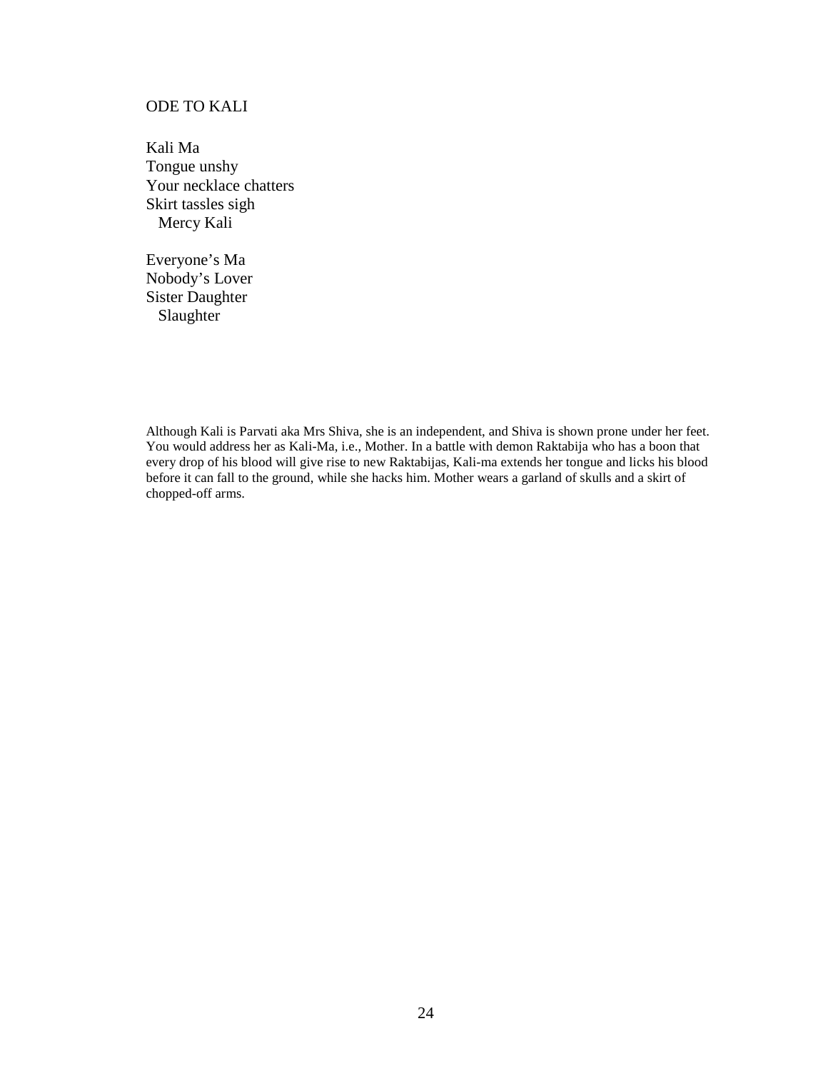## ODE TO KALI

Kali Ma  
Tongue unshy  
Your necklace chatters  
Skirt tassles sigh  
&nbsp;&nbsp;&nbsp;Mercy Kali

Everyone's Ma  
Nobody's Lover  
Sister Daughter  
&nbsp;&nbsp;&nbsp;Slaughter

Although Kali is Parvati aka Mrs Shiva, she is an independent, and Shiva is shown prone under her feet. You would address her as Kali-Ma, i.e., Mother. In a battle with demon Raktabija who has a boon that every drop of his blood will give rise to new Raktabijas, Kali-ma extends her tongue and licks his blood before it can fall to the ground, while she hacks him. Mother wears a garland of skulls and a skirt of chopped-off arms.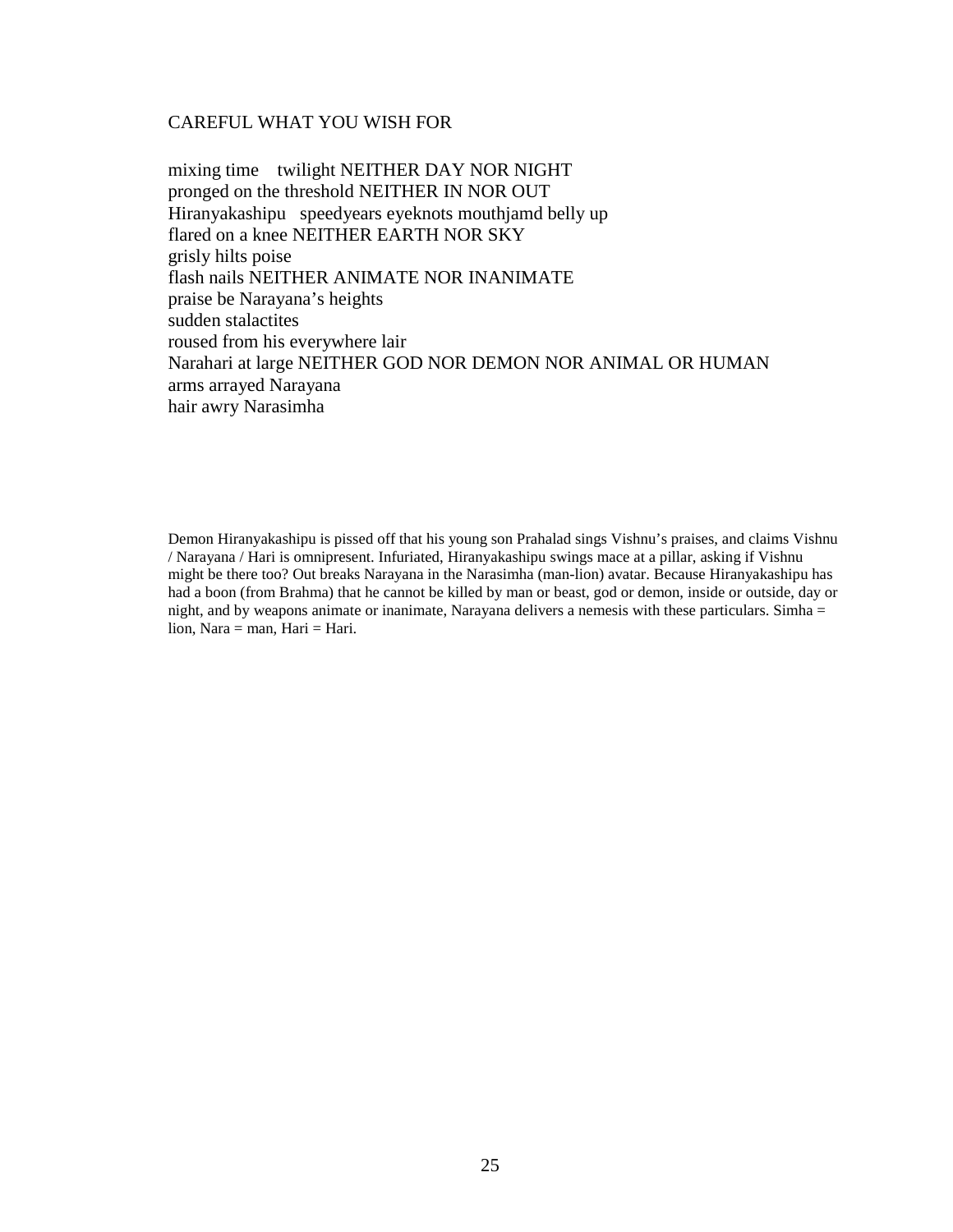CAREFUL WHAT YOU WISH FOR

mixing time    twilight NEITHER DAY NOR NIGHT  
pronged on the threshold NEITHER IN NOR OUT  
Hiranyakashipu   speedyears eyeknots mouthjamd belly up  
flared on a knee NEITHER EARTH NOR SKY  
grisly hilts poise  
flash nails NEITHER ANIMATE NOR INANIMATE  
praise be Narayana's heights  
sudden stalactites  
roused from his everywhere lair  
Narahari at large NEITHER GOD NOR DEMON NOR ANIMAL OR HUMAN  
arms arrayed Narayana  
hair awry Narasimha

Demon Hiranyakashipu is pissed off that his young son Prahalad sings Vishnu's praises, and claims Vishnu / Narayana / Hari is omnipresent. Infuriated, Hiranyakashipu swings mace at a pillar, asking if Vishnu might be there too? Out breaks Narayana in the Narasimha (man-lion) avatar. Because Hiranyakashipu has had a boon (from Brahma) that he cannot be killed by man or beast, god or demon, inside or outside, day or night, and by weapons animate or inanimate, Narayana delivers a nemesis with these particulars. Simha = lion, Nara = man, Hari = Hari.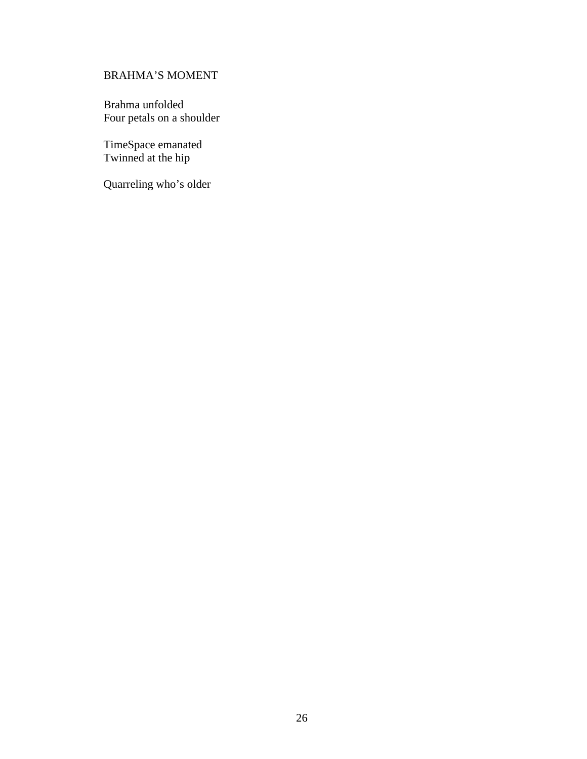## BRAHMA'S MOMENT

Brahma unfolded
Four petals on a shoulder

TimeSpace emanated
Twinned at the hip

Quarreling who's older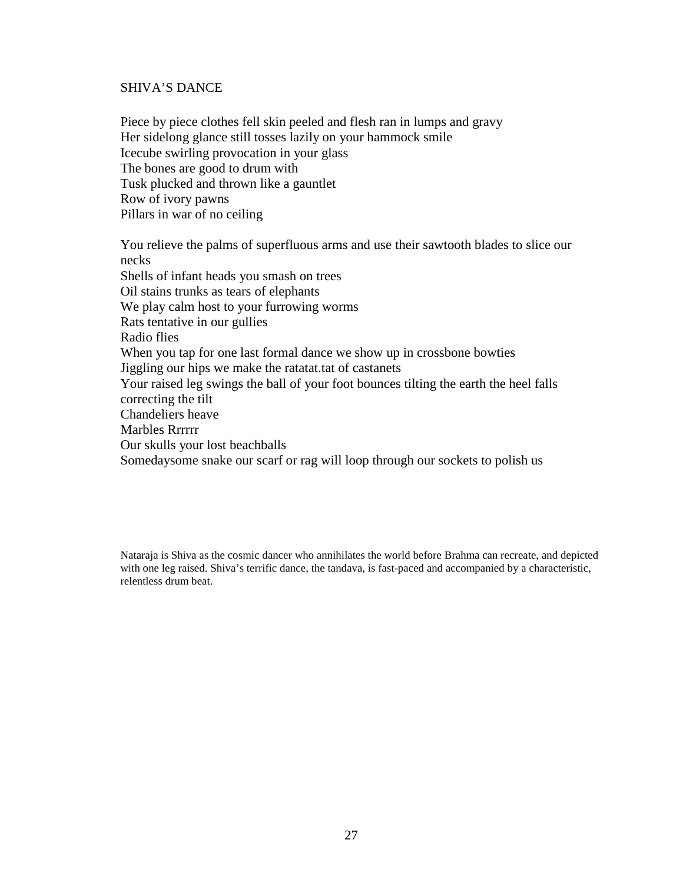## SHIVA'S DANCE

Piece by piece clothes fell skin peeled and flesh ran in lumps and gravy
Her sidelong glance still tosses lazily on your hammock smile
Icecube swirling provocation in your glass
The bones are good to drum with
Tusk plucked and thrown like a gauntlet
Row of ivory pawns
Pillars in war of no ceiling

You relieve the palms of superfluous arms and use their sawtooth blades to slice our necks
Shells of infant heads you smash on trees
Oil stains trunks as tears of elephants
We play calm host to your furrowing worms
Rats tentative in our gullies
Radio flies
When you tap for one last formal dance we show up in crossbone bowties
Jiggling our hips we make the ratatat.tat of castanets
Your raised leg swings the ball of your foot bounces tilting the earth the heel falls correcting the tilt
Chandeliers heave
Marbles Rrrrrr
Our skulls your lost beachballs
Somedaysome snake our scarf or rag will loop through our sockets to polish us

Nataraja is Shiva as the cosmic dancer who annihilates the world before Brahma can recreate, and depicted with one leg raised. Shiva's terrific dance, the tandava, is fast-paced and accompanied by a characteristic, relentless drum beat.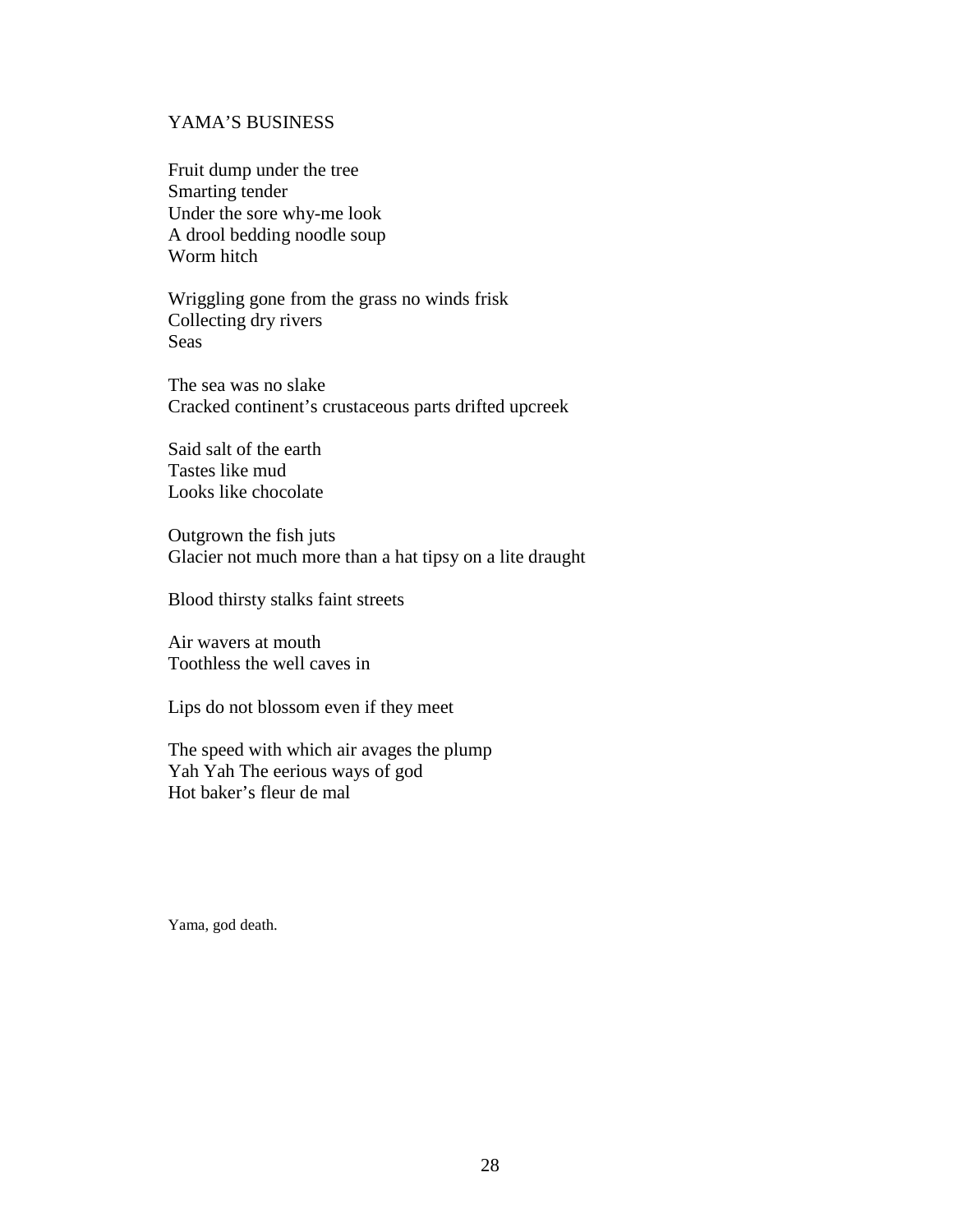## YAMA'S BUSINESS

Fruit dump under the tree  
Smarting tender  
Under the sore why-me look  
A drool bedding noodle soup  
Worm hitch

Wriggling gone from the grass no winds frisk  
Collecting dry rivers  
Seas

The sea was no slake  
Cracked continent's crustaceous parts drifted upcreek

Said salt of the earth  
Tastes like mud  
Looks like chocolate

Outgrown the fish juts  
Glacier not much more than a hat tipsy on a lite draught

Blood thirsty stalks faint streets

Air wavers at mouth  
Toothless the well caves in

Lips do not blossom even if they meet

The speed with which air avages the plump  
Yah Yah The eerious ways of god  
Hot baker's fleur de mal

Yama, god death.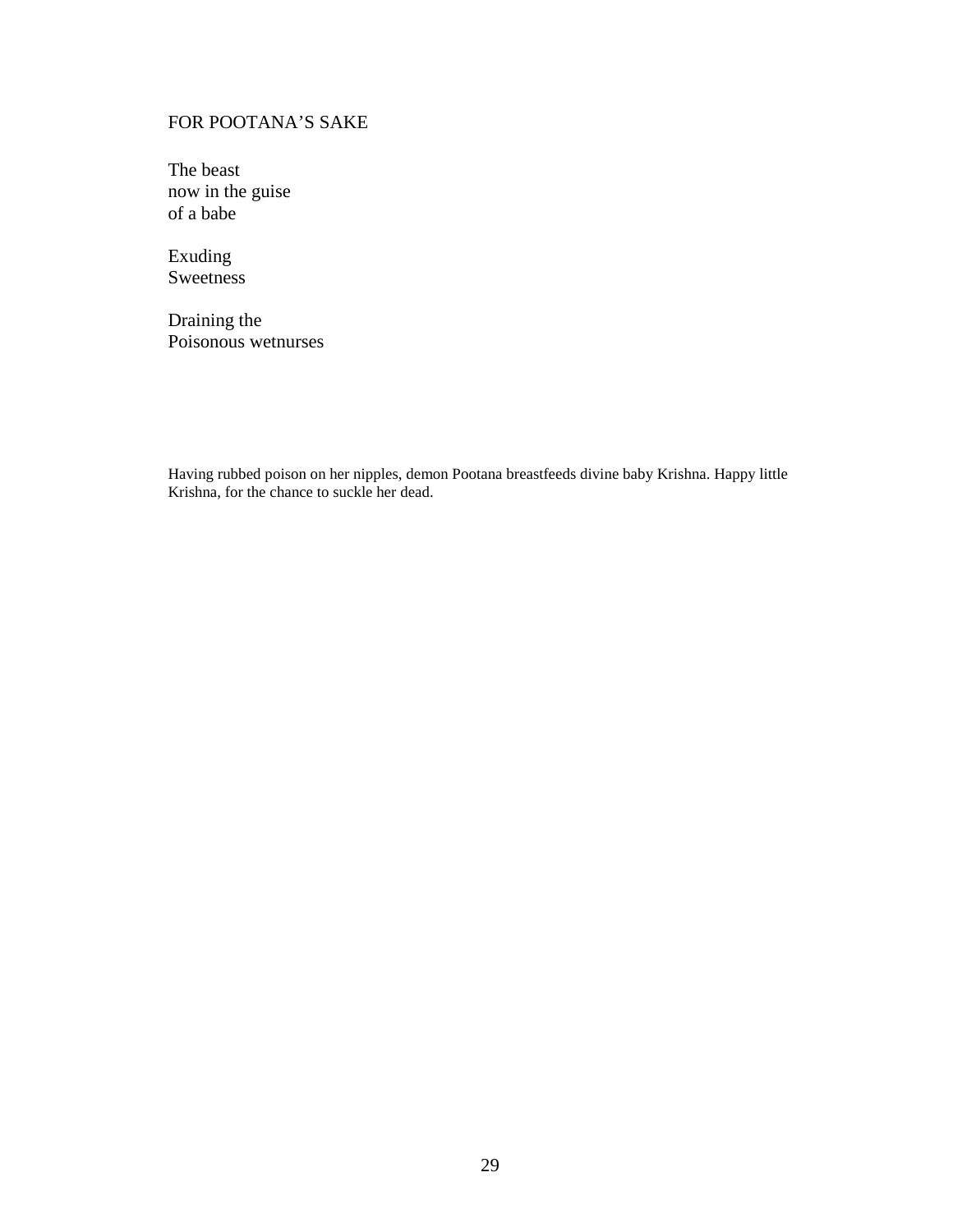## FOR POOTANA'S SAKE

The beast  
now in the guise  
of a babe

Exuding  
Sweetness

Draining the  
Poisonous wetnurses

Having rubbed poison on her nipples, demon Pootana breastfeeds divine baby Krishna. Happy little Krishna, for the chance to suckle her dead.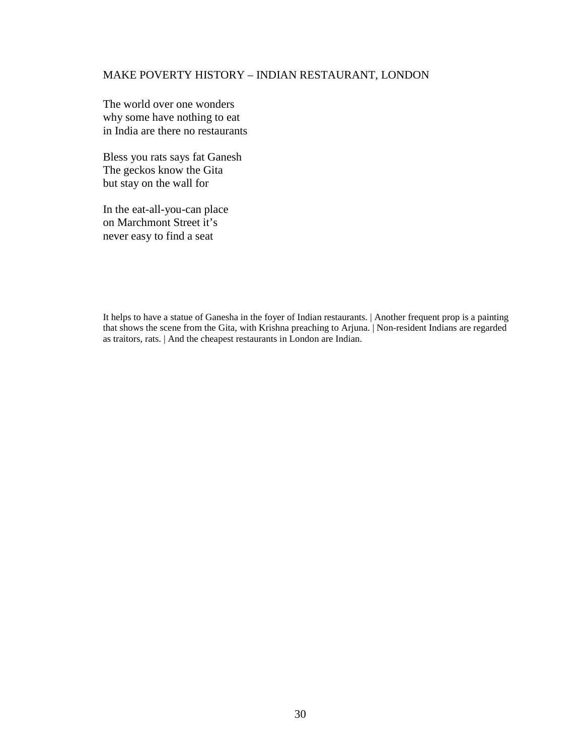## MAKE POVERTY HISTORY – INDIAN RESTAURANT, LONDON

The world over one wonders  
why some have nothing to eat  
in India are there no restaurants

Bless you rats says fat Ganesh  
The geckos know the Gita  
but stay on the wall for

In the eat-all-you-can place  
on Marchmont Street it's  
never easy to find a seat

It helps to have a statue of Ganesha in the foyer of Indian restaurants. | Another frequent prop is a painting that shows the scene from the Gita, with Krishna preaching to Arjuna. | Non-resident Indians are regarded as traitors, rats. | And the cheapest restaurants in London are Indian.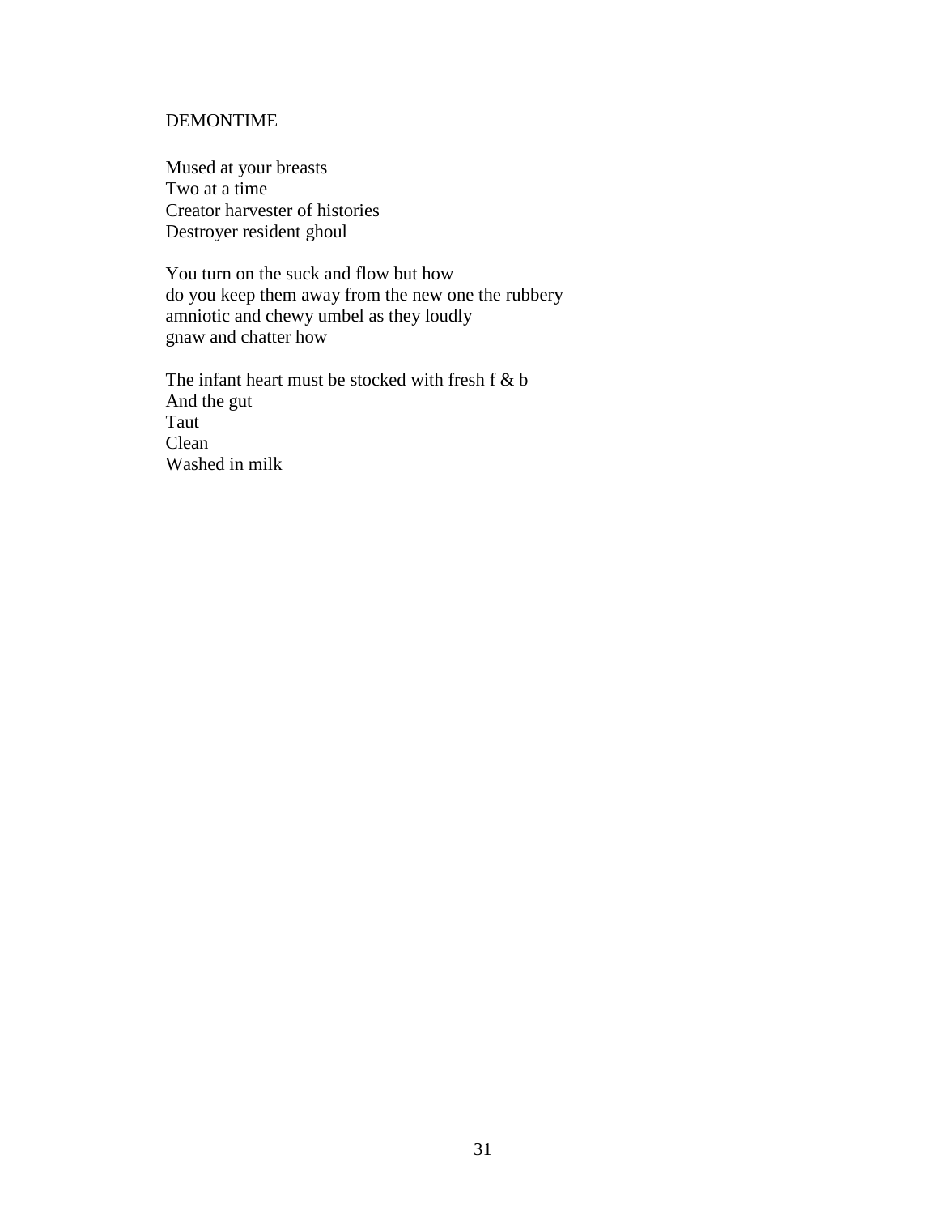DEMONTIME

Mused at your breasts  
Two at a time  
Creator harvester of histories  
Destroyer resident ghoul

You turn on the suck and flow but how  
do you keep them away from the new one the rubbery  
amniotic and chewy umbel as they loudly  
gnaw and chatter how

The infant heart must be stocked with fresh f & b  
And the gut  
Taut  
Clean  
Washed in milk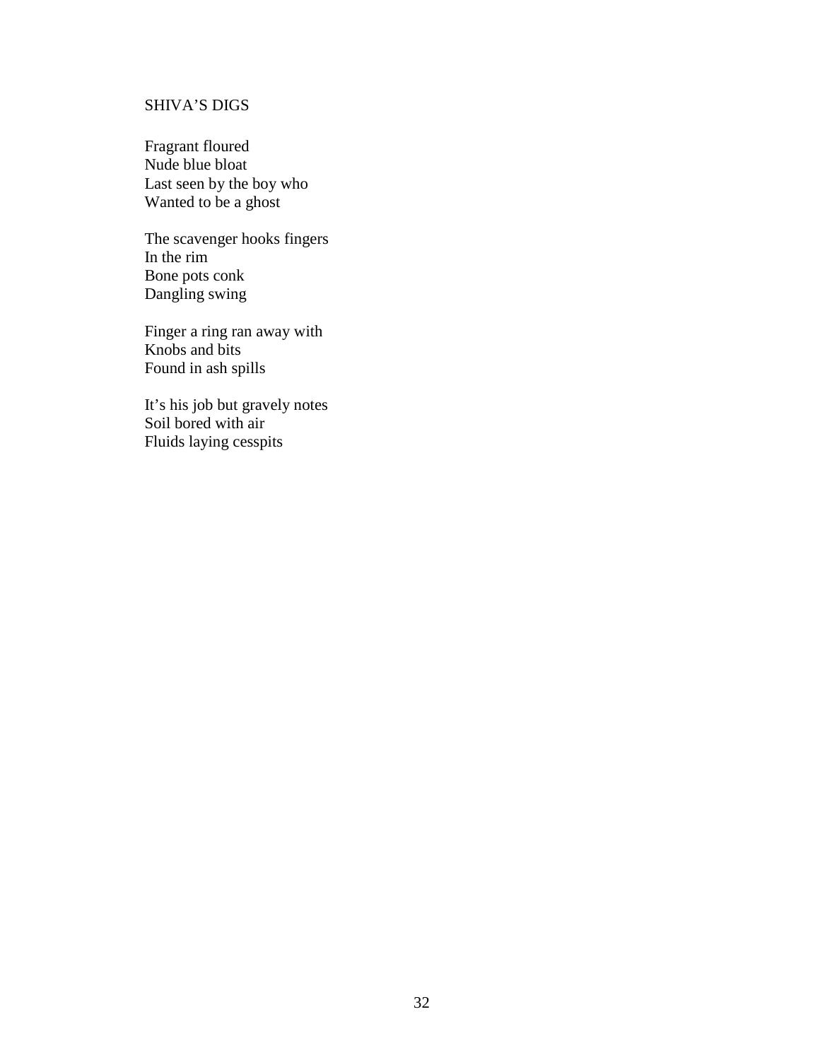## SHIVA'S DIGS

Fragrant floured  
Nude blue bloat  
Last seen by the boy who  
Wanted to be a ghost

The scavenger hooks fingers  
In the rim  
Bone pots conk  
Dangling swing

Finger a ring ran away with  
Knobs and bits  
Found in ash spills

It's his job but gravely notes  
Soil bored with air  
Fluids laying cesspits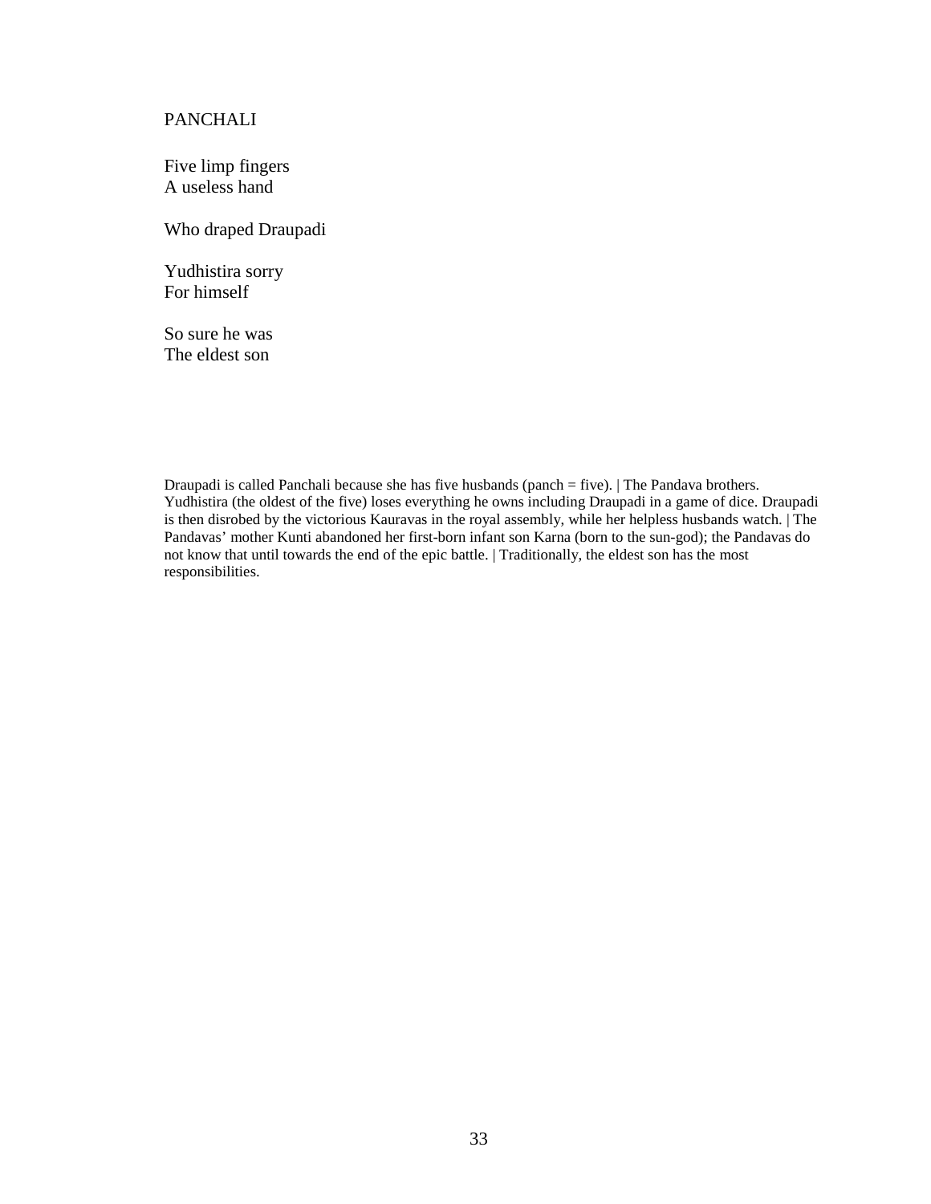## PANCHALI

Five limp fingers  
A useless hand

Who draped Draupadi

Yudhistira sorry  
For himself

So sure he was  
The eldest son

Draupadi is called Panchali because she has five husbands (panch = five). | The Pandava brothers. Yudhistira (the oldest of the five) loses everything he owns including Draupadi in a game of dice. Draupadi is then disrobed by the victorious Kauravas in the royal assembly, while her helpless husbands watch. | The Pandavas' mother Kunti abandoned her first-born infant son Karna (born to the sun-god); the Pandavas do not know that until towards the end of the epic battle. | Traditionally, the eldest son has the most responsibilities.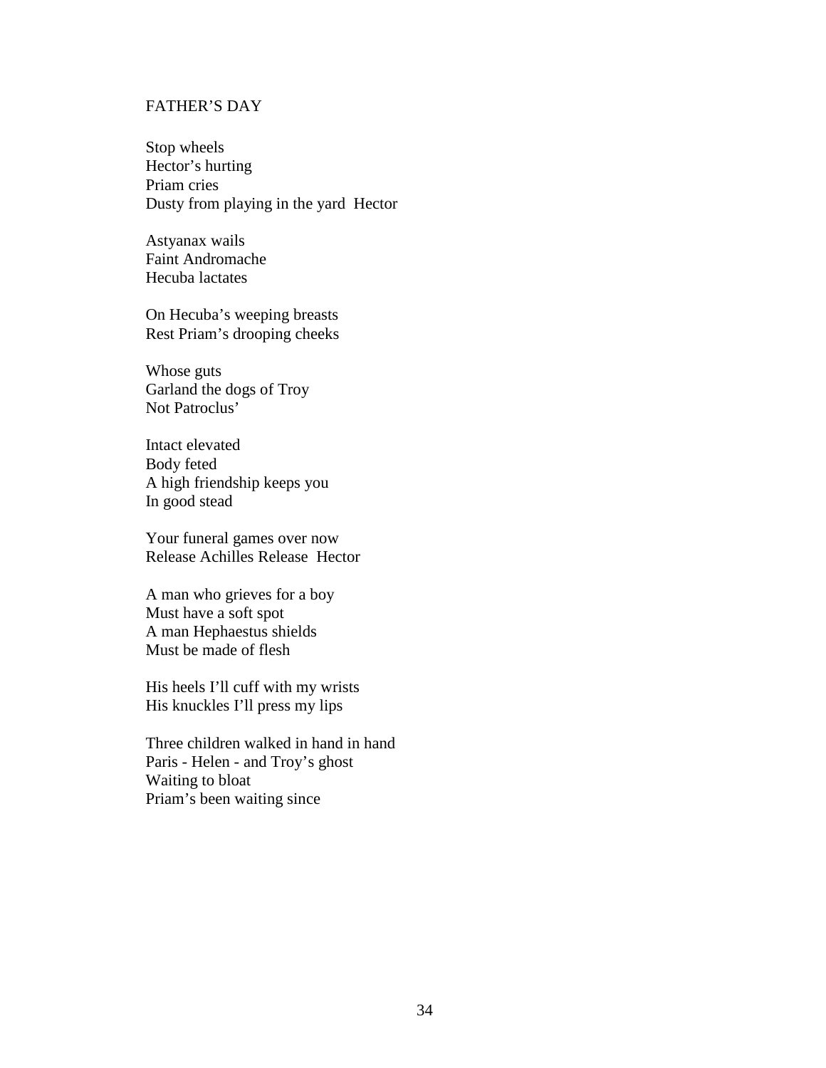# FATHER'S DAY

Stop wheels  
Hector's hurting  
Priam cries  
Dusty from playing in the yard  Hector

Astyanax wails  
Faint Andromache  
Hecuba lactates

On Hecuba's weeping breasts  
Rest Priam's drooping cheeks

Whose guts  
Garland the dogs of Troy  
Not Patroclus'

Intact elevated  
Body feted  
A high friendship keeps you  
In good stead

Your funeral games over now  
Release Achilles Release  Hector

A man who grieves for a boy  
Must have a soft spot  
A man Hephaestus shields  
Must be made of flesh

His heels I'll cuff with my wrists  
His knuckles I'll press my lips

Three children walked in hand in hand  
Paris - Helen - and Troy's ghost  
Waiting to bloat  
Priam's been waiting since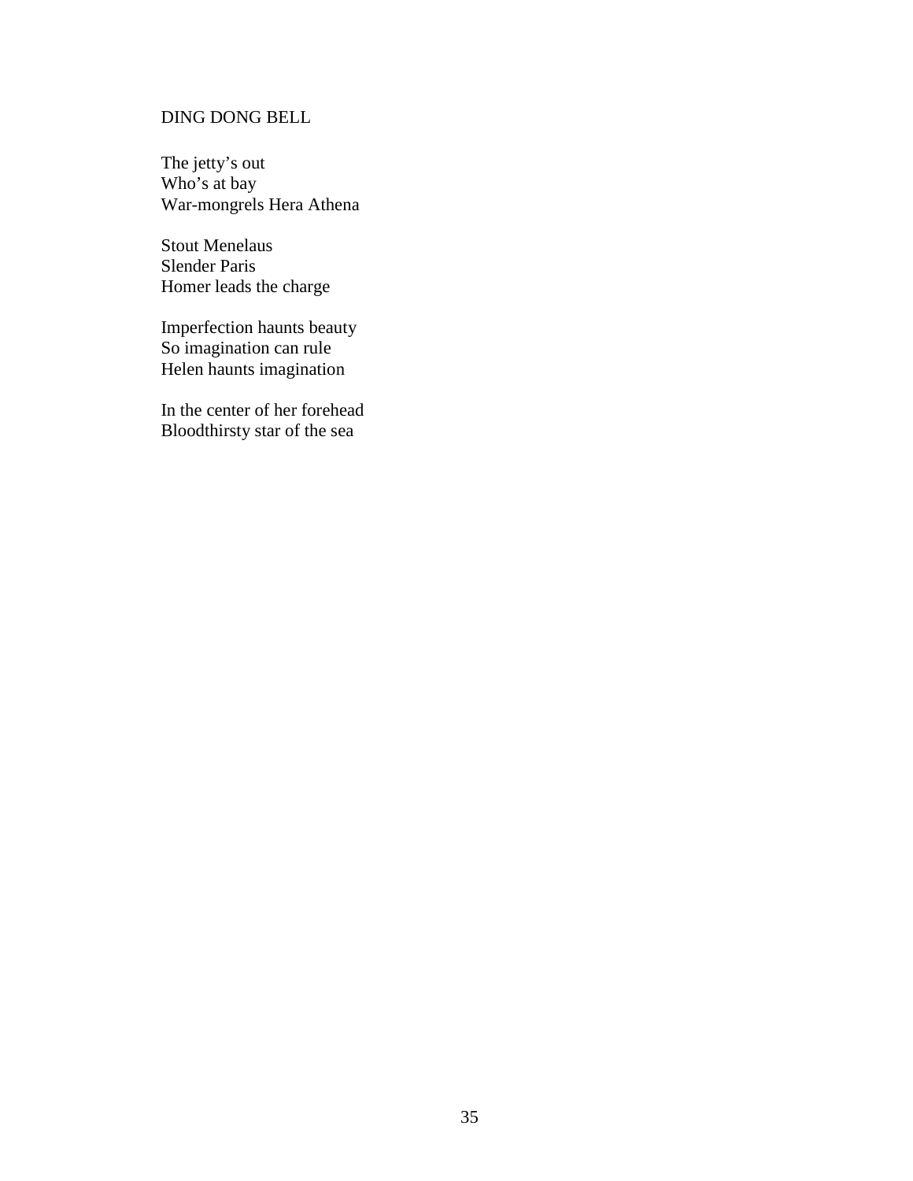## DING DONG BELL

The jetty's out  
Who's at bay  
War-mongrels Hera Athena

Stout Menelaus  
Slender Paris  
Homer leads the charge

Imperfection haunts beauty  
So imagination can rule  
Helen haunts imagination

In the center of her forehead  
Bloodthirsty star of the sea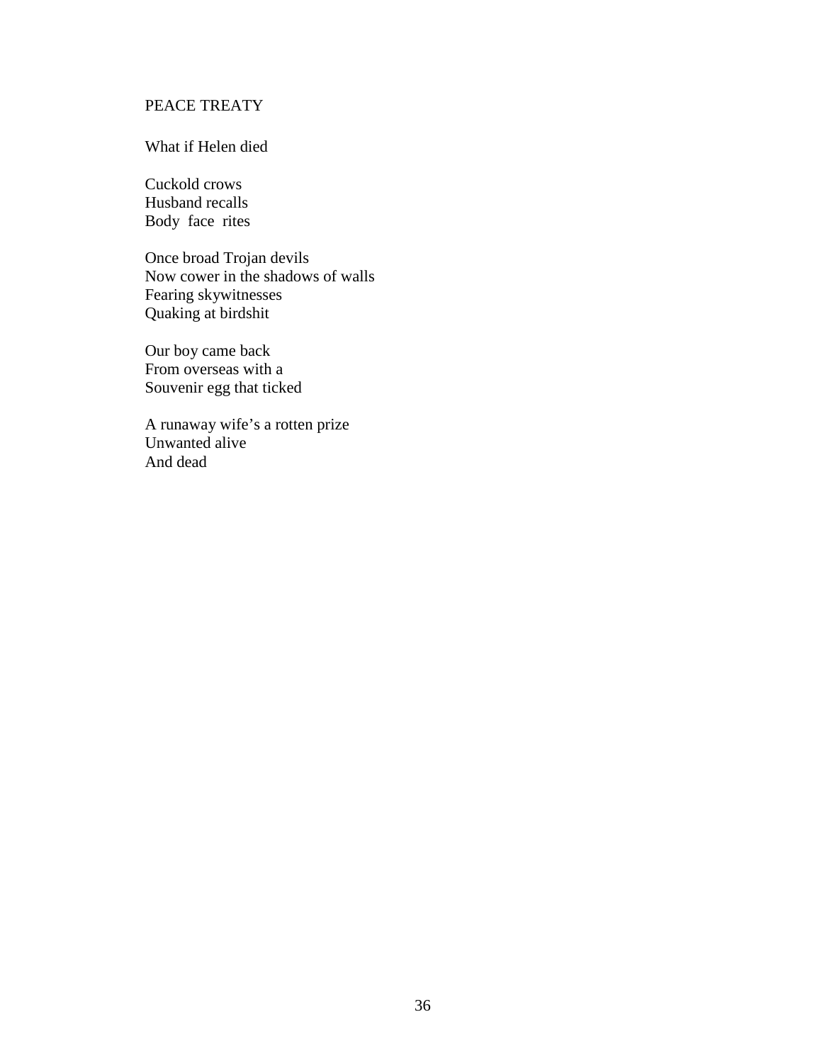## PEACE TREATY

What if Helen died

Cuckold crows  
Husband recalls  
Body  face  rites

Once broad Trojan devils  
Now cower in the shadows of walls  
Fearing skywitnesses  
Quaking at birdshit

Our boy came back  
From overseas with a  
Souvenir egg that ticked

A runaway wife's a rotten prize  
Unwanted alive  
And dead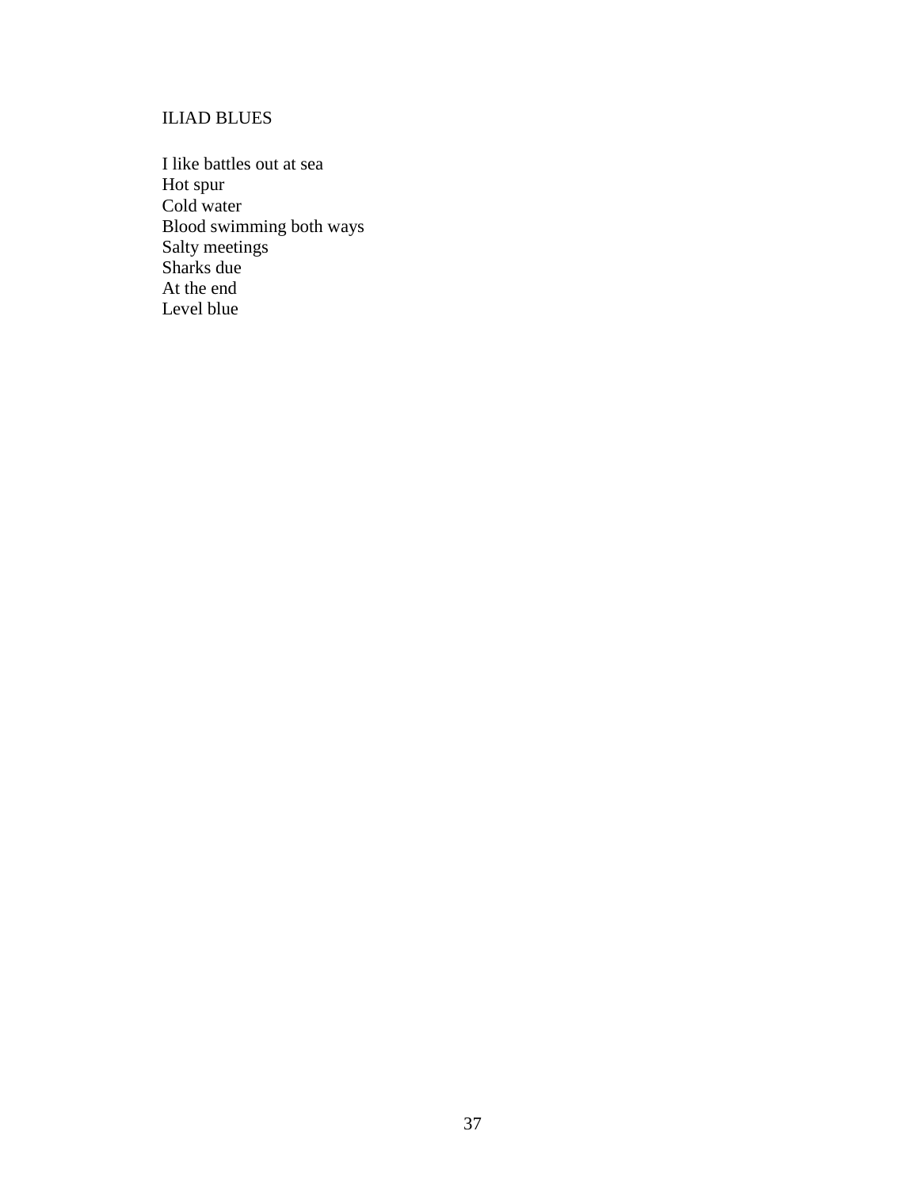## ILIAD BLUES

I like battles out at sea  
Hot spur  
Cold water  
Blood swimming both ways  
Salty meetings  
Sharks due  
At the end  
Level blue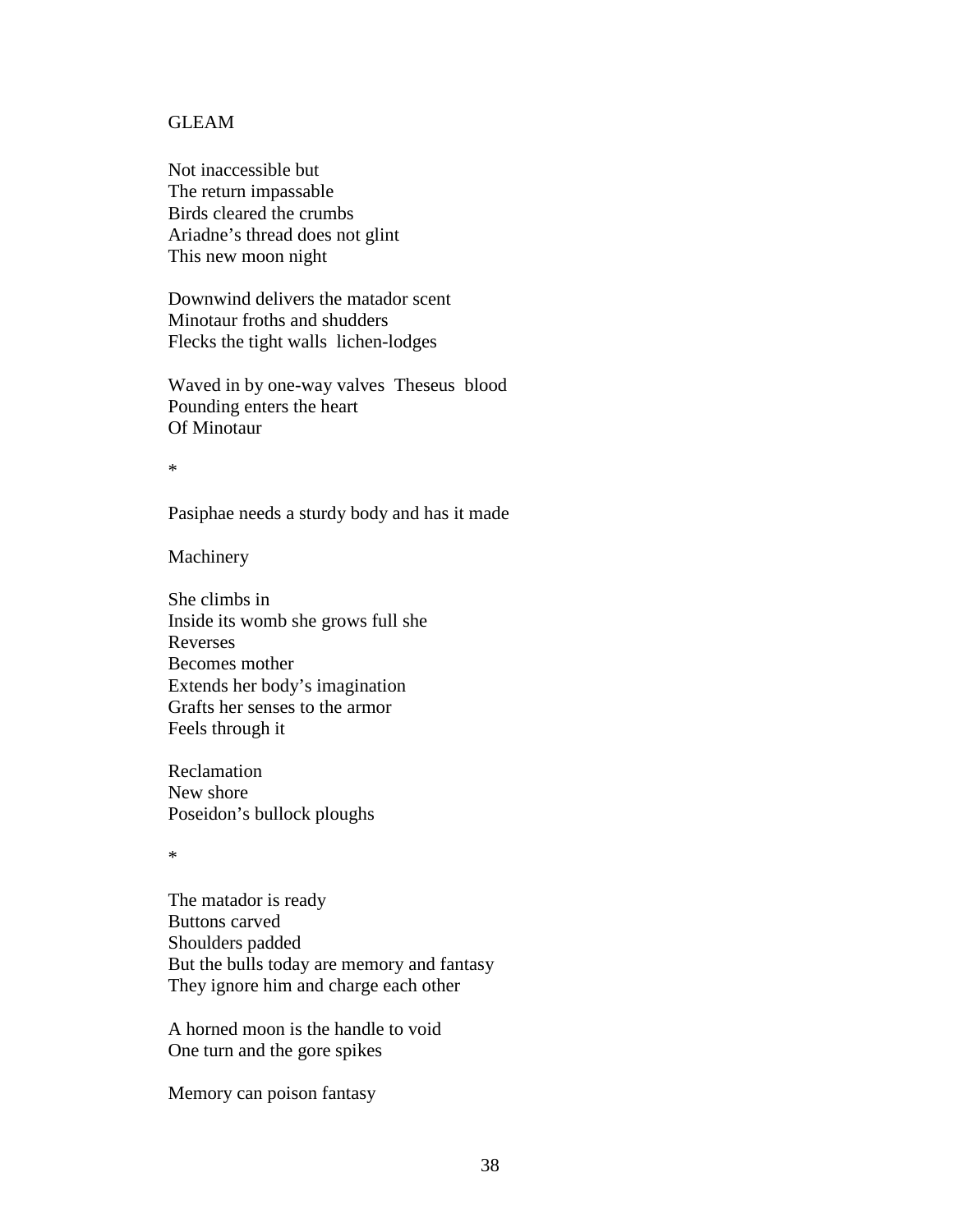GLEAM

Not inaccessible but  
The return impassable  
Birds cleared the crumbs  
Ariadne's thread does not glint  
This new moon night

Downwind delivers the matador scent  
Minotaur froths and shudders  
Flecks the tight walls  lichen-lodges

Waved in by one-way valves  Theseus  blood  
Pounding enters the heart  
Of Minotaur

*

Pasiphae needs a sturdy body and has it made

Machinery

She climbs in  
Inside its womb she grows full she  
Reverses  
Becomes mother  
Extends her body's imagination  
Grafts her senses to the armor  
Feels through it

Reclamation  
New shore  
Poseidon's bullock ploughs

*

The matador is ready  
Buttons carved  
Shoulders padded  
But the bulls today are memory and fantasy  
They ignore him and charge each other

A horned moon is the handle to void  
One turn and the gore spikes

Memory can poison fantasy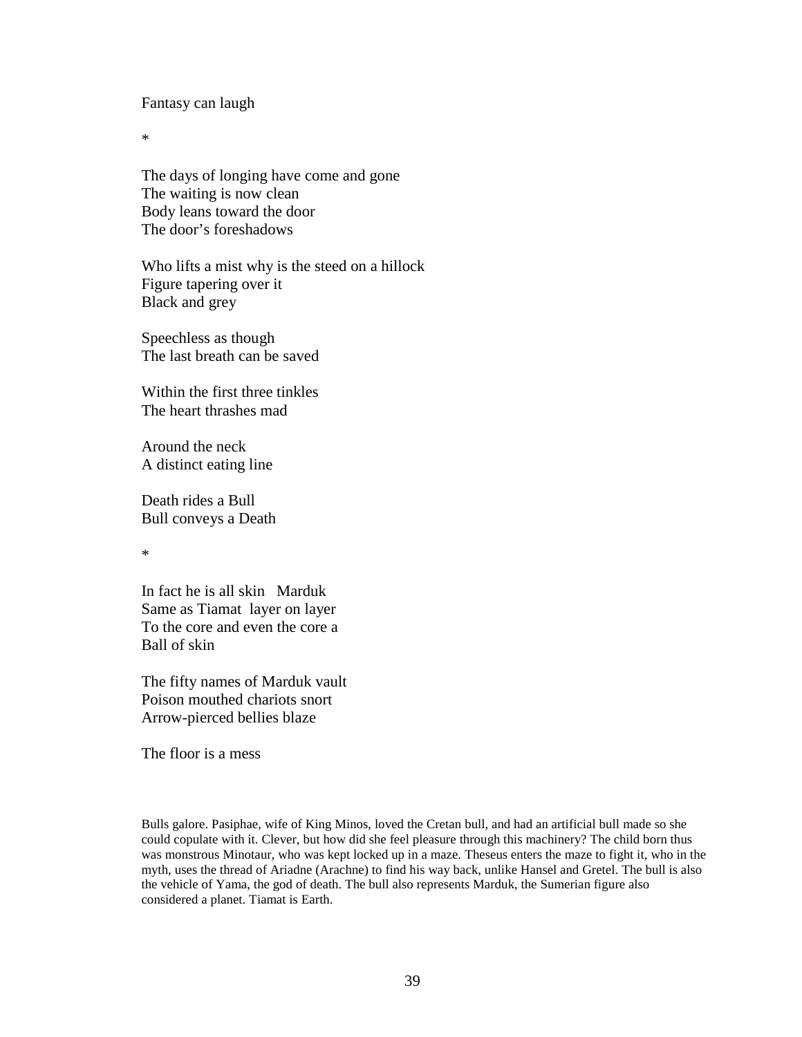Fantasy can laugh

*

The days of longing have come and gone  
The waiting is now clean  
Body leans toward the door  
The door's foreshadows

Who lifts a mist why is the steed on a hillock  
Figure tapering over it  
Black and grey

Speechless as though  
The last breath can be saved

Within the first three tinkles  
The heart thrashes mad

Around the neck  
A distinct eating line

Death rides a Bull  
Bull conveys a Death

*

In fact he is all skin   Marduk  
Same as Tiamat  layer on layer  
To the core and even the core a  
Ball of skin

The fifty names of Marduk vault  
Poison mouthed chariots snort  
Arrow-pierced bellies blaze

The floor is a mess

Bulls galore. Pasiphae, wife of King Minos, loved the Cretan bull, and had an artificial bull made so she could copulate with it. Clever, but how did she feel pleasure through this machinery? The child born thus was monstrous Minotaur, who was kept locked up in a maze. Theseus enters the maze to fight it, who in the myth, uses the thread of Ariadne (Arachne) to find his way back, unlike Hansel and Gretel. The bull is also the vehicle of Yama, the god of death. The bull also represents Marduk, the Sumerian figure also considered a planet. Tiamat is Earth.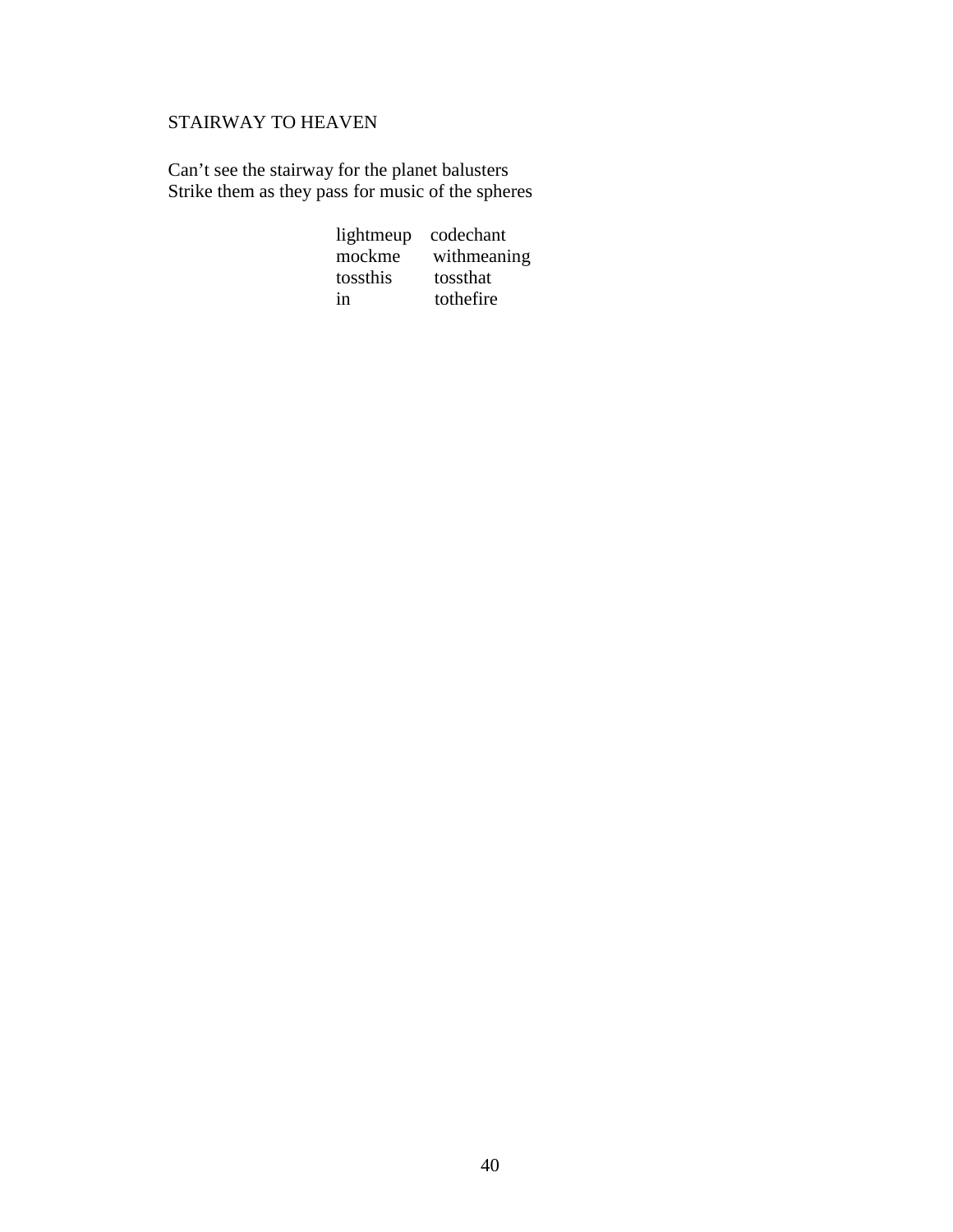## STAIRWAY TO HEAVEN

Can’t see the stairway for the planet balusters
Strike them as they pass for music of the spheres

```
lightmeup    codechant
mockme       withmeaning
tossthis     tossthat
in           tothefire
```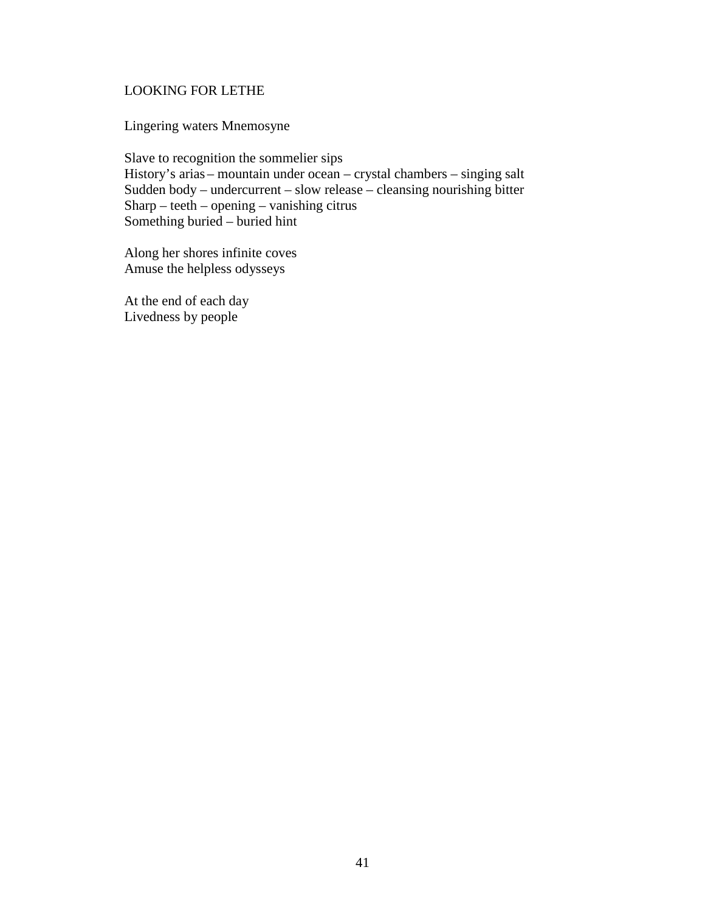## LOOKING FOR LETHE

Lingering waters Mnemosyne

Slave to recognition the sommelier sips  
History's arias – mountain under ocean – crystal chambers – singing salt  
Sudden body – undercurrent – slow release – cleansing nourishing bitter  
Sharp – teeth – opening – vanishing citrus  
Something buried – buried hint

Along her shores infinite coves  
Amuse the helpless odysseys

At the end of each day  
Livedness by people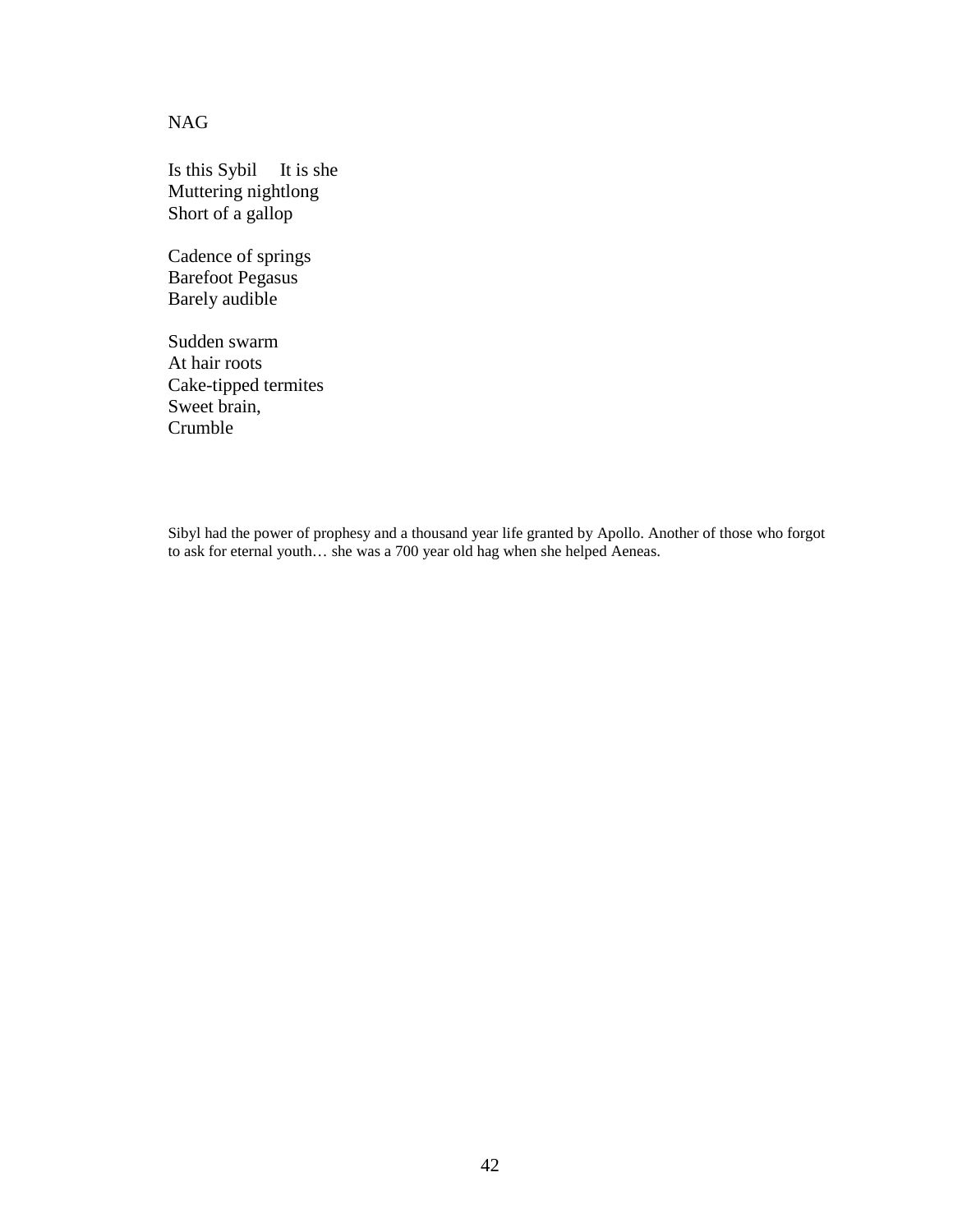NAG

Is this Sybil     It is she  
Muttering nightlong  
Short of a gallop

Cadence of springs  
Barefoot Pegasus  
Barely audible

Sudden swarm  
At hair roots  
Cake-tipped termites  
Sweet brain,  
Crumble

Sibyl had the power of prophesy and a thousand year life granted by Apollo. Another of those who forgot to ask for eternal youth… she was a 700 year old hag when she helped Aeneas.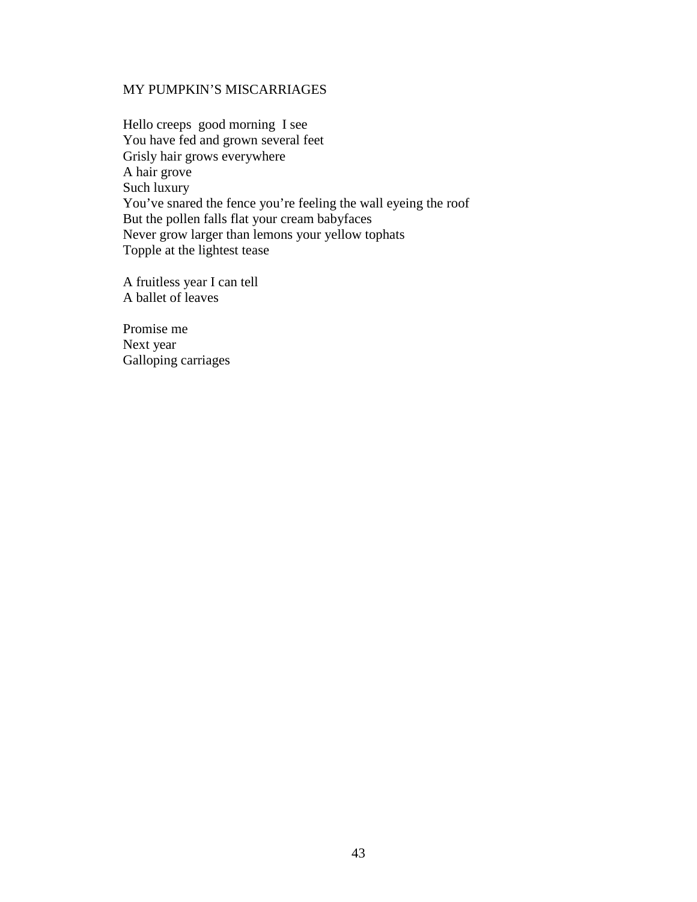MY PUMPKIN'S MISCARRIAGES

Hello creeps  good morning  I see  
You have fed and grown several feet  
Grisly hair grows everywhere  
A hair grove  
Such luxury  
You've snared the fence you're feeling the wall eyeing the roof  
But the pollen falls flat your cream babyfaces  
Never grow larger than lemons your yellow tophats  
Topple at the lightest tease

A fruitless year I can tell  
A ballet of leaves

Promise me  
Next year  
Galloping carriages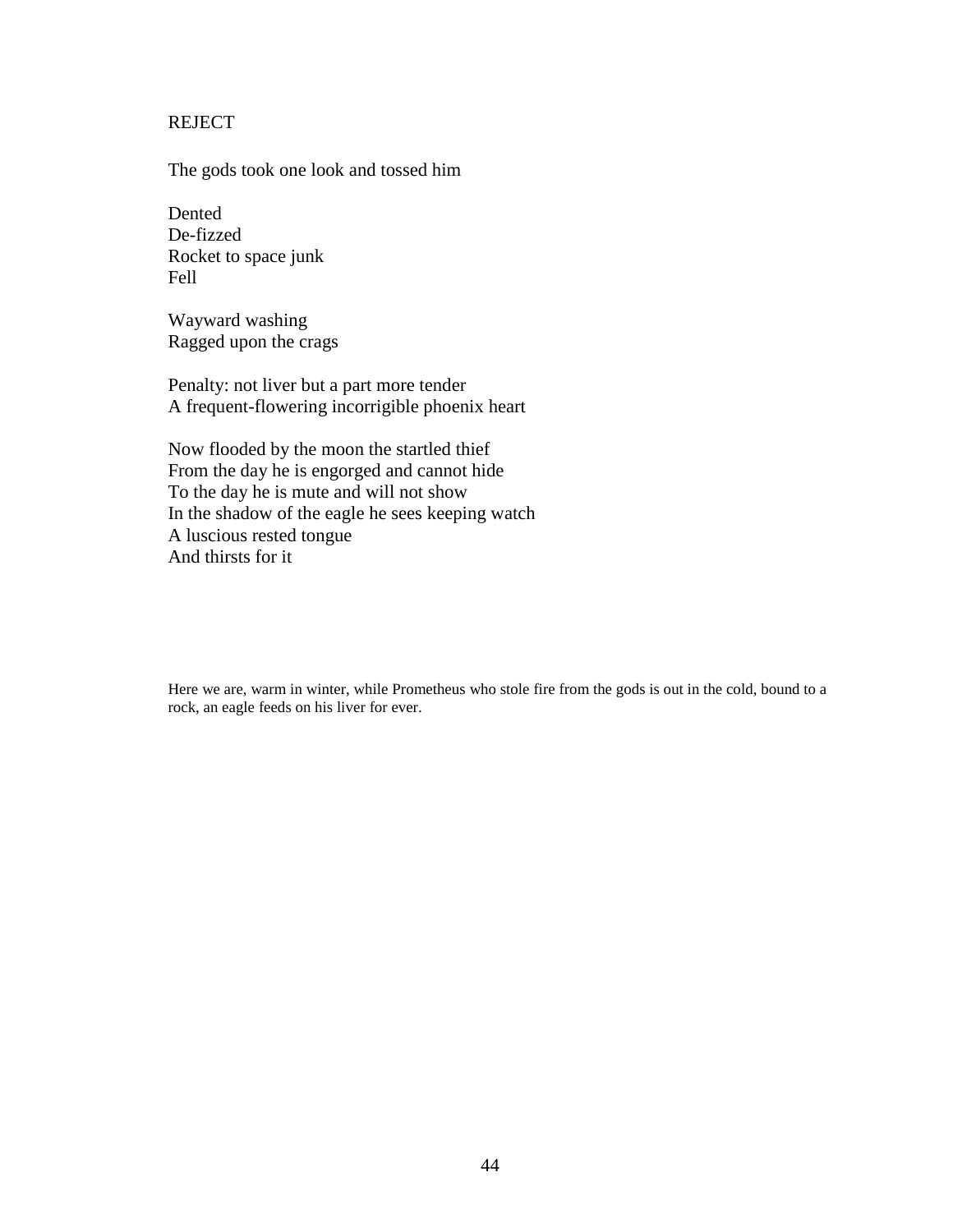## REJECT

The gods took one look and tossed him

Dented  
De-fizzed  
Rocket to space junk  
Fell

Wayward washing  
Ragged upon the crags

Penalty: not liver but a part more tender  
A frequent-flowering incorrigible phoenix heart

Now flooded by the moon the startled thief  
From the day he is engorged and cannot hide  
To the day he is mute and will not show  
In the shadow of the eagle he sees keeping watch  
A luscious rested tongue  
And thirsts for it

Here we are, warm in winter, while Prometheus who stole fire from the gods is out in the cold, bound to a rock, an eagle feeds on his liver for ever.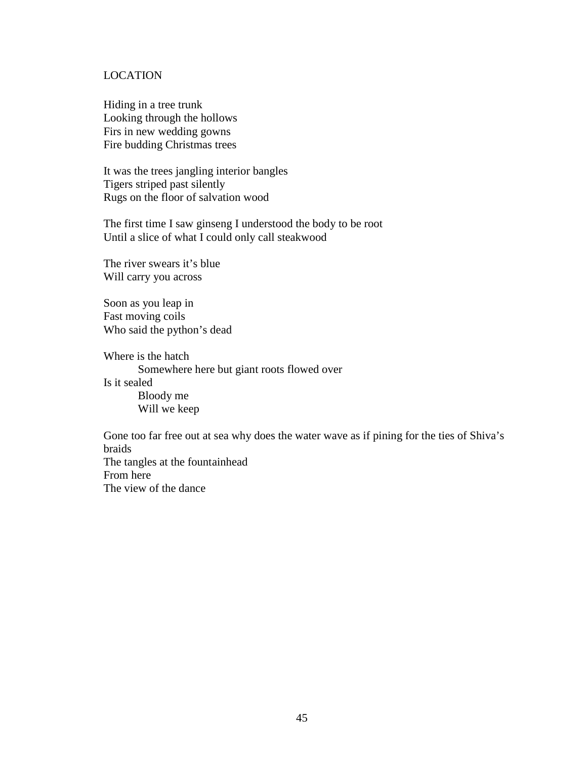LOCATION

Hiding in a tree trunk
Looking through the hollows
Firs in new wedding gowns
Fire budding Christmas trees

It was the trees jangling interior bangles
Tigers striped past silently
Rugs on the floor of salvation wood

The first time I saw ginseng I understood the body to be root
Until a slice of what I could only call steakwood

The river swears it's blue
Will carry you across

Soon as you leap in
Fast moving coils
Who said the python's dead

Where is the hatch
&nbsp;&nbsp;&nbsp;&nbsp;&nbsp;&nbsp;&nbsp;&nbsp;Somewhere here but giant roots flowed over
Is it sealed
&nbsp;&nbsp;&nbsp;&nbsp;&nbsp;&nbsp;&nbsp;&nbsp;Bloody me
&nbsp;&nbsp;&nbsp;&nbsp;&nbsp;&nbsp;&nbsp;&nbsp;Will we keep

Gone too far free out at sea why does the water wave as if pining for the ties of Shiva's braids
The tangles at the fountainhead
From here
The view of the dance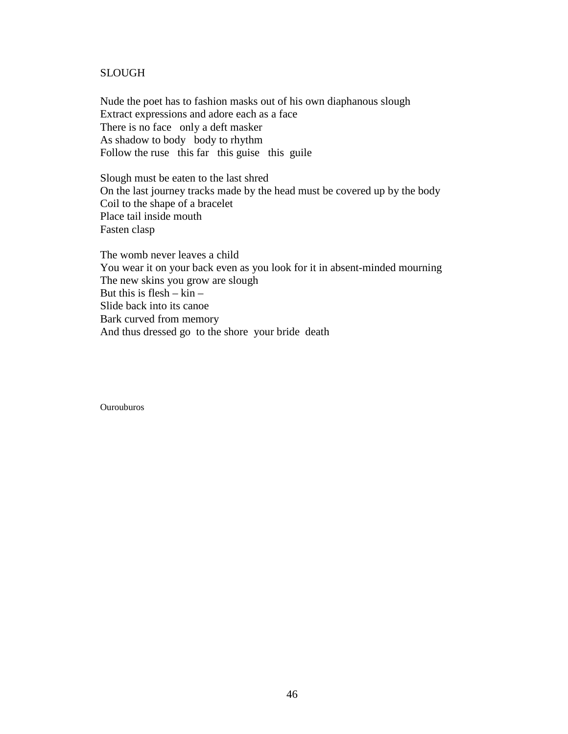## SLOUGH

Nude the poet has to fashion masks out of his own diaphanous slough  
Extract expressions and adore each as a face  
There is no face   only a deft masker  
As shadow to body   body to rhythm  
Follow the ruse   this far   this guise   this  guile

Slough must be eaten to the last shred  
On the last journey tracks made by the head must be covered up by the body  
Coil to the shape of a bracelet  
Place tail inside mouth  
Fasten clasp

The womb never leaves a child  
You wear it on your back even as you look for it in absent-minded mourning  
The new skins you grow are slough  
But this is flesh – kin –  
Slide back into its canoe  
Bark curved from memory  
And thus dressed go  to the shore  your bride  death

Ourouburos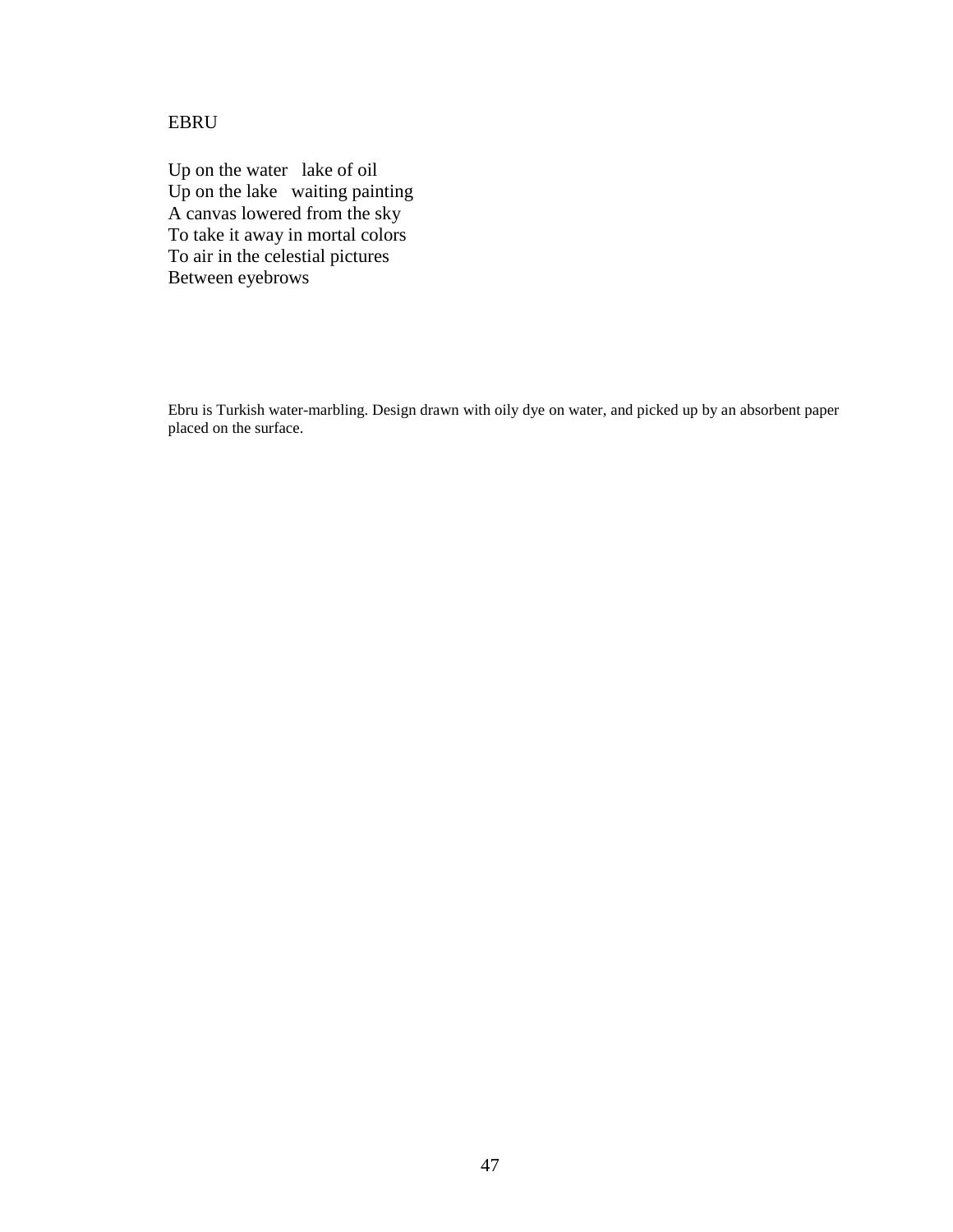## EBRU

Up on the water   lake of oil  
Up on the lake   waiting painting  
A canvas lowered from the sky  
To take it away in mortal colors  
To air in the celestial pictures  
Between eyebrows

Ebru is Turkish water-marbling. Design drawn with oily dye on water, and picked up by an absorbent paper placed on the surface.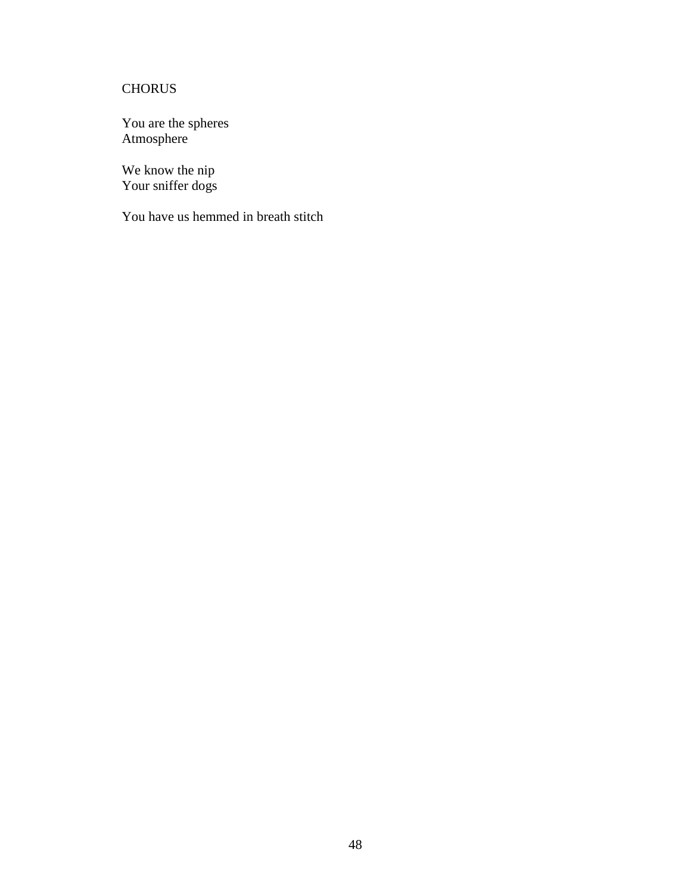CHORUS

You are the spheres
Atmosphere

We know the nip
Your sniffer dogs

You have us hemmed in breath stitch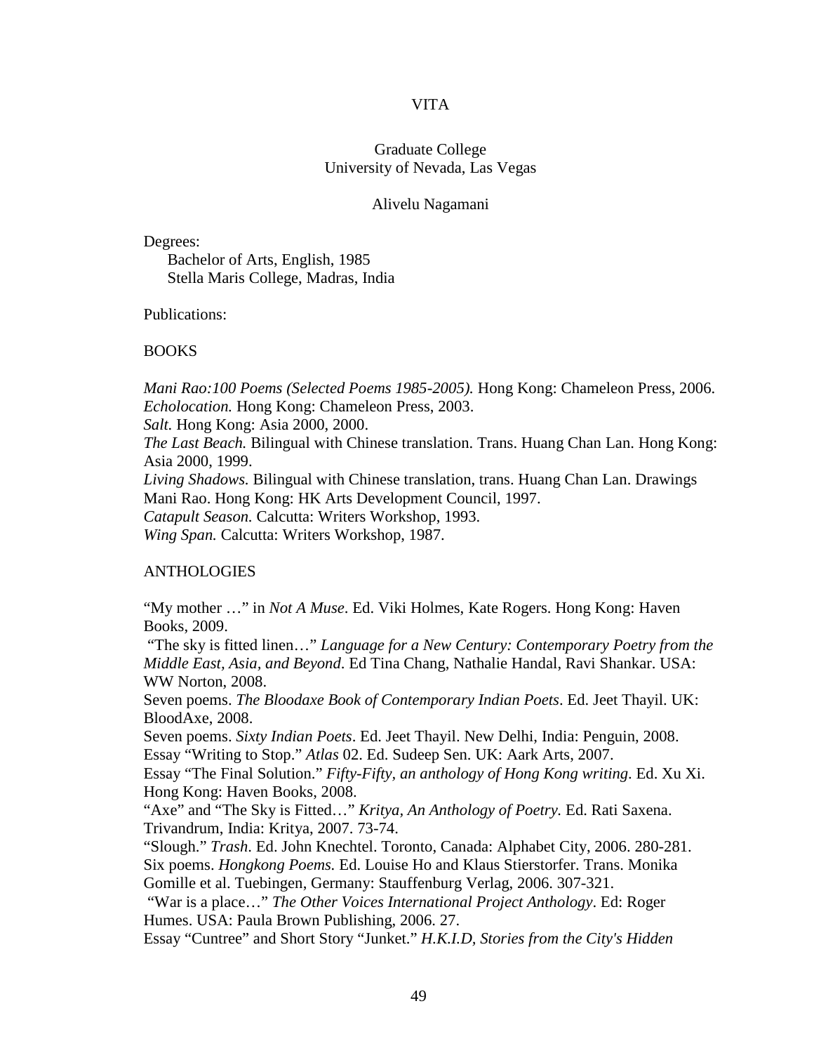# VITA

Graduate College
University of Nevada, Las Vegas

Alivelu Nagamani

Degrees:

Bachelor of Arts, English, 1985
Stella Maris College, Madras, India

Publications:

BOOKS

*Mani Rao:100 Poems (Selected Poems 1985-2005).* Hong Kong: Chameleon Press, 2006.
*Echolocation.* Hong Kong: Chameleon Press, 2003.
*Salt.* Hong Kong: Asia 2000, 2000.
*The Last Beach.* Bilingual with Chinese translation. Trans. Huang Chan Lan. Hong Kong: Asia 2000, 1999.
*Living Shadows.* Bilingual with Chinese translation, trans. Huang Chan Lan. Drawings Mani Rao. Hong Kong: HK Arts Development Council, 1997.
*Catapult Season.* Calcutta: Writers Workshop, 1993.
*Wing Span.* Calcutta: Writers Workshop, 1987.

ANTHOLOGIES

"My mother …" in *Not A Muse*. Ed. Viki Holmes, Kate Rogers. Hong Kong: Haven Books, 2009.
"The sky is fitted linen…" *Language for a New Century: Contemporary Poetry from the Middle East, Asia, and Beyond*. Ed Tina Chang, Nathalie Handal, Ravi Shankar. USA: WW Norton, 2008.
Seven poems. *The Bloodaxe Book of Contemporary Indian Poets*. Ed. Jeet Thayil. UK: BloodAxe, 2008.
Seven poems. *Sixty Indian Poets*. Ed. Jeet Thayil. New Delhi, India: Penguin, 2008.
Essay "Writing to Stop." *Atlas* 02. Ed. Sudeep Sen. UK: Aark Arts, 2007.
Essay "The Final Solution." *Fifty-Fifty, an anthology of Hong Kong writing*. Ed. Xu Xi. Hong Kong: Haven Books, 2008.
"Axe" and "The Sky is Fitted…" *Kritya, An Anthology of Poetry.* Ed. Rati Saxena. Trivandrum, India: Kritya, 2007. 73-74.
"Slough." *Trash*. Ed. John Knechtel. Toronto, Canada: Alphabet City, 2006. 280-281.
Six poems. *Hongkong Poems.* Ed. Louise Ho and Klaus Stierstorfer. Trans. Monika Gomille et al. Tuebingen, Germany: Stauffenburg Verlag, 2006. 307-321.
"War is a place…" *The Other Voices International Project Anthology*. Ed: Roger Humes. USA: Paula Brown Publishing, 2006. 27.
Essay "Cuntree" and Short Story "Junket." *H.K.I.D, Stories from the City's Hidden*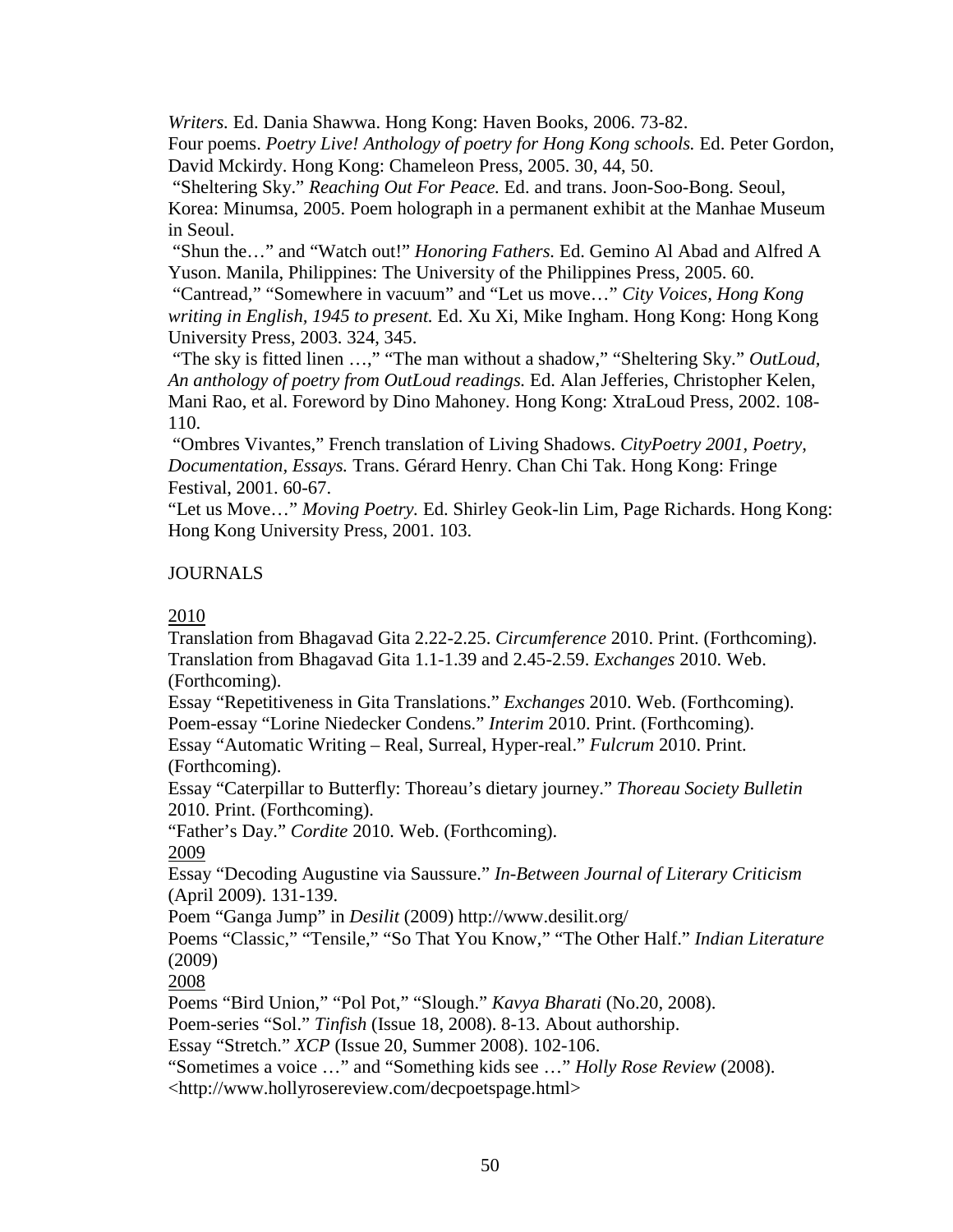*Writers.* Ed. Dania Shawwa. Hong Kong: Haven Books, 2006. 73-82.

Four poems. *Poetry Live! Anthology of poetry for Hong Kong schools.* Ed. Peter Gordon, David Mckirdy. Hong Kong: Chameleon Press, 2005. 30, 44, 50.

"Sheltering Sky." *Reaching Out For Peace.* Ed. and trans. Joon-Soo-Bong. Seoul, Korea: Minumsa, 2005. Poem holograph in a permanent exhibit at the Manhae Museum in Seoul.

"Shun the…" and "Watch out!" *Honoring Fathers.* Ed. Gemino Al Abad and Alfred A Yuson. Manila, Philippines: The University of the Philippines Press, 2005. 60.

"Cantread," "Somewhere in vacuum" and "Let us move…" *City Voices, Hong Kong writing in English, 1945 to present.* Ed. Xu Xi, Mike Ingham. Hong Kong: Hong Kong University Press, 2003. 324, 345.

"The sky is fitted linen …," "The man without a shadow," "Sheltering Sky." *OutLoud, An anthology of poetry from OutLoud readings.* Ed. Alan Jefferies, Christopher Kelen, Mani Rao, et al. Foreword by Dino Mahoney. Hong Kong: XtraLoud Press, 2002. 108-110.

"Ombres Vivantes," French translation of Living Shadows. *CityPoetry 2001, Poetry, Documentation, Essays.* Trans. Gérard Henry. Chan Chi Tak. Hong Kong: Fringe Festival, 2001. 60-67.

"Let us Move…" *Moving Poetry.* Ed. Shirley Geok-lin Lim, Page Richards. Hong Kong: Hong Kong University Press, 2001. 103.

JOURNALS

<u>2010</u>

Translation from Bhagavad Gita 2.22-2.25. *Circumference* 2010. Print. (Forthcoming).

Translation from Bhagavad Gita 1.1-1.39 and 2.45-2.59. *Exchanges* 2010. Web. (Forthcoming).

Essay "Repetitiveness in Gita Translations." *Exchanges* 2010. Web. (Forthcoming).

Poem-essay "Lorine Niedecker Condens." *Interim* 2010. Print. (Forthcoming).

Essay "Automatic Writing – Real, Surreal, Hyper-real." *Fulcrum* 2010. Print. (Forthcoming).

Essay "Caterpillar to Butterfly: Thoreau's dietary journey." *Thoreau Society Bulletin* 2010. Print. (Forthcoming).

"Father's Day." *Cordite* 2010. Web. (Forthcoming).

<u>2009</u>

Essay "Decoding Augustine via Saussure." *In-Between Journal of Literary Criticism* (April 2009). 131-139.

Poem "Ganga Jump" in *Desilit* (2009) http://www.desilit.org/

Poems "Classic," "Tensile," "So That You Know," "The Other Half." *Indian Literature* (2009)

<u>2008</u>

Poems "Bird Union," "Pol Pot," "Slough." *Kavya Bharati* (No.20, 2008).

Poem-series "Sol." *Tinfish* (Issue 18, 2008). 8-13. About authorship.

Essay "Stretch." *XCP* (Issue 20, Summer 2008). 102-106.

"Sometimes a voice …" and "Something kids see …" *Holly Rose Review* (2008). <http://www.hollyrosereview.com/decpoetspage.html>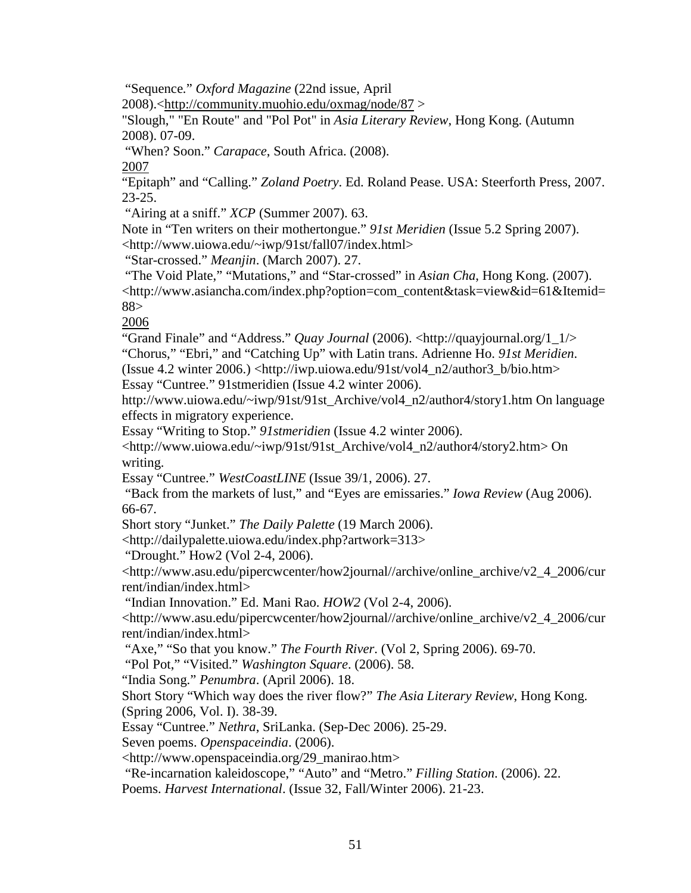"Sequence." *Oxford Magazine* (22nd issue, April 2008).<http://community.muohio.edu/oxmag/node/87 >

"Slough," "En Route" and "Pol Pot" in *Asia Literary Review*, Hong Kong. (Autumn 2008). 07-09.

"When? Soon." *Carapace*, South Africa. (2008).

2007

"Epitaph" and "Calling." *Zoland Poetry*. Ed. Roland Pease. USA: Steerforth Press, 2007. 23-25.

"Airing at a sniff." *XCP* (Summer 2007). 63.

Note in "Ten writers on their mothertongue." *91st Meridien* (Issue 5.2 Spring 2007). <http://www.uiowa.edu/~iwp/91st/fall07/index.html>

"Star-crossed." *Meanjin*. (March 2007). 27.

"The Void Plate," "Mutations," and "Star-crossed" in *Asian Cha*, Hong Kong. (2007). <http://www.asiancha.com/index.php?option=com_content&task=view&id=61&Itemid=88>

2006

"Grand Finale" and "Address." *Quay Journal* (2006). <http://quayjournal.org/1_1/>

"Chorus," "Ebri," and "Catching Up" with Latin trans. Adrienne Ho. *91st Meridien*. (Issue 4.2 winter 2006.) <http://iwp.uiowa.edu/91st/vol4_n2/author3_b/bio.htm>

Essay "Cuntree." 91stmeridien (Issue 4.2 winter 2006). http://www.uiowa.edu/~iwp/91st/91st_Archive/vol4_n2/author4/story1.htm On language effects in migratory experience.

Essay "Writing to Stop." *91stmeridien* (Issue 4.2 winter 2006). <http://www.uiowa.edu/~iwp/91st/91st_Archive/vol4_n2/author4/story2.htm> On writing.

Essay "Cuntree." *WestCoastLINE* (Issue 39/1, 2006). 27.

"Back from the markets of lust," and "Eyes are emissaries." *Iowa Review* (Aug 2006). 66-67.

Short story "Junket." *The Daily Palette* (19 March 2006). <http://dailypalette.uiowa.edu/index.php?artwork=313>

"Drought." How2 (Vol 2-4, 2006). <http://www.asu.edu/pipercwcenter/how2journal//archive/online_archive/v2_4_2006/current/indian/index.html>

"Indian Innovation." Ed. Mani Rao. *HOW2* (Vol 2-4, 2006). <http://www.asu.edu/pipercwcenter/how2journal//archive/online_archive/v2_4_2006/current/indian/index.html>

"Axe," "So that you know." *The Fourth River*. (Vol 2, Spring 2006). 69-70.

"Pol Pot," "Visited." *Washington Square*. (2006). 58.

"India Song." *Penumbra*. (April 2006). 18.

Short Story "Which way does the river flow?" *The Asia Literary Review*, Hong Kong. (Spring 2006, Vol. I). 38-39.

Essay "Cuntree." *Nethra*, SriLanka. (Sep-Dec 2006). 25-29.

Seven poems. *Openspaceindia*. (2006). <http://www.openspaceindia.org/29_manirao.htm>

"Re-incarnation kaleidoscope," "Auto" and "Metro." *Filling Station*. (2006). 22.

Poems. *Harvest International*. (Issue 32, Fall/Winter 2006). 21-23.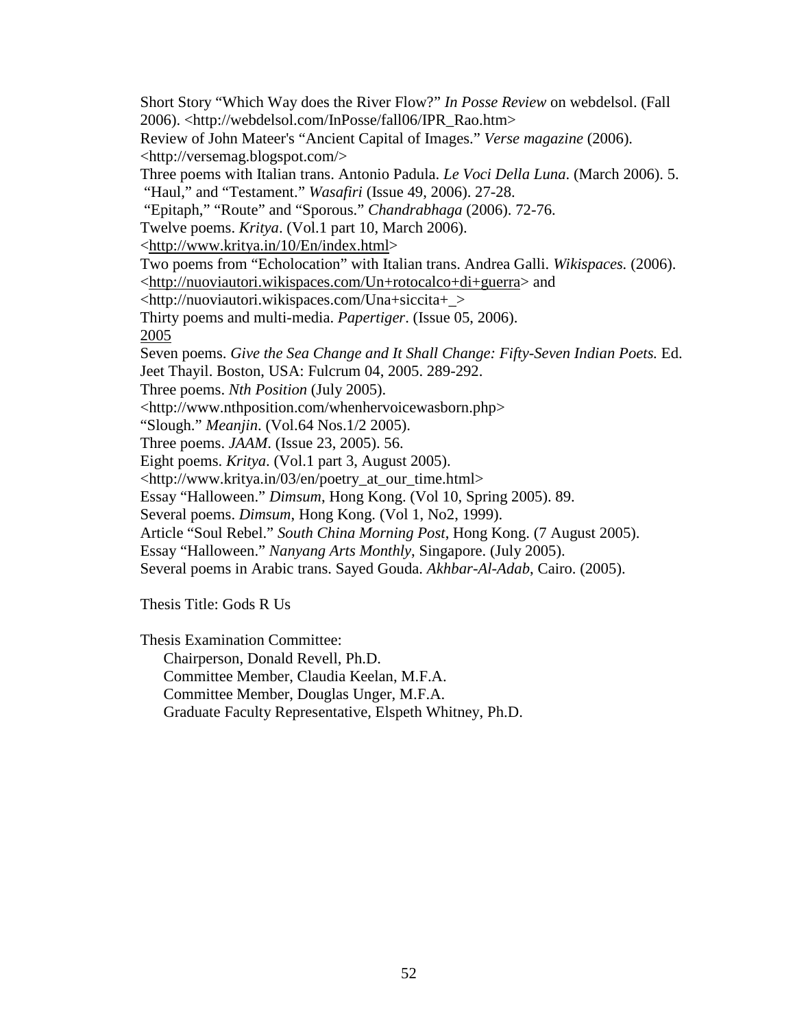Short Story “Which Way does the River Flow?” *In Posse Review* on webdelsol. (Fall 2006). <http://webdelsol.com/InPosse/fall06/IPR_Rao.htm>

Review of John Mateer's “Ancient Capital of Images.” *Verse magazine* (2006). <http://versemag.blogspot.com/>

Three poems with Italian trans. Antonio Padula. *Le Voci Della Luna*. (March 2006). 5.

“Haul,” and “Testament.” *Wasafiri* (Issue 49, 2006). 27-28.

“Epitaph,” “Route” and “Sporous.” *Chandrabhaga* (2006). 72-76.

Twelve poems. *Kritya*. (Vol.1 part 10, March 2006). <http://www.kritya.in/10/En/index.html>

Two poems from “Echolocation” with Italian trans. Andrea Galli. *Wikispaces.* (2006). <http://nuoviautori.wikispaces.com/Un+rotocalco+di+guerra> and <http://nuoviautori.wikispaces.com/Una+siccita+_>

Thirty poems and multi-media. *Papertiger*. (Issue 05, 2006).

<u>2005</u>

Seven poems. *Give the Sea Change and It Shall Change: Fifty-Seven Indian Poets.* Ed. Jeet Thayil. Boston, USA: Fulcrum 04, 2005. 289-292.

Three poems. *Nth Position* (July 2005). <http://www.nthposition.com/whenhervoicewasborn.php>

“Slough.” *Meanjin*. (Vol.64 Nos.1/2 2005).

Three poems. *JAAM*. (Issue 23, 2005). 56.

Eight poems. *Kritya*. (Vol.1 part 3, August 2005). <http://www.kritya.in/03/en/poetry_at_our_time.html>

Essay “Halloween.” *Dimsum*, Hong Kong. (Vol 10, Spring 2005). 89.

Several poems. *Dimsum*, Hong Kong. (Vol 1, No2, 1999).

Article “Soul Rebel.” *South China Morning Post*, Hong Kong. (7 August 2005).

Essay “Halloween.” *Nanyang Arts Monthly*, Singapore. (July 2005).

Several poems in Arabic trans. Sayed Gouda. *Akhbar-Al-Adab*, Cairo. (2005).

Thesis Title: Gods R Us

Thesis Examination Committee:

Chairperson, Donald Revell, Ph.D.
Committee Member, Claudia Keelan, M.F.A.
Committee Member, Douglas Unger, M.F.A.
Graduate Faculty Representative, Elspeth Whitney, Ph.D.